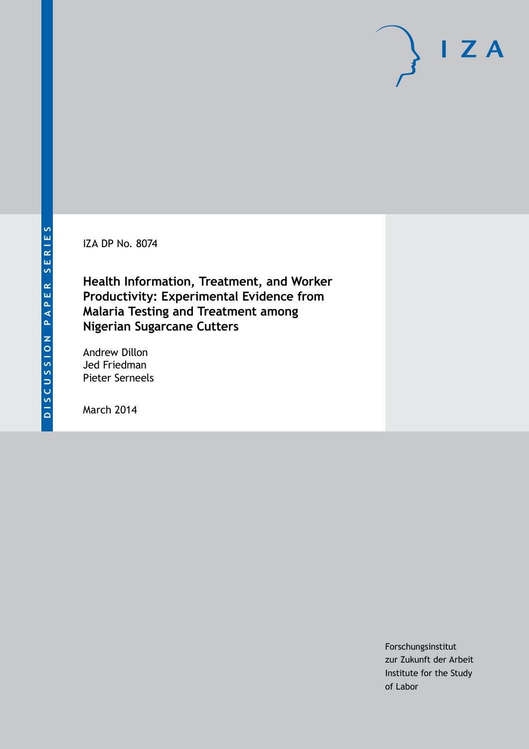DISCUSSION PAPER SERIES

IZA DP No. 8074

# Health Information, Treatment, and Worker Productivity: Experimental Evidence from Malaria Testing and Treatment among Nigerian Sugarcane Cutters

Andrew Dillon
Jed Friedman
Pieter Serneels

March 2014

Forschungsinstitut
zur Zukunft der Arbeit
Institute for the Study
of Labor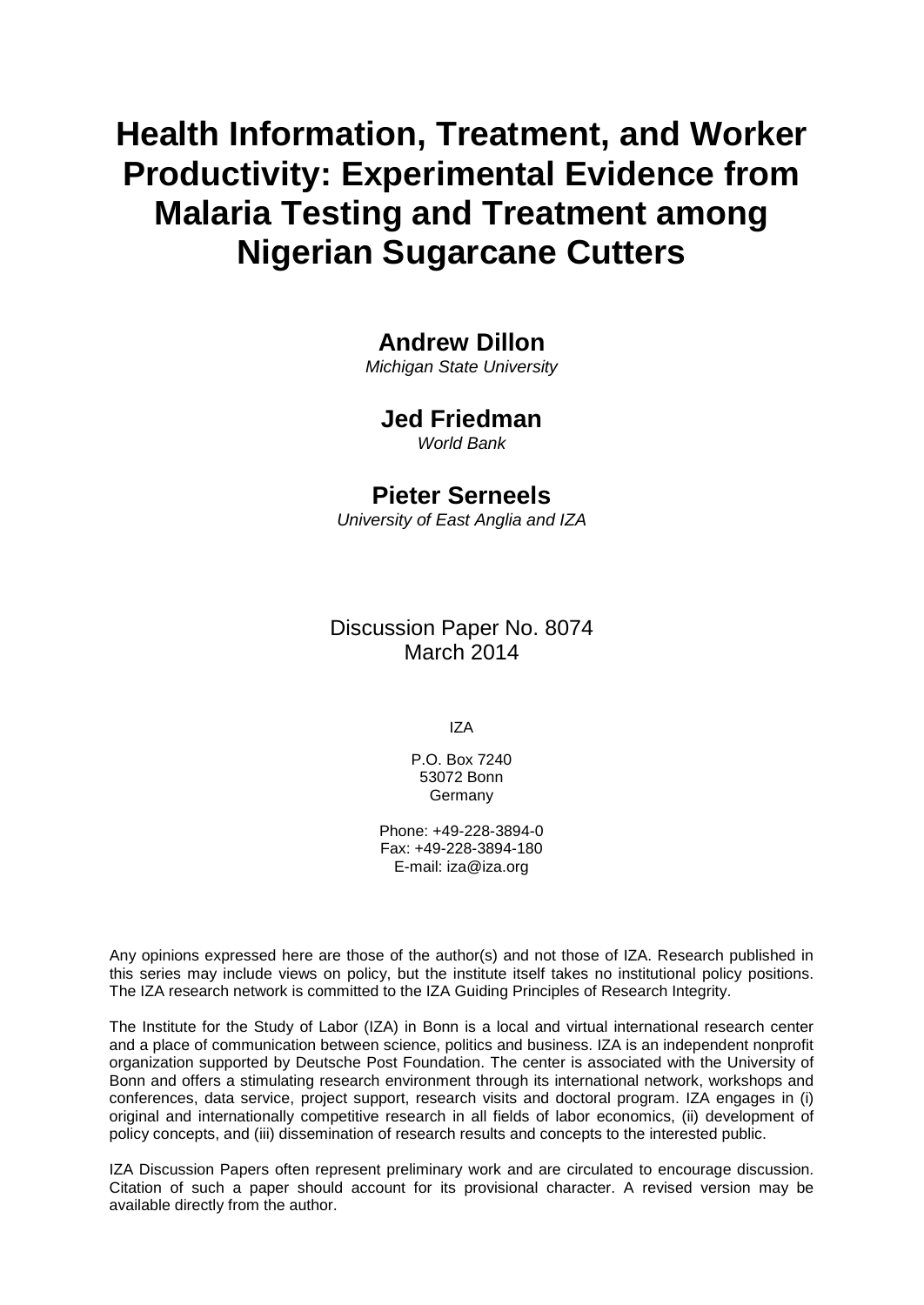# Health Information, Treatment, and Worker Productivity: Experimental Evidence from Malaria Testing and Treatment among Nigerian Sugarcane Cutters

**Andrew Dillon**
*Michigan State University*

**Jed Friedman**
*World Bank*

**Pieter Serneels**
*University of East Anglia and IZA*

Discussion Paper No. 8074
March 2014

IZA

P.O. Box 7240
53072 Bonn
Germany

Phone: +49-228-3894-0
Fax: +49-228-3894-180
E-mail: iza@iza.org

Any opinions expressed here are those of the author(s) and not those of IZA. Research published in this series may include views on policy, but the institute itself takes no institutional policy positions. The IZA research network is committed to the IZA Guiding Principles of Research Integrity.

The Institute for the Study of Labor (IZA) in Bonn is a local and virtual international research center and a place of communication between science, politics and business. IZA is an independent nonprofit organization supported by Deutsche Post Foundation. The center is associated with the University of Bonn and offers a stimulating research environment through its international network, workshops and conferences, data service, project support, research visits and doctoral program. IZA engages in (i) original and internationally competitive research in all fields of labor economics, (ii) development of policy concepts, and (iii) dissemination of research results and concepts to the interested public.

IZA Discussion Papers often represent preliminary work and are circulated to encourage discussion. Citation of such a paper should account for its provisional character. A revised version may be available directly from the author.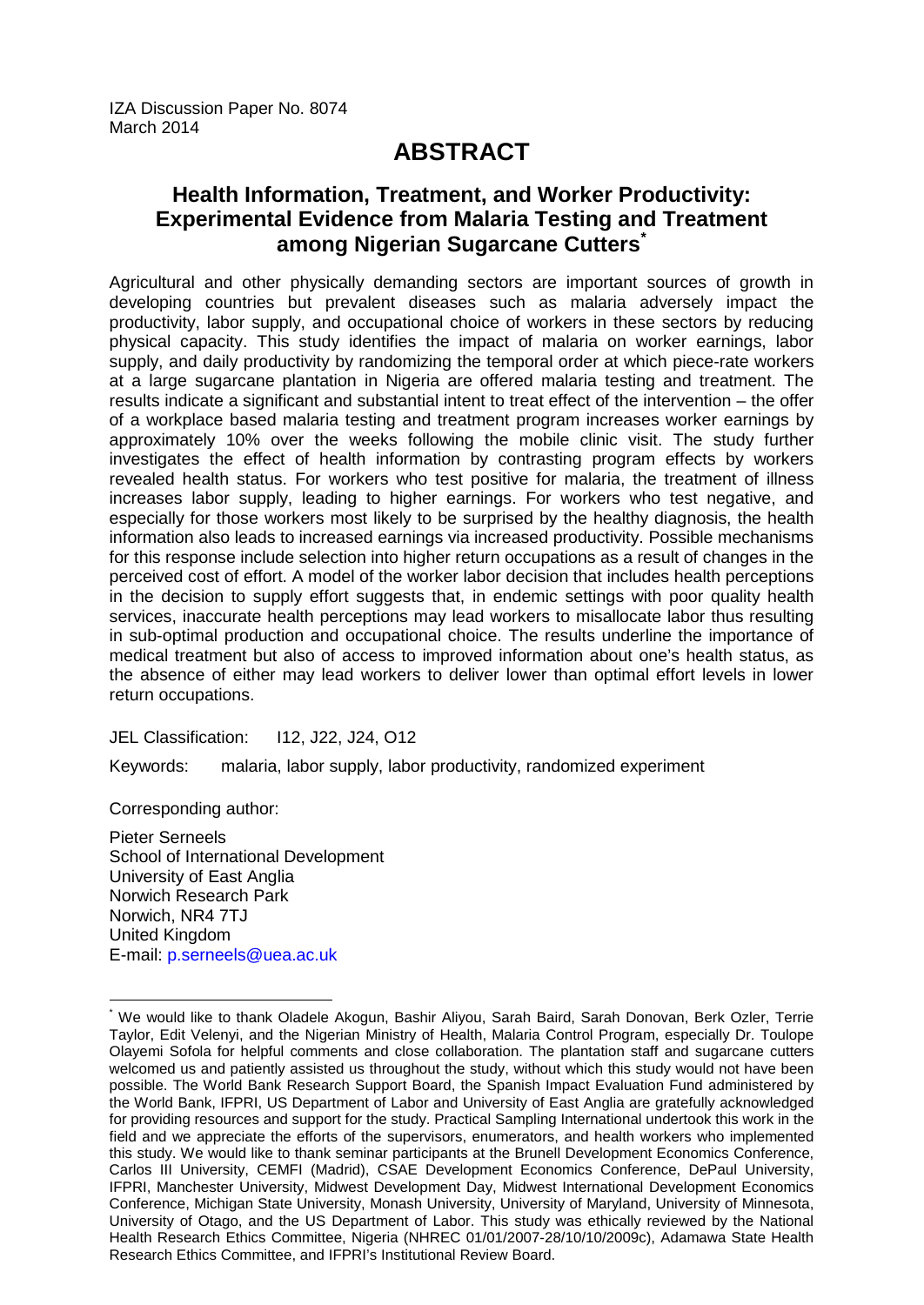IZA Discussion Paper No. 8074
March 2014

# ABSTRACT

## Health Information, Treatment, and Worker Productivity: Experimental Evidence from Malaria Testing and Treatment among Nigerian Sugarcane Cutters[*]

Agricultural and other physically demanding sectors are important sources of growth in developing countries but prevalent diseases such as malaria adversely impact the productivity, labor supply, and occupational choice of workers in these sectors by reducing physical capacity. This study identifies the impact of malaria on worker earnings, labor supply, and daily productivity by randomizing the temporal order at which piece-rate workers at a large sugarcane plantation in Nigeria are offered malaria testing and treatment. The results indicate a significant and substantial intent to treat effect of the intervention – the offer of a workplace based malaria testing and treatment program increases worker earnings by approximately 10% over the weeks following the mobile clinic visit. The study further investigates the effect of health information by contrasting program effects by workers revealed health status. For workers who test positive for malaria, the treatment of illness increases labor supply, leading to higher earnings. For workers who test negative, and especially for those workers most likely to be surprised by the healthy diagnosis, the health information also leads to increased earnings via increased productivity. Possible mechanisms for this response include selection into higher return occupations as a result of changes in the perceived cost of effort. A model of the worker labor decision that includes health perceptions in the decision to supply effort suggests that, in endemic settings with poor quality health services, inaccurate health perceptions may lead workers to misallocate labor thus resulting in sub-optimal production and occupational choice. The results underline the importance of medical treatment but also of access to improved information about one's health status, as the absence of either may lead workers to deliver lower than optimal effort levels in lower return occupations.

JEL Classification: I12, J22, J24, O12

Keywords: malaria, labor supply, labor productivity, randomized experiment

Corresponding author:

Pieter Serneels
School of International Development
University of East Anglia
Norwich Research Park
Norwich, NR4 7TJ
United Kingdom
E-mail: p.serneels@uea.ac.uk

---

[*] We would like to thank Oladele Akogun, Bashir Aliyou, Sarah Baird, Sarah Donovan, Berk Ozler, Terrie Taylor, Edit Velenyi, and the Nigerian Ministry of Health, Malaria Control Program, especially Dr. Toulope Olayemi Sofola for helpful comments and close collaboration. The plantation staff and sugarcane cutters welcomed us and patiently assisted us throughout the study, without which this study would not have been possible. The World Bank Research Support Board, the Spanish Impact Evaluation Fund administered by the World Bank, IFPRI, US Department of Labor and University of East Anglia are gratefully acknowledged for providing resources and support for the study. Practical Sampling International undertook this work in the field and we appreciate the efforts of the supervisors, enumerators, and health workers who implemented this study. We would like to thank seminar participants at the Brunell Development Economics Conference, Carlos III University, CEMFI (Madrid), CSAE Development Economics Conference, DePaul University, IFPRI, Manchester University, Midwest Development Day, Midwest International Development Economics Conference, Michigan State University, Monash University, University of Maryland, University of Minnesota, University of Otago, and the US Department of Labor. This study was ethically reviewed by the National Health Research Ethics Committee, Nigeria (NHREC 01/01/2007-28/10/10/2009c), Adamawa State Health Research Ethics Committee, and IFPRI's Institutional Review Board.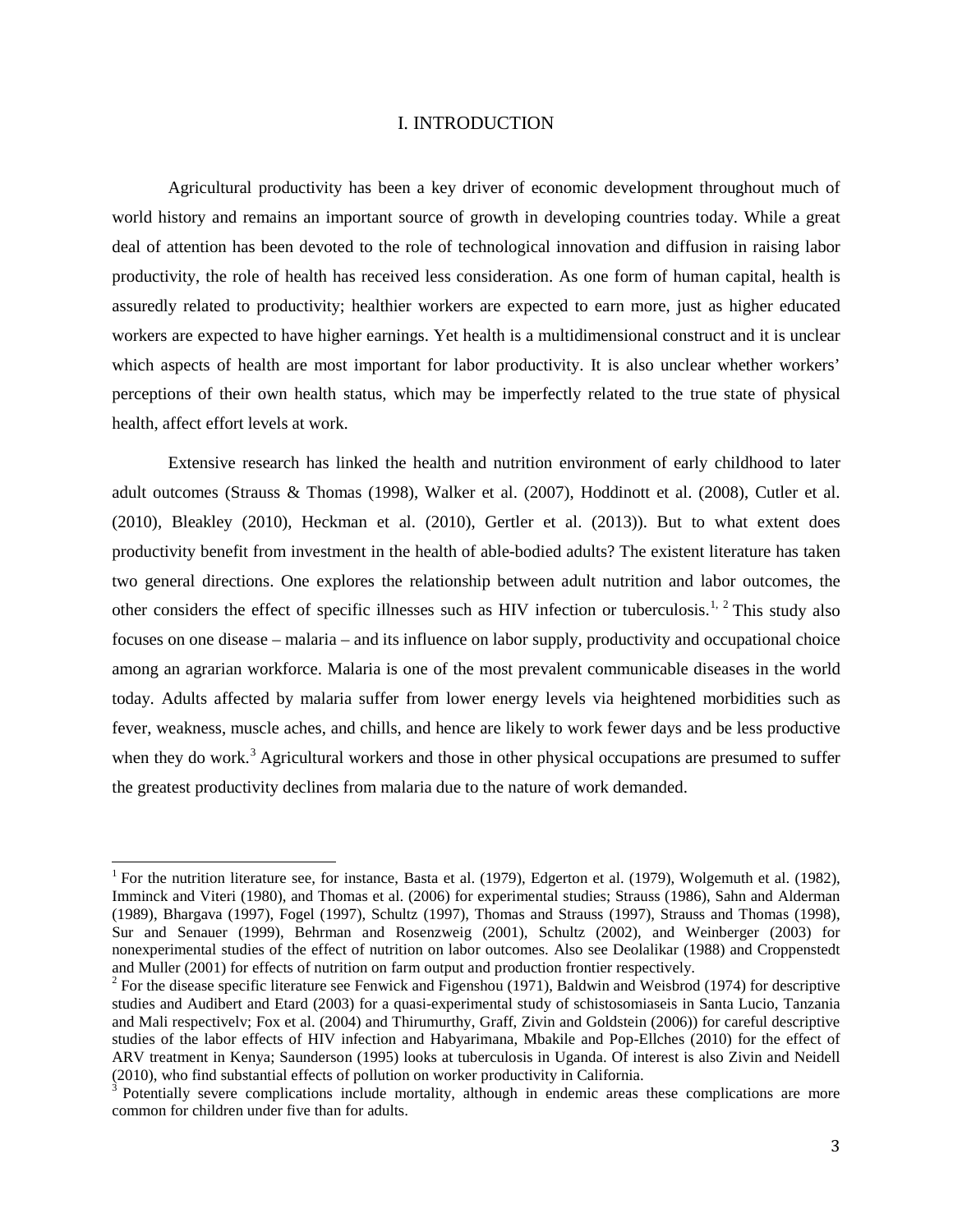# I. INTRODUCTION

Agricultural productivity has been a key driver of economic development throughout much of world history and remains an important source of growth in developing countries today. While a great deal of attention has been devoted to the role of technological innovation and diffusion in raising labor productivity, the role of health has received less consideration. As one form of human capital, health is assuredly related to productivity; healthier workers are expected to earn more, just as higher educated workers are expected to have higher earnings. Yet health is a multidimensional construct and it is unclear which aspects of health are most important for labor productivity. It is also unclear whether workers' perceptions of their own health status, which may be imperfectly related to the true state of physical health, affect effort levels at work.

Extensive research has linked the health and nutrition environment of early childhood to later adult outcomes (Strauss & Thomas (1998), Walker et al. (2007), Hoddinott et al. (2008), Cutler et al. (2010), Bleakley (2010), Heckman et al. (2010), Gertler et al. (2013)). But to what extent does productivity benefit from investment in the health of able-bodied adults? The existent literature has taken two general directions. One explores the relationship between adult nutrition and labor outcomes, the other considers the effect of specific illnesses such as HIV infection or tuberculosis.[1, 2] This study also focuses on one disease – malaria – and its influence on labor supply, productivity and occupational choice among an agrarian workforce. Malaria is one of the most prevalent communicable diseases in the world today. Adults affected by malaria suffer from lower energy levels via heightened morbidities such as fever, weakness, muscle aches, and chills, and hence are likely to work fewer days and be less productive when they do work.[3] Agricultural workers and those in other physical occupations are presumed to suffer the greatest productivity declines from malaria due to the nature of work demanded.

[1] For the nutrition literature see, for instance, Basta et al. (1979), Edgerton et al. (1979), Wolgemuth et al. (1982), Imminck and Viteri (1980), and Thomas et al. (2006) for experimental studies; Strauss (1986), Sahn and Alderman (1989), Bhargava (1997), Fogel (1997), Schultz (1997), Thomas and Strauss (1997), Strauss and Thomas (1998), Sur and Senauer (1999), Behrman and Rosenzweig (2001), Schultz (2002), and Weinberger (2003) for nonexperimental studies of the effect of nutrition on labor outcomes. Also see Deolalikar (1988) and Croppenstedt and Muller (2001) for effects of nutrition on farm output and production frontier respectively.

[2] For the disease specific literature see Fenwick and Figenshou (1971), Baldwin and Weisbrod (1974) for descriptive studies and Audibert and Etard (2003) for a quasi-experimental study of schistosomiaseis in Santa Lucio, Tanzania and Mali respectivelv; Fox et al. (2004) and Thirumurthy, Graff, Zivin and Goldstein (2006)) for careful descriptive studies of the labor effects of HIV infection and Habyarimana, Mbakile and Pop-Ellches (2010) for the effect of ARV treatment in Kenya; Saunderson (1995) looks at tuberculosis in Uganda. Of interest is also Zivin and Neidell (2010), who find substantial effects of pollution on worker productivity in California.

[3] Potentially severe complications include mortality, although in endemic areas these complications are more common for children under five than for adults.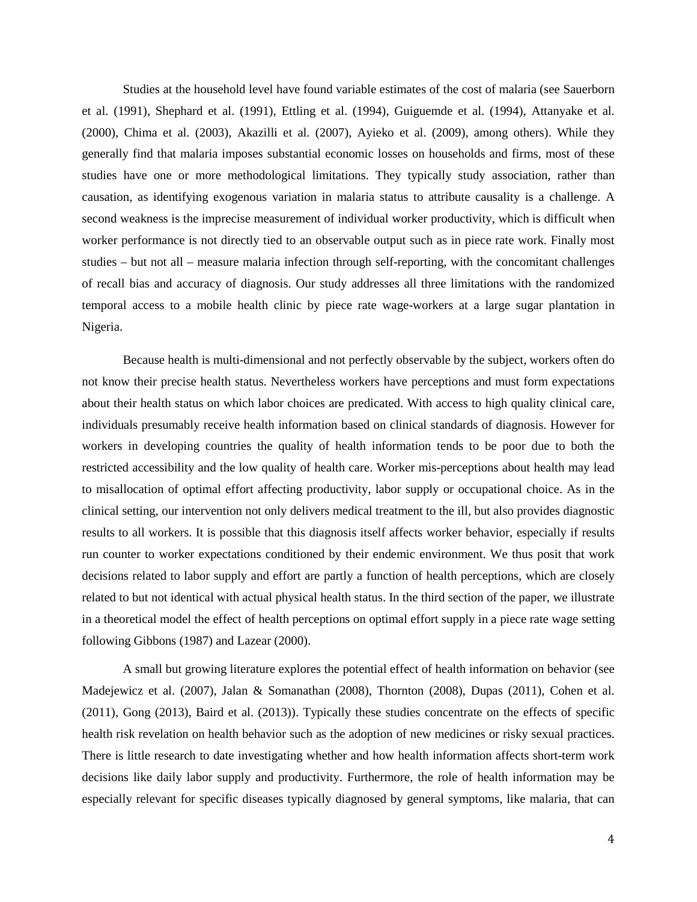Studies at the household level have found variable estimates of the cost of malaria (see Sauerborn et al. (1991), Shephard et al. (1991), Ettling et al. (1994), Guiguemde et al. (1994), Attanyake et al. (2000), Chima et al. (2003), Akazilli et al. (2007), Ayieko et al. (2009), among others). While they generally find that malaria imposes substantial economic losses on households and firms, most of these studies have one or more methodological limitations. They typically study association, rather than causation, as identifying exogenous variation in malaria status to attribute causality is a challenge. A second weakness is the imprecise measurement of individual worker productivity, which is difficult when worker performance is not directly tied to an observable output such as in piece rate work. Finally most studies – but not all – measure malaria infection through self-reporting, with the concomitant challenges of recall bias and accuracy of diagnosis. Our study addresses all three limitations with the randomized temporal access to a mobile health clinic by piece rate wage-workers at a large sugar plantation in Nigeria.

Because health is multi-dimensional and not perfectly observable by the subject, workers often do not know their precise health status. Nevertheless workers have perceptions and must form expectations about their health status on which labor choices are predicated. With access to high quality clinical care, individuals presumably receive health information based on clinical standards of diagnosis. However for workers in developing countries the quality of health information tends to be poor due to both the restricted accessibility and the low quality of health care. Worker mis-perceptions about health may lead to misallocation of optimal effort affecting productivity, labor supply or occupational choice. As in the clinical setting, our intervention not only delivers medical treatment to the ill, but also provides diagnostic results to all workers. It is possible that this diagnosis itself affects worker behavior, especially if results run counter to worker expectations conditioned by their endemic environment. We thus posit that work decisions related to labor supply and effort are partly a function of health perceptions, which are closely related to but not identical with actual physical health status. In the third section of the paper, we illustrate in a theoretical model the effect of health perceptions on optimal effort supply in a piece rate wage setting following Gibbons (1987) and Lazear (2000).

A small but growing literature explores the potential effect of health information on behavior (see Madejewicz et al. (2007), Jalan & Somanathan (2008), Thornton (2008), Dupas (2011), Cohen et al. (2011), Gong (2013), Baird et al. (2013)). Typically these studies concentrate on the effects of specific health risk revelation on health behavior such as the adoption of new medicines or risky sexual practices. There is little research to date investigating whether and how health information affects short-term work decisions like daily labor supply and productivity. Furthermore, the role of health information may be especially relevant for specific diseases typically diagnosed by general symptoms, like malaria, that can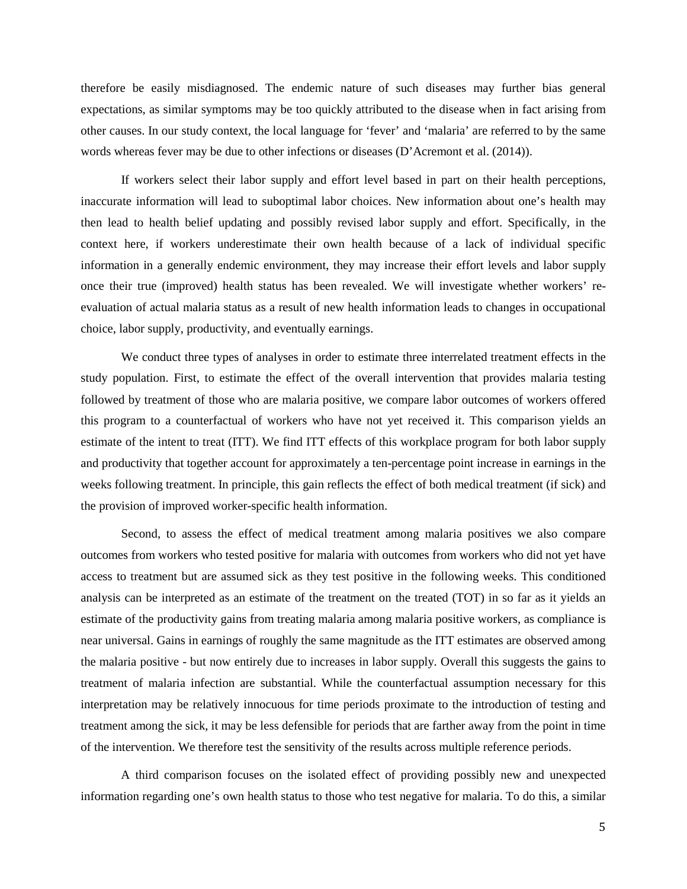therefore be easily misdiagnosed. The endemic nature of such diseases may further bias general expectations, as similar symptoms may be too quickly attributed to the disease when in fact arising from other causes. In our study context, the local language for 'fever' and 'malaria' are referred to by the same words whereas fever may be due to other infections or diseases (D'Acremont et al. (2014)).

If workers select their labor supply and effort level based in part on their health perceptions, inaccurate information will lead to suboptimal labor choices. New information about one's health may then lead to health belief updating and possibly revised labor supply and effort. Specifically, in the context here, if workers underestimate their own health because of a lack of individual specific information in a generally endemic environment, they may increase their effort levels and labor supply once their true (improved) health status has been revealed. We will investigate whether workers' re-evaluation of actual malaria status as a result of new health information leads to changes in occupational choice, labor supply, productivity, and eventually earnings.

We conduct three types of analyses in order to estimate three interrelated treatment effects in the study population. First, to estimate the effect of the overall intervention that provides malaria testing followed by treatment of those who are malaria positive, we compare labor outcomes of workers offered this program to a counterfactual of workers who have not yet received it. This comparison yields an estimate of the intent to treat (ITT). We find ITT effects of this workplace program for both labor supply and productivity that together account for approximately a ten-percentage point increase in earnings in the weeks following treatment. In principle, this gain reflects the effect of both medical treatment (if sick) and the provision of improved worker-specific health information.

Second, to assess the effect of medical treatment among malaria positives we also compare outcomes from workers who tested positive for malaria with outcomes from workers who did not yet have access to treatment but are assumed sick as they test positive in the following weeks. This conditioned analysis can be interpreted as an estimate of the treatment on the treated (TOT) in so far as it yields an estimate of the productivity gains from treating malaria among malaria positive workers, as compliance is near universal. Gains in earnings of roughly the same magnitude as the ITT estimates are observed among the malaria positive - but now entirely due to increases in labor supply. Overall this suggests the gains to treatment of malaria infection are substantial. While the counterfactual assumption necessary for this interpretation may be relatively innocuous for time periods proximate to the introduction of testing and treatment among the sick, it may be less defensible for periods that are farther away from the point in time of the intervention. We therefore test the sensitivity of the results across multiple reference periods.

A third comparison focuses on the isolated effect of providing possibly new and unexpected information regarding one's own health status to those who test negative for malaria. To do this, a similar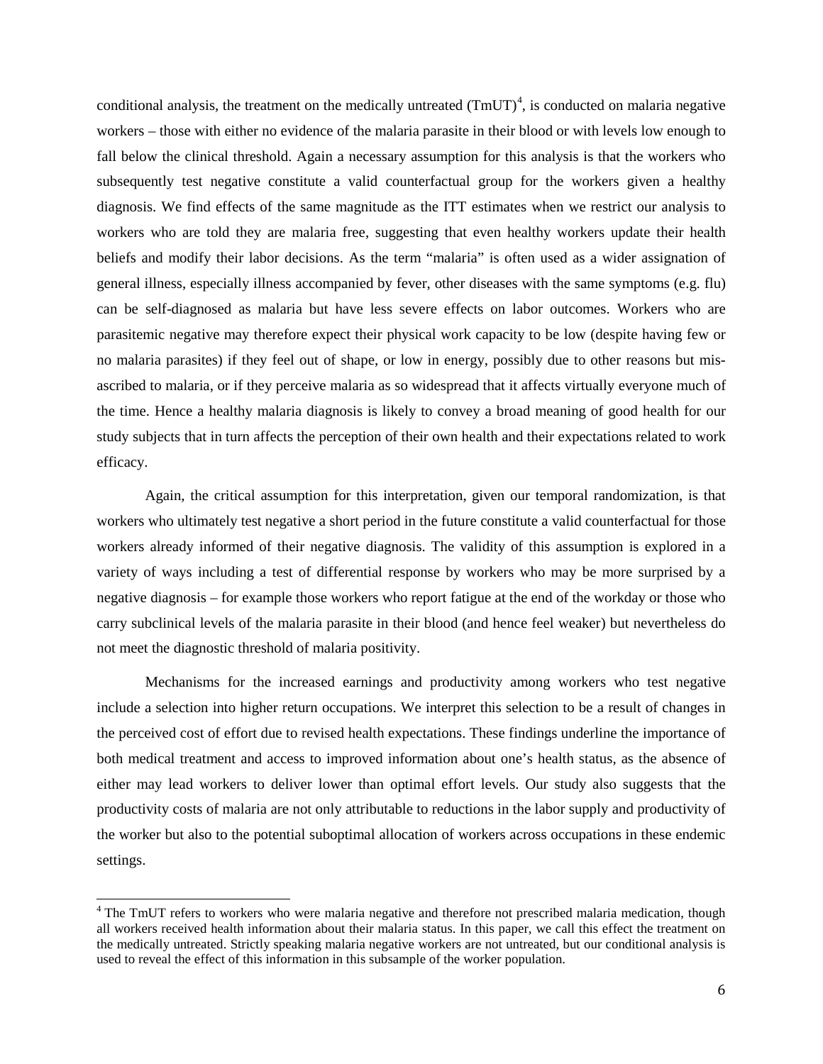conditional analysis, the treatment on the medically untreated (TmUT)[4], is conducted on malaria negative workers – those with either no evidence of the malaria parasite in their blood or with levels low enough to fall below the clinical threshold. Again a necessary assumption for this analysis is that the workers who subsequently test negative constitute a valid counterfactual group for the workers given a healthy diagnosis. We find effects of the same magnitude as the ITT estimates when we restrict our analysis to workers who are told they are malaria free, suggesting that even healthy workers update their health beliefs and modify their labor decisions. As the term "malaria" is often used as a wider assignation of general illness, especially illness accompanied by fever, other diseases with the same symptoms (e.g. flu) can be self-diagnosed as malaria but have less severe effects on labor outcomes. Workers who are parasitemic negative may therefore expect their physical work capacity to be low (despite having few or no malaria parasites) if they feel out of shape, or low in energy, possibly due to other reasons but mis-ascribed to malaria, or if they perceive malaria as so widespread that it affects virtually everyone much of the time. Hence a healthy malaria diagnosis is likely to convey a broad meaning of good health for our study subjects that in turn affects the perception of their own health and their expectations related to work efficacy.

Again, the critical assumption for this interpretation, given our temporal randomization, is that workers who ultimately test negative a short period in the future constitute a valid counterfactual for those workers already informed of their negative diagnosis. The validity of this assumption is explored in a variety of ways including a test of differential response by workers who may be more surprised by a negative diagnosis – for example those workers who report fatigue at the end of the workday or those who carry subclinical levels of the malaria parasite in their blood (and hence feel weaker) but nevertheless do not meet the diagnostic threshold of malaria positivity.

Mechanisms for the increased earnings and productivity among workers who test negative include a selection into higher return occupations. We interpret this selection to be a result of changes in the perceived cost of effort due to revised health expectations. These findings underline the importance of both medical treatment and access to improved information about one's health status, as the absence of either may lead workers to deliver lower than optimal effort levels. Our study also suggests that the productivity costs of malaria are not only attributable to reductions in the labor supply and productivity of the worker but also to the potential suboptimal allocation of workers across occupations in these endemic settings.

[4] The TmUT refers to workers who were malaria negative and therefore not prescribed malaria medication, though all workers received health information about their malaria status. In this paper, we call this effect the treatment on the medically untreated. Strictly speaking malaria negative workers are not untreated, but our conditional analysis is used to reveal the effect of this information in this subsample of the worker population.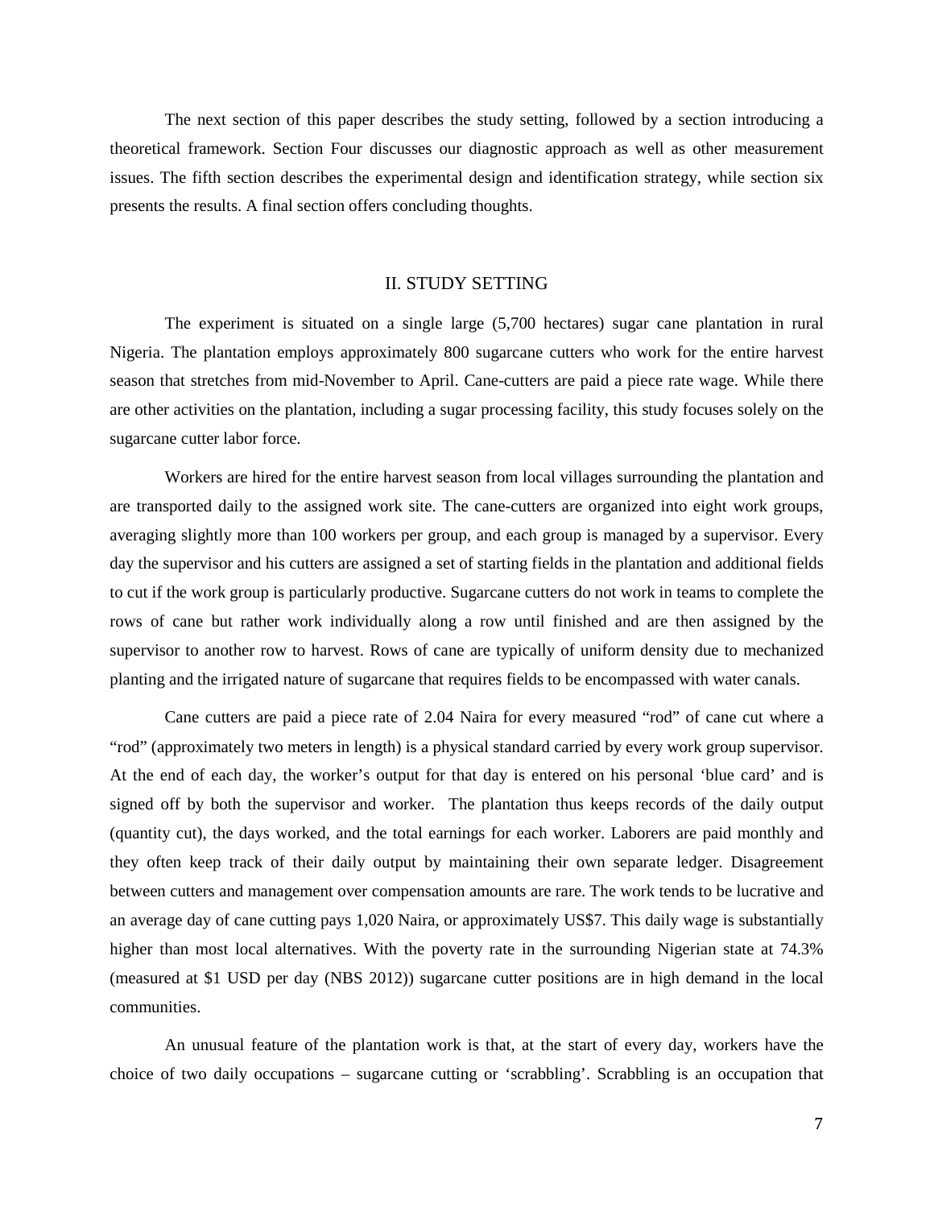The next section of this paper describes the study setting, followed by a section introducing a theoretical framework. Section Four discusses our diagnostic approach as well as other measurement issues. The fifth section describes the experimental design and identification strategy, while section six presents the results. A final section offers concluding thoughts.

## II. STUDY SETTING

The experiment is situated on a single large (5,700 hectares) sugar cane plantation in rural Nigeria. The plantation employs approximately 800 sugarcane cutters who work for the entire harvest season that stretches from mid-November to April. Cane-cutters are paid a piece rate wage. While there are other activities on the plantation, including a sugar processing facility, this study focuses solely on the sugarcane cutter labor force.

Workers are hired for the entire harvest season from local villages surrounding the plantation and are transported daily to the assigned work site. The cane-cutters are organized into eight work groups, averaging slightly more than 100 workers per group, and each group is managed by a supervisor. Every day the supervisor and his cutters are assigned a set of starting fields in the plantation and additional fields to cut if the work group is particularly productive. Sugarcane cutters do not work in teams to complete the rows of cane but rather work individually along a row until finished and are then assigned by the supervisor to another row to harvest. Rows of cane are typically of uniform density due to mechanized planting and the irrigated nature of sugarcane that requires fields to be encompassed with water canals.

Cane cutters are paid a piece rate of 2.04 Naira for every measured "rod" of cane cut where a "rod" (approximately two meters in length) is a physical standard carried by every work group supervisor. At the end of each day, the worker's output for that day is entered on his personal 'blue card' and is signed off by both the supervisor and worker. The plantation thus keeps records of the daily output (quantity cut), the days worked, and the total earnings for each worker. Laborers are paid monthly and they often keep track of their daily output by maintaining their own separate ledger. Disagreement between cutters and management over compensation amounts are rare. The work tends to be lucrative and an average day of cane cutting pays 1,020 Naira, or approximately US$7. This daily wage is substantially higher than most local alternatives. With the poverty rate in the surrounding Nigerian state at 74.3% (measured at $1 USD per day (NBS 2012)) sugarcane cutter positions are in high demand in the local communities.

An unusual feature of the plantation work is that, at the start of every day, workers have the choice of two daily occupations – sugarcane cutting or 'scrabbling'. Scrabbling is an occupation that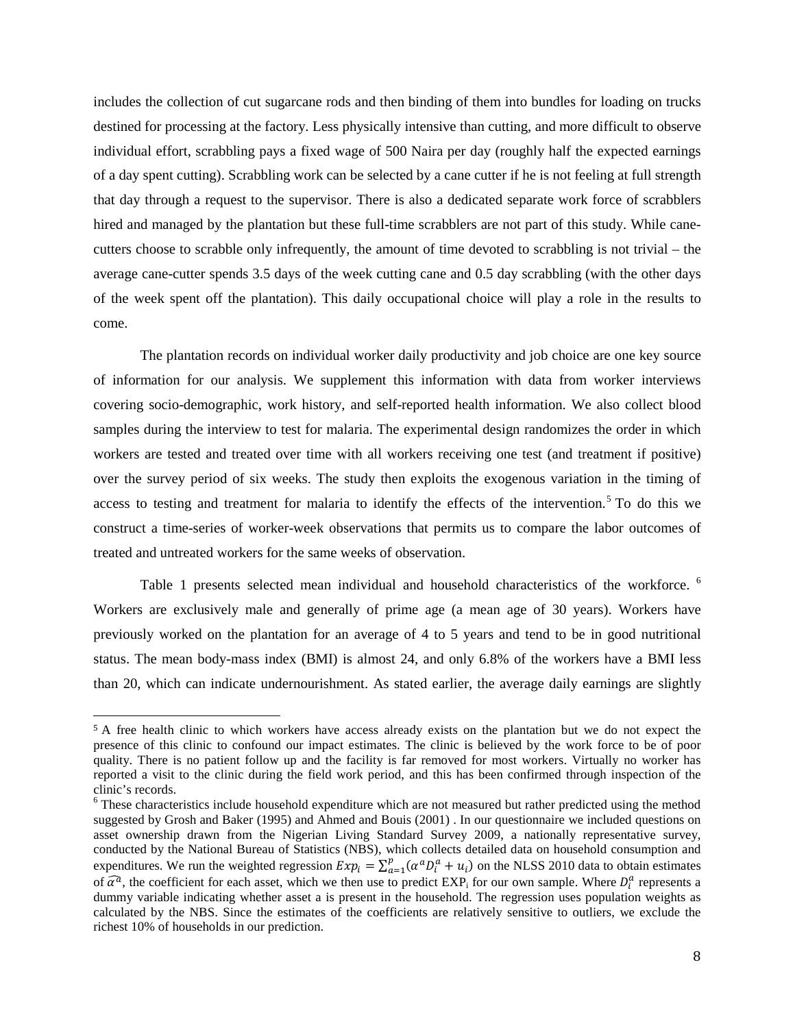includes the collection of cut sugarcane rods and then binding of them into bundles for loading on trucks destined for processing at the factory. Less physically intensive than cutting, and more difficult to observe individual effort, scrabbling pays a fixed wage of 500 Naira per day (roughly half the expected earnings of a day spent cutting). Scrabbling work can be selected by a cane cutter if he is not feeling at full strength that day through a request to the supervisor. There is also a dedicated separate work force of scrabblers hired and managed by the plantation but these full-time scrabblers are not part of this study. While cane-cutters choose to scrabble only infrequently, the amount of time devoted to scrabbling is not trivial – the average cane-cutter spends 3.5 days of the week cutting cane and 0.5 day scrabbling (with the other days of the week spent off the plantation). This daily occupational choice will play a role in the results to come.

The plantation records on individual worker daily productivity and job choice are one key source of information for our analysis. We supplement this information with data from worker interviews covering socio-demographic, work history, and self-reported health information. We also collect blood samples during the interview to test for malaria. The experimental design randomizes the order in which workers are tested and treated over time with all workers receiving one test (and treatment if positive) over the survey period of six weeks. The study then exploits the exogenous variation in the timing of access to testing and treatment for malaria to identify the effects of the intervention.[5] To do this we construct a time-series of worker-week observations that permits us to compare the labor outcomes of treated and untreated workers for the same weeks of observation.

Table 1 presents selected mean individual and household characteristics of the workforce. [6] Workers are exclusively male and generally of prime age (a mean age of 30 years). Workers have previously worked on the plantation for an average of 4 to 5 years and tend to be in good nutritional status. The mean body-mass index (BMI) is almost 24, and only 6.8% of the workers have a BMI less than 20, which can indicate undernourishment. As stated earlier, the average daily earnings are slightly

---

[5] A free health clinic to which workers have access already exists on the plantation but we do not expect the presence of this clinic to confound our impact estimates. The clinic is believed by the work force to be of poor quality. There is no patient follow up and the facility is far removed for most workers. Virtually no worker has reported a visit to the clinic during the field work period, and this has been confirmed through inspection of the clinic's records.

[6] These characteristics include household expenditure which are not measured but rather predicted using the method suggested by Grosh and Baker (1995) and Ahmed and Bouis (2001) . In our questionnaire we included questions on asset ownership drawn from the Nigerian Living Standard Survey 2009, a nationally representative survey, conducted by the National Bureau of Statistics (NBS), which collects detailed data on household consumption and expenditures. We run the weighted regression $Exp_i = \sum_{a=1}^{p}(\alpha^a D_i^a + u_i)$ on the NLSS 2010 data to obtain estimates of $\widehat{\alpha^a}$, the coefficient for each asset, which we then use to predict $EXP_i$ for our own sample. Where $D_i^a$ represents a dummy variable indicating whether asset a is present in the household. The regression uses population weights as calculated by the NBS. Since the estimates of the coefficients are relatively sensitive to outliers, we exclude the richest 10% of households in our prediction.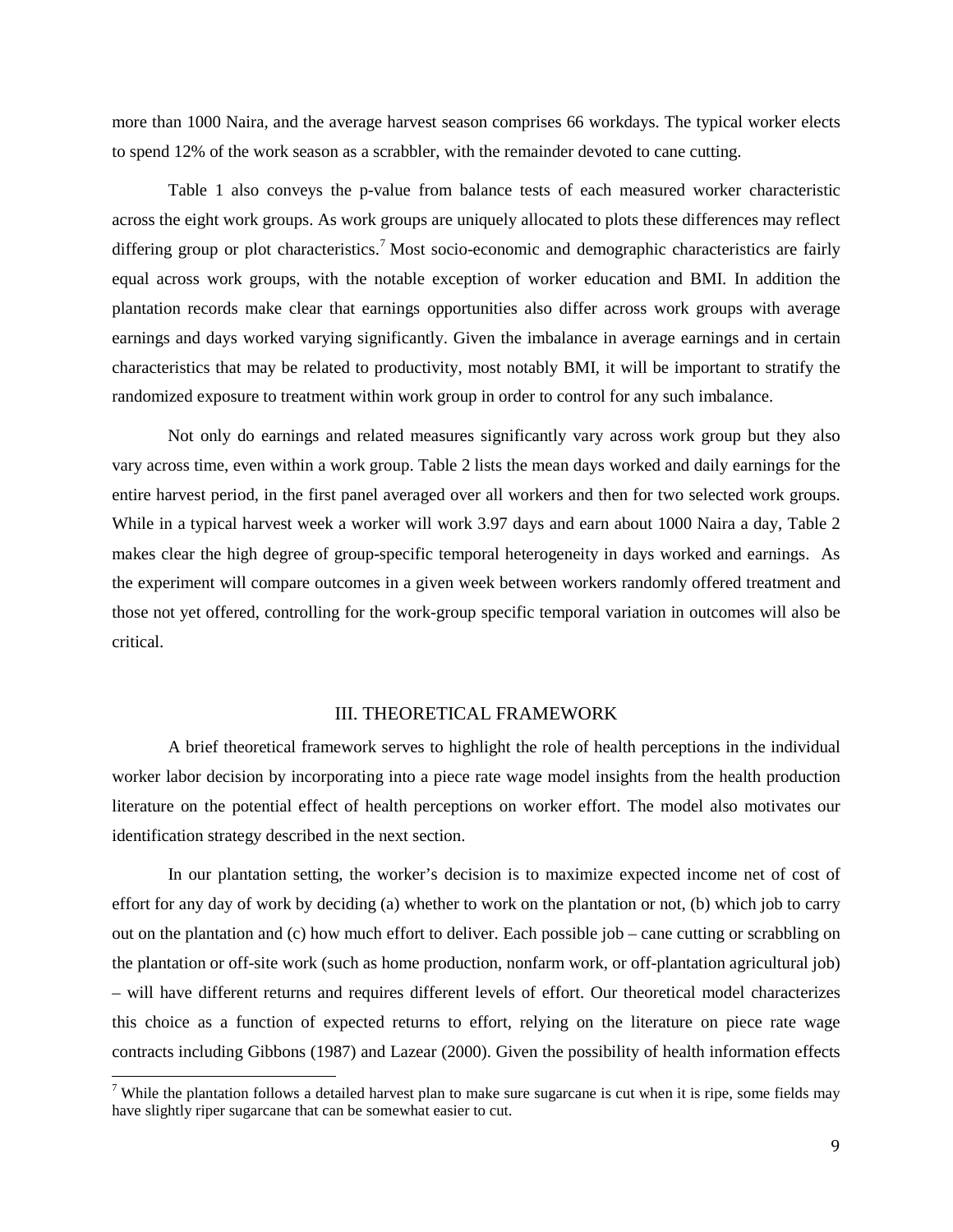more than 1000 Naira, and the average harvest season comprises 66 workdays. The typical worker elects to spend 12% of the work season as a scrabbler, with the remainder devoted to cane cutting.

Table 1 also conveys the p-value from balance tests of each measured worker characteristic across the eight work groups. As work groups are uniquely allocated to plots these differences may reflect differing group or plot characteristics.[7] Most socio-economic and demographic characteristics are fairly equal across work groups, with the notable exception of worker education and BMI. In addition the plantation records make clear that earnings opportunities also differ across work groups with average earnings and days worked varying significantly. Given the imbalance in average earnings and in certain characteristics that may be related to productivity, most notably BMI, it will be important to stratify the randomized exposure to treatment within work group in order to control for any such imbalance.

Not only do earnings and related measures significantly vary across work group but they also vary across time, even within a work group. Table 2 lists the mean days worked and daily earnings for the entire harvest period, in the first panel averaged over all workers and then for two selected work groups. While in a typical harvest week a worker will work 3.97 days and earn about 1000 Naira a day, Table 2 makes clear the high degree of group-specific temporal heterogeneity in days worked and earnings. As the experiment will compare outcomes in a given week between workers randomly offered treatment and those not yet offered, controlling for the work-group specific temporal variation in outcomes will also be critical.

## III. THEORETICAL FRAMEWORK

A brief theoretical framework serves to highlight the role of health perceptions in the individual worker labor decision by incorporating into a piece rate wage model insights from the health production literature on the potential effect of health perceptions on worker effort. The model also motivates our identification strategy described in the next section.

In our plantation setting, the worker's decision is to maximize expected income net of cost of effort for any day of work by deciding (a) whether to work on the plantation or not, (b) which job to carry out on the plantation and (c) how much effort to deliver. Each possible job – cane cutting or scrabbling on the plantation or off-site work (such as home production, nonfarm work, or off-plantation agricultural job) – will have different returns and requires different levels of effort. Our theoretical model characterizes this choice as a function of expected returns to effort, relying on the literature on piece rate wage contracts including Gibbons (1987) and Lazear (2000). Given the possibility of health information effects

[7] While the plantation follows a detailed harvest plan to make sure sugarcane is cut when it is ripe, some fields may have slightly riper sugarcane that can be somewhat easier to cut.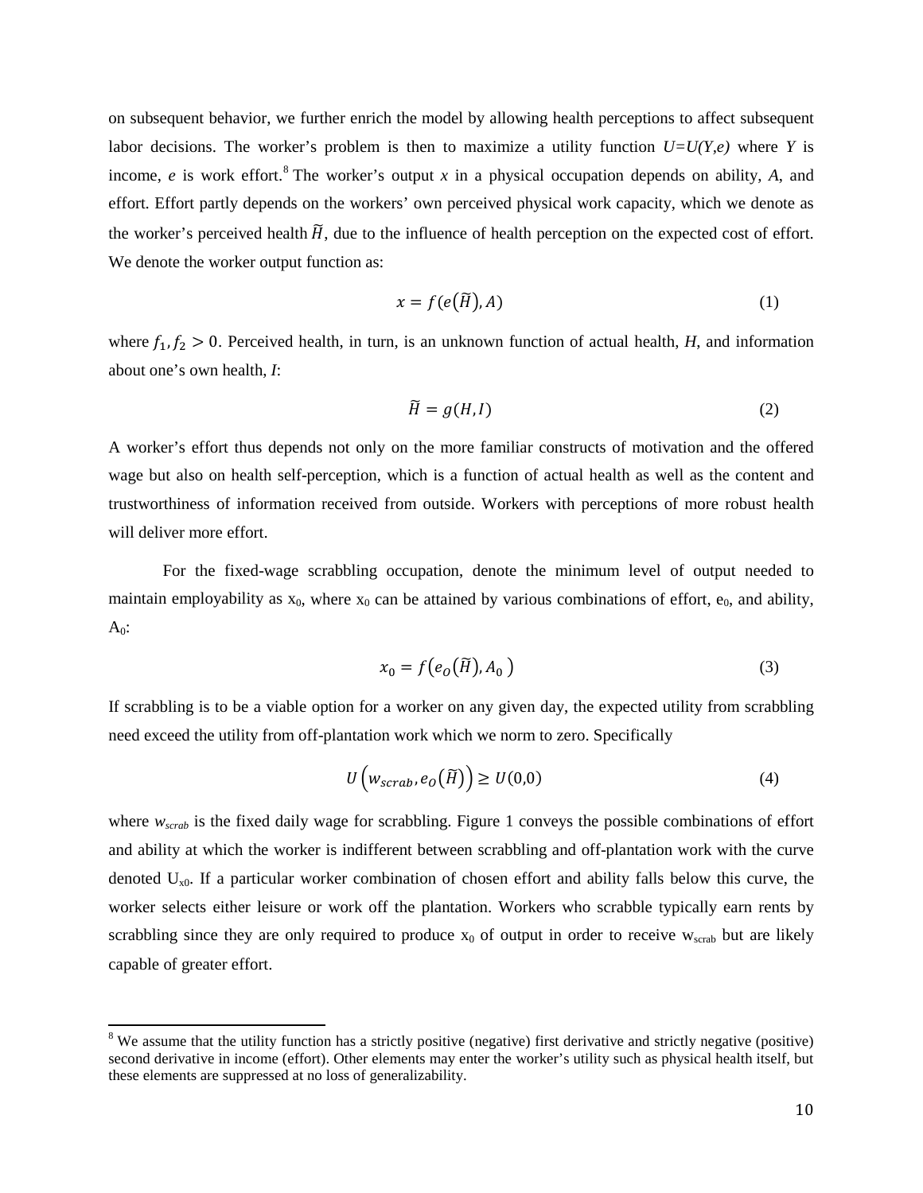on subsequent behavior, we further enrich the model by allowing health perceptions to affect subsequent labor decisions. The worker's problem is then to maximize a utility function $U=U(Y,e)$ where $Y$ is income, $e$ is work effort.[8] The worker's output $x$ in a physical occupation depends on ability, $A$, and effort. Effort partly depends on the workers' own perceived physical work capacity, which we denote as the worker's perceived health $\widetilde{H}$, due to the influence of health perception on the expected cost of effort. We denote the worker output function as:

$$x = f(e(\widetilde{H}), A) \tag{1}$$

where $f_1, f_2 > 0$. Perceived health, in turn, is an unknown function of actual health, $H$, and information about one's own health, $I$:

$$\widetilde{H} = g(H, I) \tag{2}$$

A worker's effort thus depends not only on the more familiar constructs of motivation and the offered wage but also on health self-perception, which is a function of actual health as well as the content and trustworthiness of information received from outside. Workers with perceptions of more robust health will deliver more effort.

For the fixed-wage scrabbling occupation, denote the minimum level of output needed to maintain employability as $x_0$, where $x_0$ can be attained by various combinations of effort, $e_0$, and ability, $A_0$:

$$x_0 = f\left(e_O(\widetilde{H}), A_0\right) \tag{3}$$

If scrabbling is to be a viable option for a worker on any given day, the expected utility from scrabbling need exceed the utility from off-plantation work which we norm to zero. Specifically

$$U\left(w_{scrab}, e_O(\widetilde{H})\right) \geq U(0,0) \tag{4}$$

where $w_{scrab}$ is the fixed daily wage for scrabbling. Figure 1 conveys the possible combinations of effort and ability at which the worker is indifferent between scrabbling and off-plantation work with the curve denoted $U_{x0}$. If a particular worker combination of chosen effort and ability falls below this curve, the worker selects either leisure or work off the plantation. Workers who scrabble typically earn rents by scrabbling since they are only required to produce $x_0$ of output in order to receive $w_{scrab}$ but are likely capable of greater effort.

[8] We assume that the utility function has a strictly positive (negative) first derivative and strictly negative (positive) second derivative in income (effort). Other elements may enter the worker's utility such as physical health itself, but these elements are suppressed at no loss of generalizability.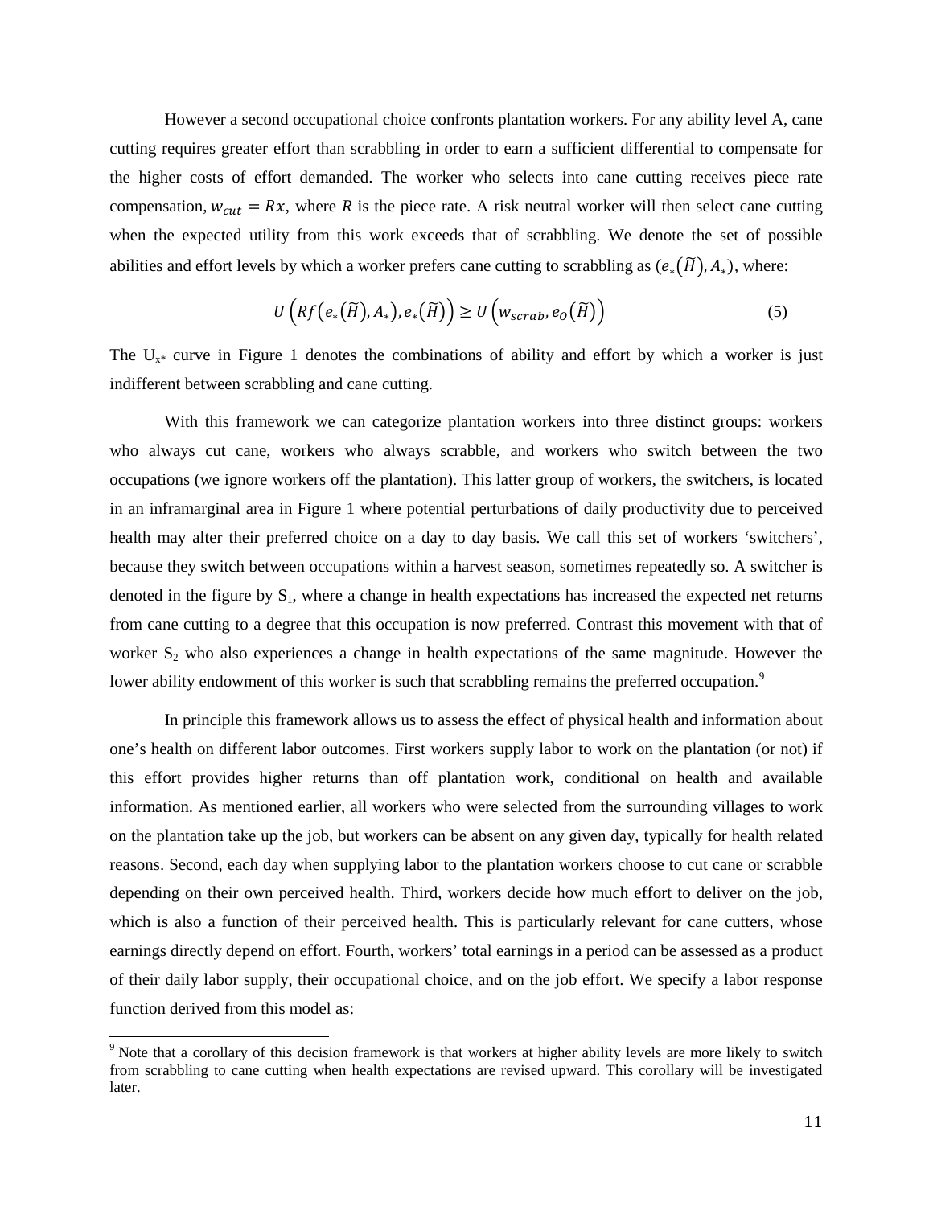However a second occupational choice confronts plantation workers. For any ability level A, cane cutting requires greater effort than scrabbling in order to earn a sufficient differential to compensate for the higher costs of effort demanded. The worker who selects into cane cutting receives piece rate compensation, $w_{cut} = Rx$, where $R$ is the piece rate. A risk neutral worker will then select cane cutting when the expected utility from this work exceeds that of scrabbling. We denote the set of possible abilities and effort levels by which a worker prefers cane cutting to scrabbling as $(e_*(\widetilde{H}), A_*)$, where:

$$U\left(Rf\left(e_*(\widetilde{H}), A_*\right), e_*(\widetilde{H})\right) \geq U\left(w_{scrab}, e_O(\widetilde{H})\right) \tag{5}$$

The $U_{x*}$ curve in Figure 1 denotes the combinations of ability and effort by which a worker is just indifferent between scrabbling and cane cutting.

With this framework we can categorize plantation workers into three distinct groups: workers who always cut cane, workers who always scrabble, and workers who switch between the two occupations (we ignore workers off the plantation). This latter group of workers, the switchers, is located in an inframarginal area in Figure 1 where potential perturbations of daily productivity due to perceived health may alter their preferred choice on a day to day basis. We call this set of workers 'switchers', because they switch between occupations within a harvest season, sometimes repeatedly so. A switcher is denoted in the figure by $S_1$, where a change in health expectations has increased the expected net returns from cane cutting to a degree that this occupation is now preferred. Contrast this movement with that of worker $S_2$ who also experiences a change in health expectations of the same magnitude. However the lower ability endowment of this worker is such that scrabbling remains the preferred occupation.[9]

In principle this framework allows us to assess the effect of physical health and information about one's health on different labor outcomes. First workers supply labor to work on the plantation (or not) if this effort provides higher returns than off plantation work, conditional on health and available information. As mentioned earlier, all workers who were selected from the surrounding villages to work on the plantation take up the job, but workers can be absent on any given day, typically for health related reasons. Second, each day when supplying labor to the plantation workers choose to cut cane or scrabble depending on their own perceived health. Third, workers decide how much effort to deliver on the job, which is also a function of their perceived health. This is particularly relevant for cane cutters, whose earnings directly depend on effort. Fourth, workers' total earnings in a period can be assessed as a product of their daily labor supply, their occupational choice, and on the job effort. We specify a labor response function derived from this model as:

[9] Note that a corollary of this decision framework is that workers at higher ability levels are more likely to switch from scrabbling to cane cutting when health expectations are revised upward. This corollary will be investigated later.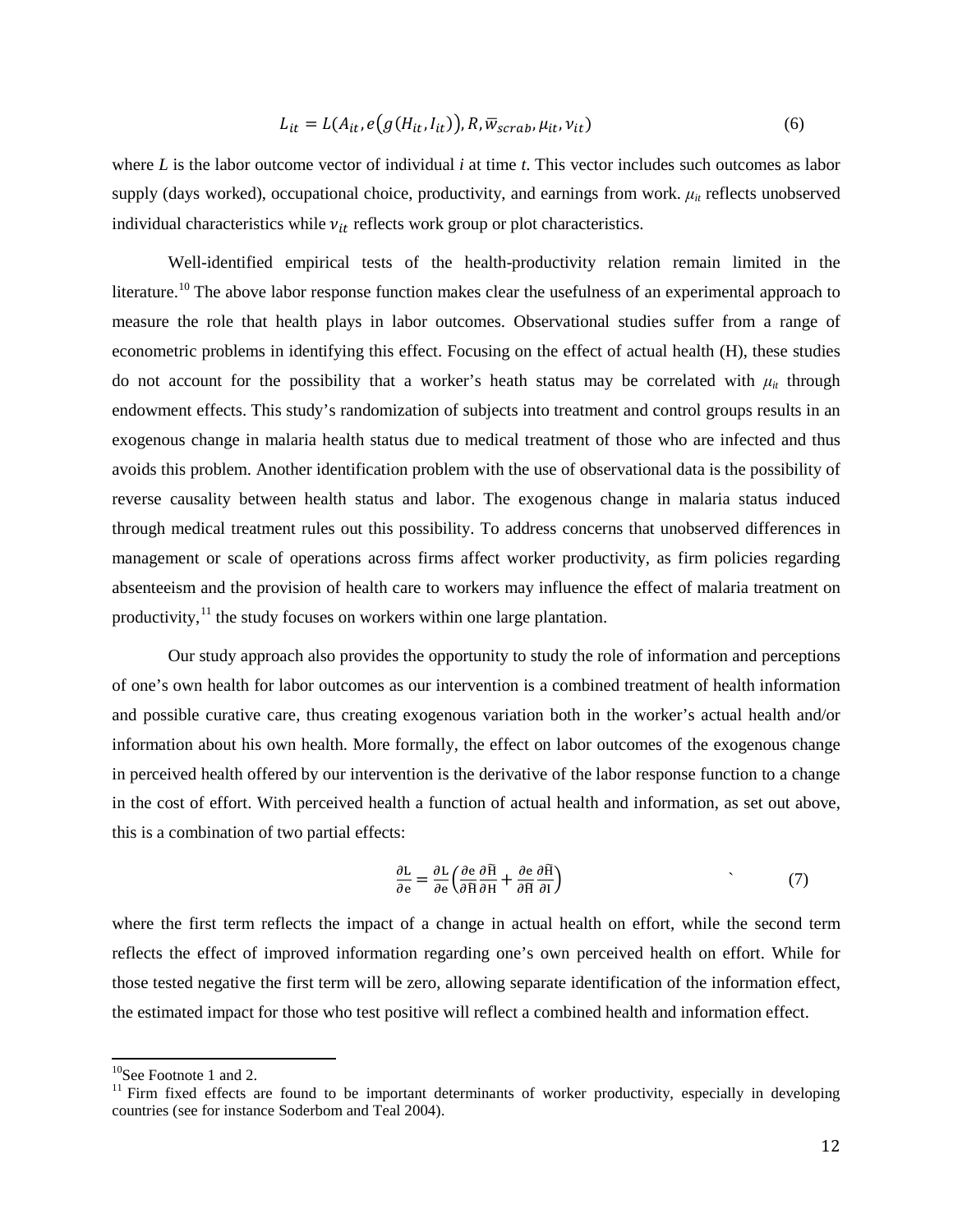$$L_{it} = L(A_{it}, e(g(H_{it}, I_{it})), R, \bar{w}_{scrab}, \mu_{it}, \nu_{it}) \tag{6}$$

where *L* is the labor outcome vector of individual *i* at time *t*. This vector includes such outcomes as labor supply (days worked), occupational choice, productivity, and earnings from work. $\mu_{it}$ reflects unobserved individual characteristics while $\nu_{it}$ reflects work group or plot characteristics.

Well-identified empirical tests of the health-productivity relation remain limited in the literature.[10] The above labor response function makes clear the usefulness of an experimental approach to measure the role that health plays in labor outcomes. Observational studies suffer from a range of econometric problems in identifying this effect. Focusing on the effect of actual health (H), these studies do not account for the possibility that a worker's heath status may be correlated with $\mu_{it}$ through endowment effects. This study's randomization of subjects into treatment and control groups results in an exogenous change in malaria health status due to medical treatment of those who are infected and thus avoids this problem. Another identification problem with the use of observational data is the possibility of reverse causality between health status and labor. The exogenous change in malaria status induced through medical treatment rules out this possibility. To address concerns that unobserved differences in management or scale of operations across firms affect worker productivity, as firm policies regarding absenteeism and the provision of health care to workers may influence the effect of malaria treatment on productivity,[11] the study focuses on workers within one large plantation.

Our study approach also provides the opportunity to study the role of information and perceptions of one's own health for labor outcomes as our intervention is a combined treatment of health information and possible curative care, thus creating exogenous variation both in the worker's actual health and/or information about his own health. More formally, the effect on labor outcomes of the exogenous change in perceived health offered by our intervention is the derivative of the labor response function to a change in the cost of effort. With perceived health a function of actual health and information, as set out above, this is a combination of two partial effects:

$$\frac{\partial L}{\partial e} = \frac{\partial L}{\partial e}\left(\frac{\partial e}{\partial \tilde{H}}\frac{\partial \tilde{H}}{\partial H} + \frac{\partial e}{\partial \tilde{H}}\frac{\partial \tilde{H}}{\partial I}\right) \tag{7}$$

where the first term reflects the impact of a change in actual health on effort, while the second term reflects the effect of improved information regarding one's own perceived health on effort. While for those tested negative the first term will be zero, allowing separate identification of the information effect, the estimated impact for those who test positive will reflect a combined health and information effect.

---

[10] See Footnote 1 and 2.

[11] Firm fixed effects are found to be important determinants of worker productivity, especially in developing countries (see for instance Soderbom and Teal 2004).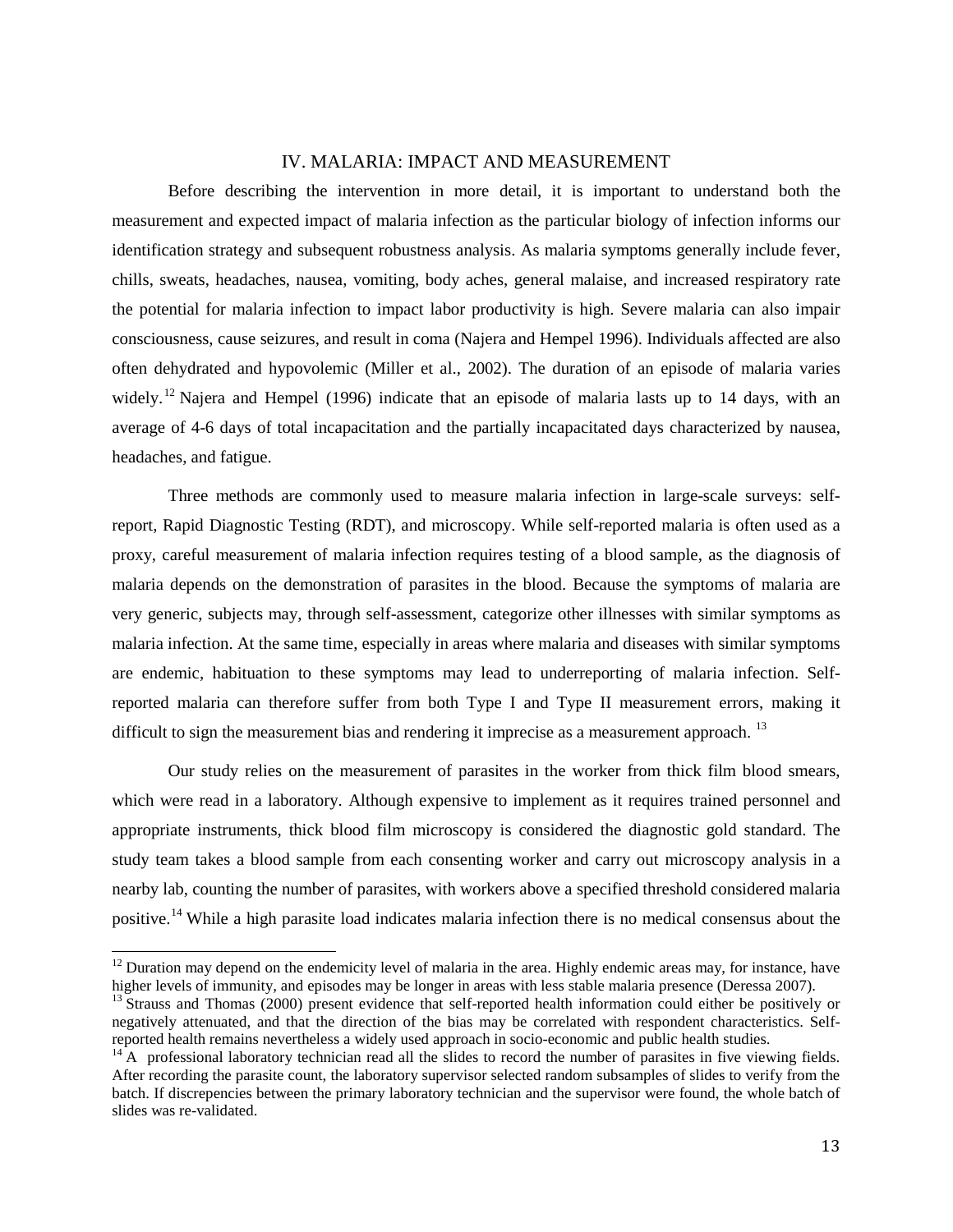## IV. MALARIA: IMPACT AND MEASUREMENT

Before describing the intervention in more detail, it is important to understand both the measurement and expected impact of malaria infection as the particular biology of infection informs our identification strategy and subsequent robustness analysis. As malaria symptoms generally include fever, chills, sweats, headaches, nausea, vomiting, body aches, general malaise, and increased respiratory rate the potential for malaria infection to impact labor productivity is high. Severe malaria can also impair consciousness, cause seizures, and result in coma (Najera and Hempel 1996). Individuals affected are also often dehydrated and hypovolemic (Miller et al., 2002). The duration of an episode of malaria varies widely.[12] Najera and Hempel (1996) indicate that an episode of malaria lasts up to 14 days, with an average of 4-6 days of total incapacitation and the partially incapacitated days characterized by nausea, headaches, and fatigue.

Three methods are commonly used to measure malaria infection in large-scale surveys: self-report, Rapid Diagnostic Testing (RDT), and microscopy. While self-reported malaria is often used as a proxy, careful measurement of malaria infection requires testing of a blood sample, as the diagnosis of malaria depends on the demonstration of parasites in the blood. Because the symptoms of malaria are very generic, subjects may, through self-assessment, categorize other illnesses with similar symptoms as malaria infection. At the same time, especially in areas where malaria and diseases with similar symptoms are endemic, habituation to these symptoms may lead to underreporting of malaria infection. Self-reported malaria can therefore suffer from both Type I and Type II measurement errors, making it difficult to sign the measurement bias and rendering it imprecise as a measurement approach.[13]

Our study relies on the measurement of parasites in the worker from thick film blood smears, which were read in a laboratory. Although expensive to implement as it requires trained personnel and appropriate instruments, thick blood film microscopy is considered the diagnostic gold standard. The study team takes a blood sample from each consenting worker and carry out microscopy analysis in a nearby lab, counting the number of parasites, with workers above a specified threshold considered malaria positive.[14] While a high parasite load indicates malaria infection there is no medical consensus about the

---

[12] Duration may depend on the endemicity level of malaria in the area. Highly endemic areas may, for instance, have higher levels of immunity, and episodes may be longer in areas with less stable malaria presence (Deressa 2007).

[13] Strauss and Thomas (2000) present evidence that self-reported health information could either be positively or negatively attenuated, and that the direction of the bias may be correlated with respondent characteristics. Self-reported health remains nevertheless a widely used approach in socio-economic and public health studies.

[14] A professional laboratory technician read all the slides to record the number of parasites in five viewing fields. After recording the parasite count, the laboratory supervisor selected random subsamples of slides to verify from the batch. If discrepencies between the primary laboratory technician and the supervisor were found, the whole batch of slides was re-validated.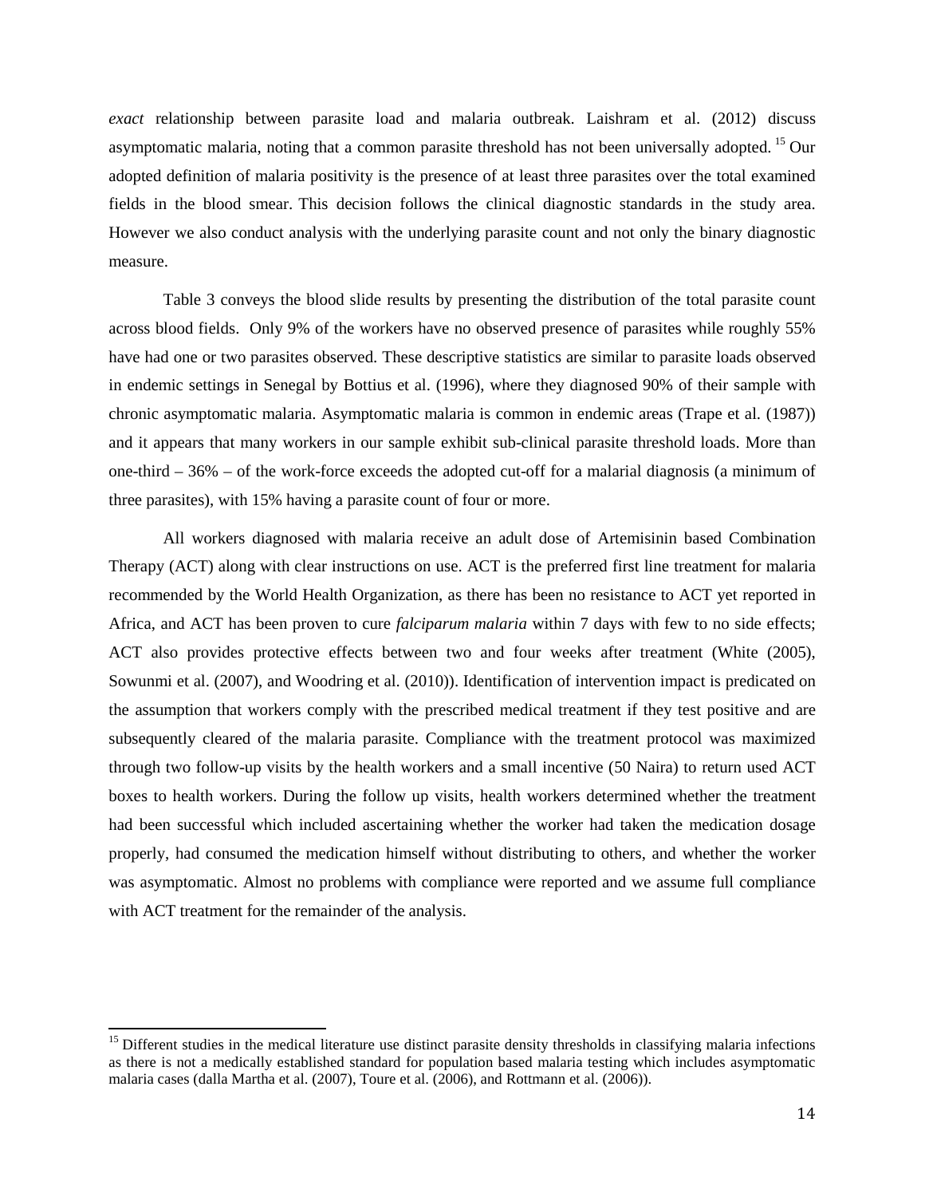*exact* relationship between parasite load and malaria outbreak. Laishram et al. (2012) discuss asymptomatic malaria, noting that a common parasite threshold has not been universally adopted. [15] Our adopted definition of malaria positivity is the presence of at least three parasites over the total examined fields in the blood smear. This decision follows the clinical diagnostic standards in the study area. However we also conduct analysis with the underlying parasite count and not only the binary diagnostic measure.

Table 3 conveys the blood slide results by presenting the distribution of the total parasite count across blood fields. Only 9% of the workers have no observed presence of parasites while roughly 55% have had one or two parasites observed. These descriptive statistics are similar to parasite loads observed in endemic settings in Senegal by Bottius et al. (1996), where they diagnosed 90% of their sample with chronic asymptomatic malaria. Asymptomatic malaria is common in endemic areas (Trape et al. (1987)) and it appears that many workers in our sample exhibit sub-clinical parasite threshold loads. More than one-third – 36% – of the work-force exceeds the adopted cut-off for a malarial diagnosis (a minimum of three parasites), with 15% having a parasite count of four or more.

All workers diagnosed with malaria receive an adult dose of Artemisinin based Combination Therapy (ACT) along with clear instructions on use. ACT is the preferred first line treatment for malaria recommended by the World Health Organization, as there has been no resistance to ACT yet reported in Africa, and ACT has been proven to cure *falciparum malaria* within 7 days with few to no side effects; ACT also provides protective effects between two and four weeks after treatment (White (2005), Sowunmi et al. (2007), and Woodring et al. (2010)). Identification of intervention impact is predicated on the assumption that workers comply with the prescribed medical treatment if they test positive and are subsequently cleared of the malaria parasite. Compliance with the treatment protocol was maximized through two follow-up visits by the health workers and a small incentive (50 Naira) to return used ACT boxes to health workers. During the follow up visits, health workers determined whether the treatment had been successful which included ascertaining whether the worker had taken the medication dosage properly, had consumed the medication himself without distributing to others, and whether the worker was asymptomatic. Almost no problems with compliance were reported and we assume full compliance with ACT treatment for the remainder of the analysis.

[15] Different studies in the medical literature use distinct parasite density thresholds in classifying malaria infections as there is not a medically established standard for population based malaria testing which includes asymptomatic malaria cases (dalla Martha et al. (2007), Toure et al. (2006), and Rottmann et al. (2006)).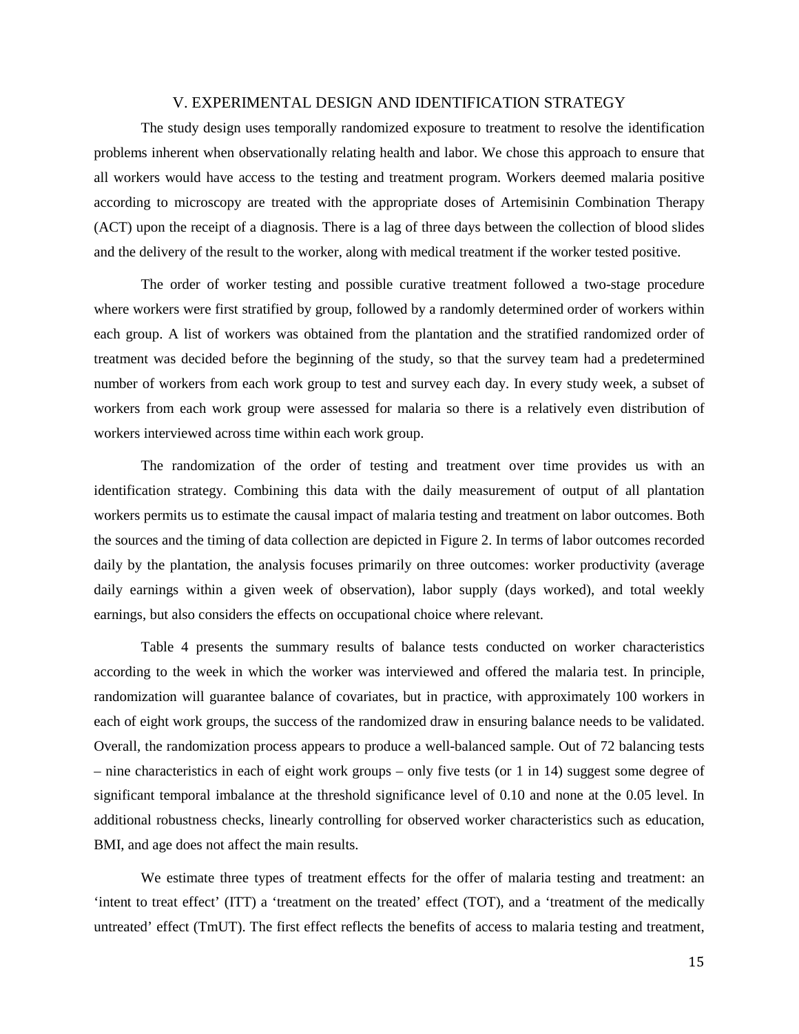## V. EXPERIMENTAL DESIGN AND IDENTIFICATION STRATEGY

The study design uses temporally randomized exposure to treatment to resolve the identification problems inherent when observationally relating health and labor. We chose this approach to ensure that all workers would have access to the testing and treatment program. Workers deemed malaria positive according to microscopy are treated with the appropriate doses of Artemisinin Combination Therapy (ACT) upon the receipt of a diagnosis. There is a lag of three days between the collection of blood slides and the delivery of the result to the worker, along with medical treatment if the worker tested positive.

The order of worker testing and possible curative treatment followed a two-stage procedure where workers were first stratified by group, followed by a randomly determined order of workers within each group. A list of workers was obtained from the plantation and the stratified randomized order of treatment was decided before the beginning of the study, so that the survey team had a predetermined number of workers from each work group to test and survey each day. In every study week, a subset of workers from each work group were assessed for malaria so there is a relatively even distribution of workers interviewed across time within each work group.

The randomization of the order of testing and treatment over time provides us with an identification strategy. Combining this data with the daily measurement of output of all plantation workers permits us to estimate the causal impact of malaria testing and treatment on labor outcomes. Both the sources and the timing of data collection are depicted in Figure 2. In terms of labor outcomes recorded daily by the plantation, the analysis focuses primarily on three outcomes: worker productivity (average daily earnings within a given week of observation), labor supply (days worked), and total weekly earnings, but also considers the effects on occupational choice where relevant.

Table 4 presents the summary results of balance tests conducted on worker characteristics according to the week in which the worker was interviewed and offered the malaria test. In principle, randomization will guarantee balance of covariates, but in practice, with approximately 100 workers in each of eight work groups, the success of the randomized draw in ensuring balance needs to be validated. Overall, the randomization process appears to produce a well-balanced sample. Out of 72 balancing tests – nine characteristics in each of eight work groups – only five tests (or 1 in 14) suggest some degree of significant temporal imbalance at the threshold significance level of 0.10 and none at the 0.05 level. In additional robustness checks, linearly controlling for observed worker characteristics such as education, BMI, and age does not affect the main results.

We estimate three types of treatment effects for the offer of malaria testing and treatment: an 'intent to treat effect' (ITT) a 'treatment on the treated' effect (TOT), and a 'treatment of the medically untreated' effect (TmUT). The first effect reflects the benefits of access to malaria testing and treatment,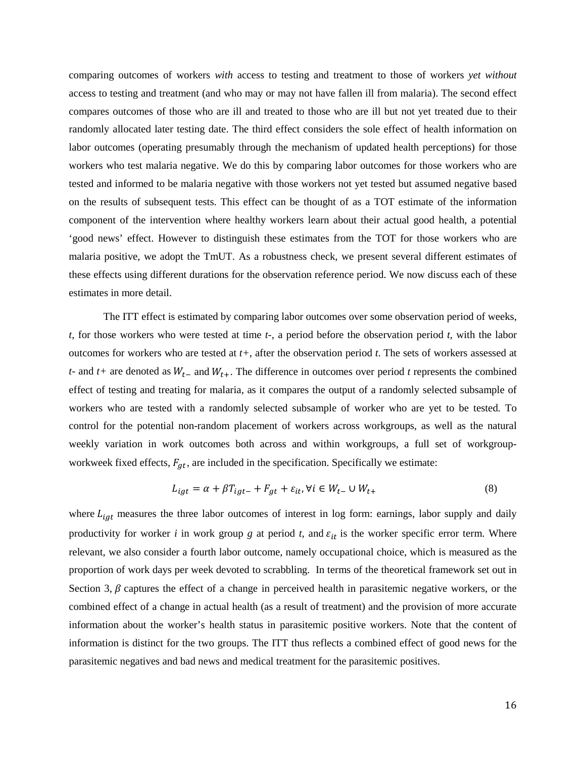comparing outcomes of workers *with* access to testing and treatment to those of workers *yet without* access to testing and treatment (and who may or may not have fallen ill from malaria). The second effect compares outcomes of those who are ill and treated to those who are ill but not yet treated due to their randomly allocated later testing date. The third effect considers the sole effect of health information on labor outcomes (operating presumably through the mechanism of updated health perceptions) for those workers who test malaria negative. We do this by comparing labor outcomes for those workers who are tested and informed to be malaria negative with those workers not yet tested but assumed negative based on the results of subsequent tests. This effect can be thought of as a TOT estimate of the information component of the intervention where healthy workers learn about their actual good health, a potential 'good news' effect. However to distinguish these estimates from the TOT for those workers who are malaria positive, we adopt the TmUT. As a robustness check, we present several different estimates of these effects using different durations for the observation reference period. We now discuss each of these estimates in more detail.

The ITT effect is estimated by comparing labor outcomes over some observation period of weeks, *t*, for those workers who were tested at time *t-*, a period before the observation period *t*, with the labor outcomes for workers who are tested at *t+*, after the observation period *t*. The sets of workers assessed at *t-* and *t+* are denoted as $W_{t-}$ and $W_{t+}$. The difference in outcomes over period *t* represents the combined effect of testing and treating for malaria, as it compares the output of a randomly selected subsample of workers who are tested with a randomly selected subsample of worker who are yet to be tested. To control for the potential non-random placement of workers across workgroups, as well as the natural weekly variation in work outcomes both across and within workgroups, a full set of workgroup-workweek fixed effects, $F_{gt}$, are included in the specification. Specifically we estimate:

$$L_{igt} = \alpha + \beta T_{igt-} + F_{gt} + \varepsilon_{it}, \forall i \in W_{t-} \cup W_{t+} \quad (8)$$

where $L_{igt}$ measures the three labor outcomes of interest in log form: earnings, labor supply and daily productivity for worker *i* in work group *g* at period *t*, and $\varepsilon_{it}$ is the worker specific error term. Where relevant, we also consider a fourth labor outcome, namely occupational choice, which is measured as the proportion of work days per week devoted to scrabbling. In terms of the theoretical framework set out in Section 3, $\beta$ captures the effect of a change in perceived health in parasitemic negative workers, or the combined effect of a change in actual health (as a result of treatment) and the provision of more accurate information about the worker's health status in parasitemic positive workers. Note that the content of information is distinct for the two groups. The ITT thus reflects a combined effect of good news for the parasitemic negatives and bad news and medical treatment for the parasitemic positives.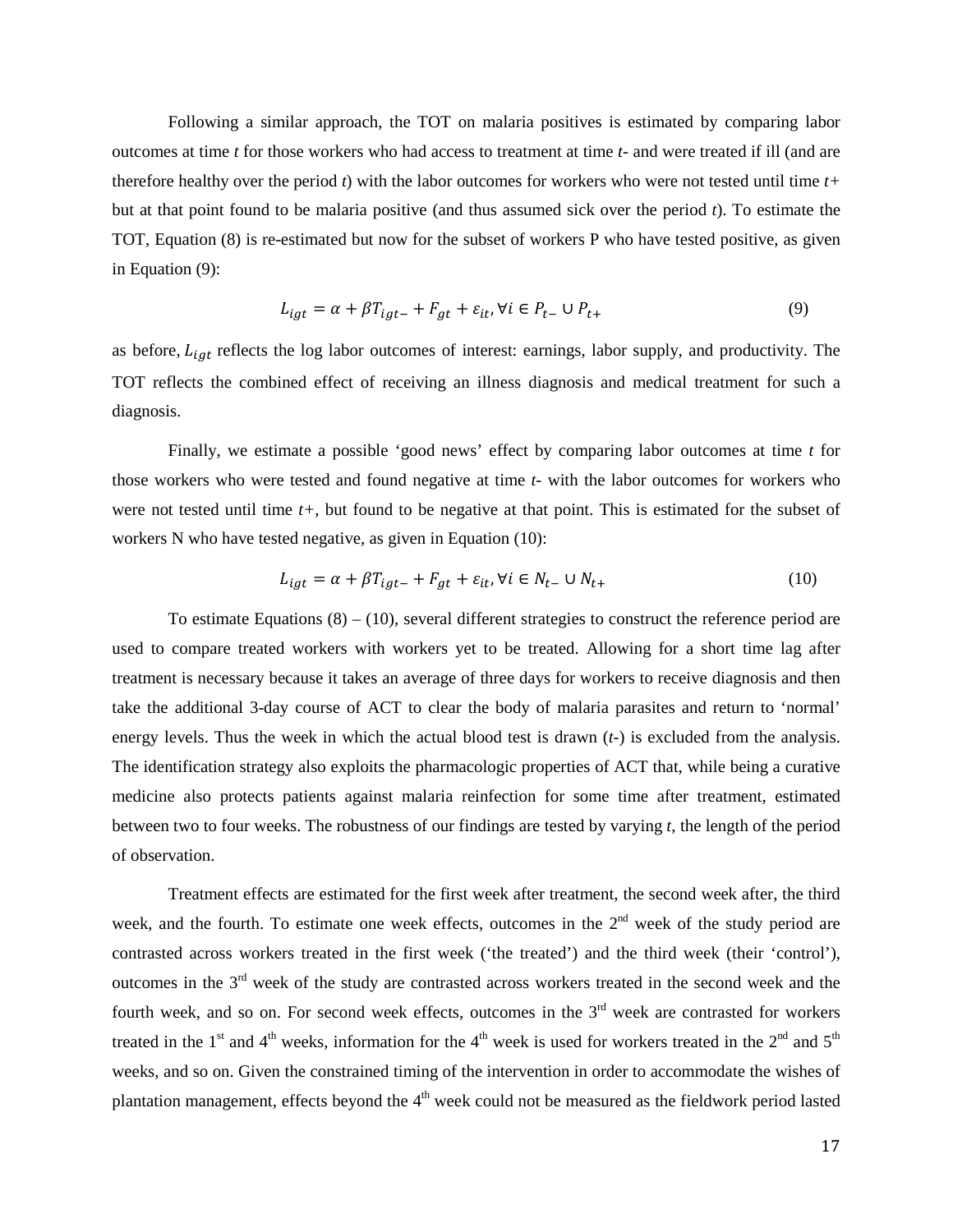Following a similar approach, the TOT on malaria positives is estimated by comparing labor outcomes at time *t* for those workers who had access to treatment at time *t*- and were treated if ill (and are therefore healthy over the period *t*) with the labor outcomes for workers who were not tested until time *t+* but at that point found to be malaria positive (and thus assumed sick over the period *t*). To estimate the TOT, Equation (8) is re-estimated but now for the subset of workers P who have tested positive, as given in Equation (9):

$$L_{igt} = \alpha + \beta T_{igt-} + F_{gt} + \varepsilon_{it}, \forall i \in P_{t-} \cup P_{t+} \tag{9}$$

as before, $L_{igt}$ reflects the log labor outcomes of interest: earnings, labor supply, and productivity. The TOT reflects the combined effect of receiving an illness diagnosis and medical treatment for such a diagnosis.

Finally, we estimate a possible 'good news' effect by comparing labor outcomes at time *t* for those workers who were tested and found negative at time *t*- with the labor outcomes for workers who were not tested until time *t+*, but found to be negative at that point. This is estimated for the subset of workers N who have tested negative, as given in Equation (10):

$$L_{igt} = \alpha + \beta T_{igt-} + F_{gt} + \varepsilon_{it}, \forall i \in N_{t-} \cup N_{t+} \tag{10}$$

To estimate Equations (8) – (10), several different strategies to construct the reference period are used to compare treated workers with workers yet to be treated. Allowing for a short time lag after treatment is necessary because it takes an average of three days for workers to receive diagnosis and then take the additional 3-day course of ACT to clear the body of malaria parasites and return to 'normal' energy levels. Thus the week in which the actual blood test is drawn (*t*-) is excluded from the analysis. The identification strategy also exploits the pharmacologic properties of ACT that, while being a curative medicine also protects patients against malaria reinfection for some time after treatment, estimated between two to four weeks. The robustness of our findings are tested by varying *t*, the length of the period of observation.

Treatment effects are estimated for the first week after treatment, the second week after, the third week, and the fourth. To estimate one week effects, outcomes in the 2nd week of the study period are contrasted across workers treated in the first week ('the treated') and the third week (their 'control'), outcomes in the 3rd week of the study are contrasted across workers treated in the second week and the fourth week, and so on. For second week effects, outcomes in the 3rd week are contrasted for workers treated in the 1st and 4th weeks, information for the 4th week is used for workers treated in the 2nd and 5th weeks, and so on. Given the constrained timing of the intervention in order to accommodate the wishes of plantation management, effects beyond the 4th week could not be measured as the fieldwork period lasted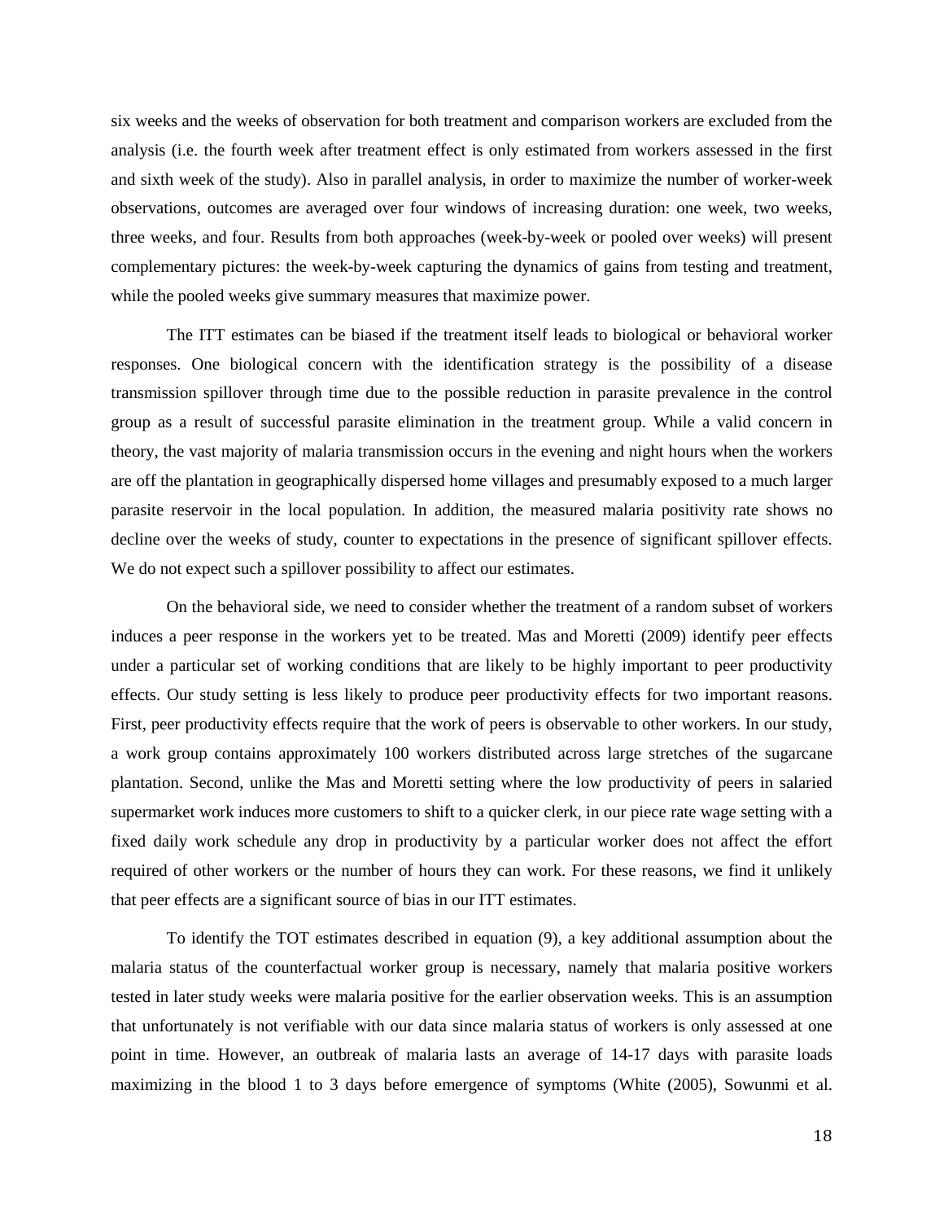six weeks and the weeks of observation for both treatment and comparison workers are excluded from the analysis (i.e. the fourth week after treatment effect is only estimated from workers assessed in the first and sixth week of the study). Also in parallel analysis, in order to maximize the number of worker-week observations, outcomes are averaged over four windows of increasing duration: one week, two weeks, three weeks, and four. Results from both approaches (week-by-week or pooled over weeks) will present complementary pictures: the week-by-week capturing the dynamics of gains from testing and treatment, while the pooled weeks give summary measures that maximize power.

The ITT estimates can be biased if the treatment itself leads to biological or behavioral worker responses. One biological concern with the identification strategy is the possibility of a disease transmission spillover through time due to the possible reduction in parasite prevalence in the control group as a result of successful parasite elimination in the treatment group. While a valid concern in theory, the vast majority of malaria transmission occurs in the evening and night hours when the workers are off the plantation in geographically dispersed home villages and presumably exposed to a much larger parasite reservoir in the local population. In addition, the measured malaria positivity rate shows no decline over the weeks of study, counter to expectations in the presence of significant spillover effects. We do not expect such a spillover possibility to affect our estimates.

On the behavioral side, we need to consider whether the treatment of a random subset of workers induces a peer response in the workers yet to be treated. Mas and Moretti (2009) identify peer effects under a particular set of working conditions that are likely to be highly important to peer productivity effects. Our study setting is less likely to produce peer productivity effects for two important reasons. First, peer productivity effects require that the work of peers is observable to other workers. In our study, a work group contains approximately 100 workers distributed across large stretches of the sugarcane plantation. Second, unlike the Mas and Moretti setting where the low productivity of peers in salaried supermarket work induces more customers to shift to a quicker clerk, in our piece rate wage setting with a fixed daily work schedule any drop in productivity by a particular worker does not affect the effort required of other workers or the number of hours they can work. For these reasons, we find it unlikely that peer effects are a significant source of bias in our ITT estimates.

To identify the TOT estimates described in equation (9), a key additional assumption about the malaria status of the counterfactual worker group is necessary, namely that malaria positive workers tested in later study weeks were malaria positive for the earlier observation weeks. This is an assumption that unfortunately is not verifiable with our data since malaria status of workers is only assessed at one point in time. However, an outbreak of malaria lasts an average of 14-17 days with parasite loads maximizing in the blood 1 to 3 days before emergence of symptoms (White (2005), Sowunmi et al.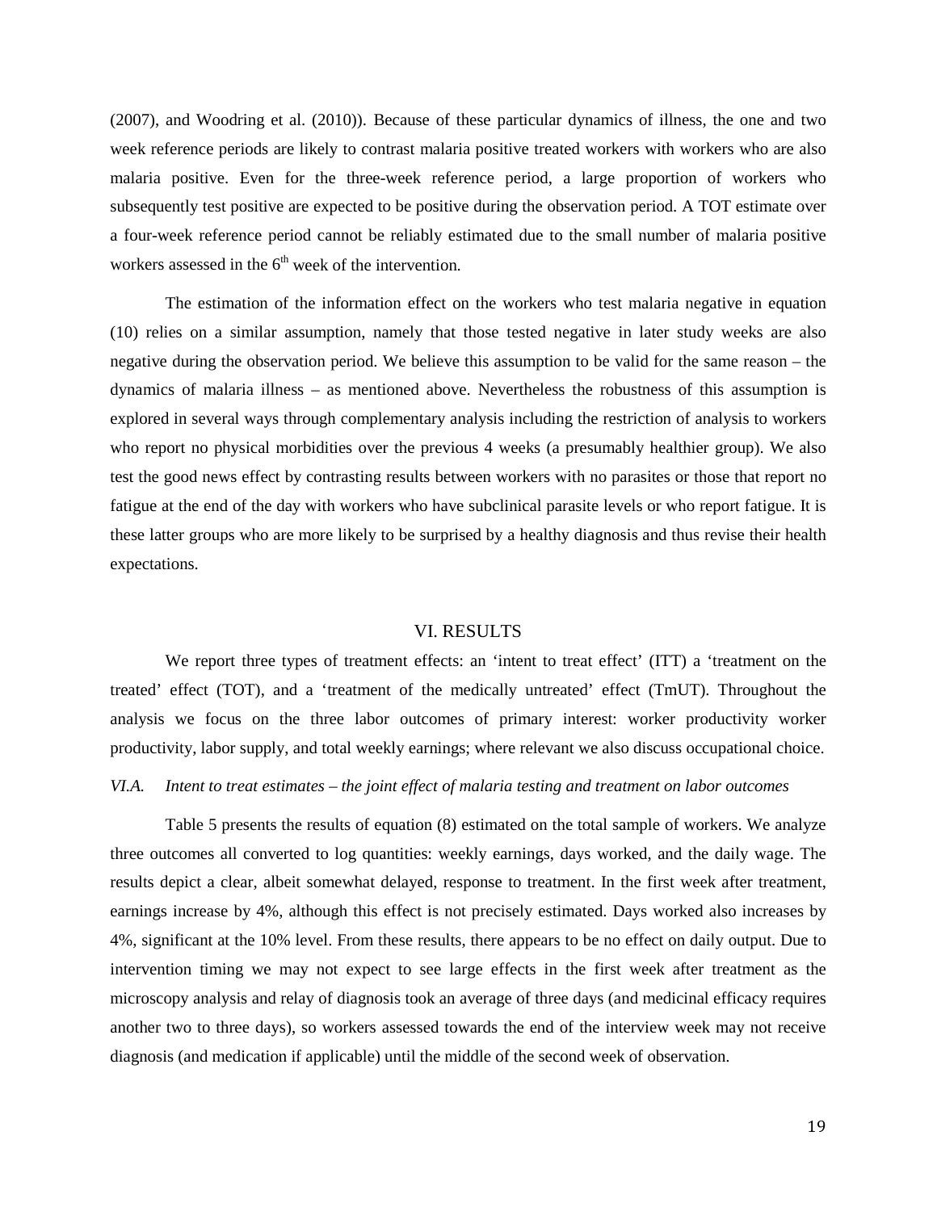(2007), and Woodring et al. (2010)). Because of these particular dynamics of illness, the one and two week reference periods are likely to contrast malaria positive treated workers with workers who are also malaria positive. Even for the three-week reference period, a large proportion of workers who subsequently test positive are expected to be positive during the observation period. A TOT estimate over a four-week reference period cannot be reliably estimated due to the small number of malaria positive workers assessed in the 6th week of the intervention.

The estimation of the information effect on the workers who test malaria negative in equation (10) relies on a similar assumption, namely that those tested negative in later study weeks are also negative during the observation period. We believe this assumption to be valid for the same reason – the dynamics of malaria illness – as mentioned above. Nevertheless the robustness of this assumption is explored in several ways through complementary analysis including the restriction of analysis to workers who report no physical morbidities over the previous 4 weeks (a presumably healthier group). We also test the good news effect by contrasting results between workers with no parasites or those that report no fatigue at the end of the day with workers who have subclinical parasite levels or who report fatigue. It is these latter groups who are more likely to be surprised by a healthy diagnosis and thus revise their health expectations.

## VI. RESULTS

We report three types of treatment effects: an 'intent to treat effect' (ITT) a 'treatment on the treated' effect (TOT), and a 'treatment of the medically untreated' effect (TmUT). Throughout the analysis we focus on the three labor outcomes of primary interest: worker productivity worker productivity, labor supply, and total weekly earnings; where relevant we also discuss occupational choice.

### *VI.A. Intent to treat estimates – the joint effect of malaria testing and treatment on labor outcomes*

Table 5 presents the results of equation (8) estimated on the total sample of workers. We analyze three outcomes all converted to log quantities: weekly earnings, days worked, and the daily wage. The results depict a clear, albeit somewhat delayed, response to treatment. In the first week after treatment, earnings increase by 4%, although this effect is not precisely estimated. Days worked also increases by 4%, significant at the 10% level. From these results, there appears to be no effect on daily output. Due to intervention timing we may not expect to see large effects in the first week after treatment as the microscopy analysis and relay of diagnosis took an average of three days (and medicinal efficacy requires another two to three days), so workers assessed towards the end of the interview week may not receive diagnosis (and medication if applicable) until the middle of the second week of observation.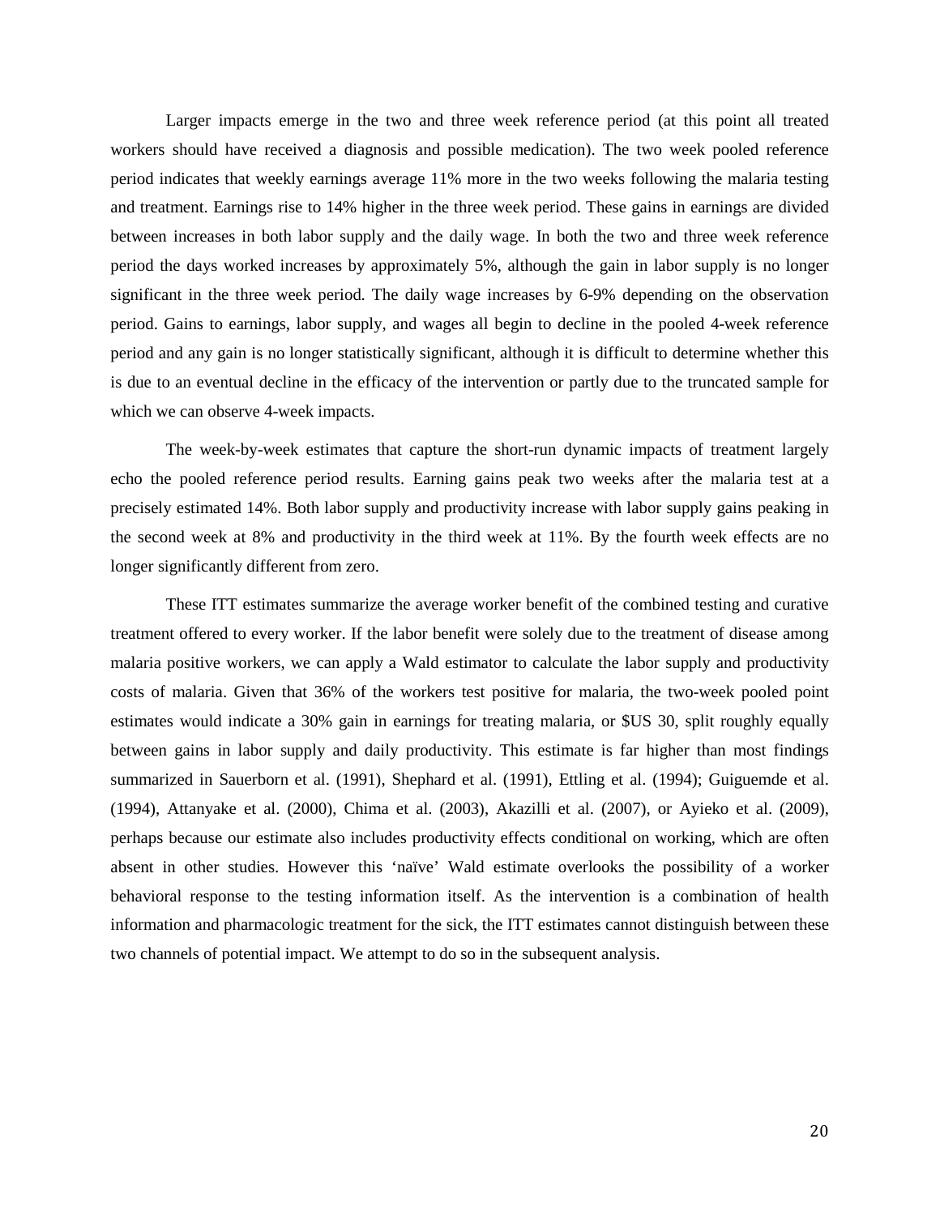Larger impacts emerge in the two and three week reference period (at this point all treated workers should have received a diagnosis and possible medication). The two week pooled reference period indicates that weekly earnings average 11% more in the two weeks following the malaria testing and treatment. Earnings rise to 14% higher in the three week period. These gains in earnings are divided between increases in both labor supply and the daily wage. In both the two and three week reference period the days worked increases by approximately 5%, although the gain in labor supply is no longer significant in the three week period. The daily wage increases by 6-9% depending on the observation period. Gains to earnings, labor supply, and wages all begin to decline in the pooled 4-week reference period and any gain is no longer statistically significant, although it is difficult to determine whether this is due to an eventual decline in the efficacy of the intervention or partly due to the truncated sample for which we can observe 4-week impacts.

The week-by-week estimates that capture the short-run dynamic impacts of treatment largely echo the pooled reference period results. Earning gains peak two weeks after the malaria test at a precisely estimated 14%. Both labor supply and productivity increase with labor supply gains peaking in the second week at 8% and productivity in the third week at 11%. By the fourth week effects are no longer significantly different from zero.

These ITT estimates summarize the average worker benefit of the combined testing and curative treatment offered to every worker. If the labor benefit were solely due to the treatment of disease among malaria positive workers, we can apply a Wald estimator to calculate the labor supply and productivity costs of malaria. Given that 36% of the workers test positive for malaria, the two-week pooled point estimates would indicate a 30% gain in earnings for treating malaria, or $US 30, split roughly equally between gains in labor supply and daily productivity. This estimate is far higher than most findings summarized in Sauerborn et al. (1991), Shephard et al. (1991), Ettling et al. (1994); Guiguemde et al. (1994), Attanyake et al. (2000), Chima et al. (2003), Akazilli et al. (2007), or Ayieko et al. (2009), perhaps because our estimate also includes productivity effects conditional on working, which are often absent in other studies. However this 'naïve' Wald estimate overlooks the possibility of a worker behavioral response to the testing information itself. As the intervention is a combination of health information and pharmacologic treatment for the sick, the ITT estimates cannot distinguish between these two channels of potential impact. We attempt to do so in the subsequent analysis.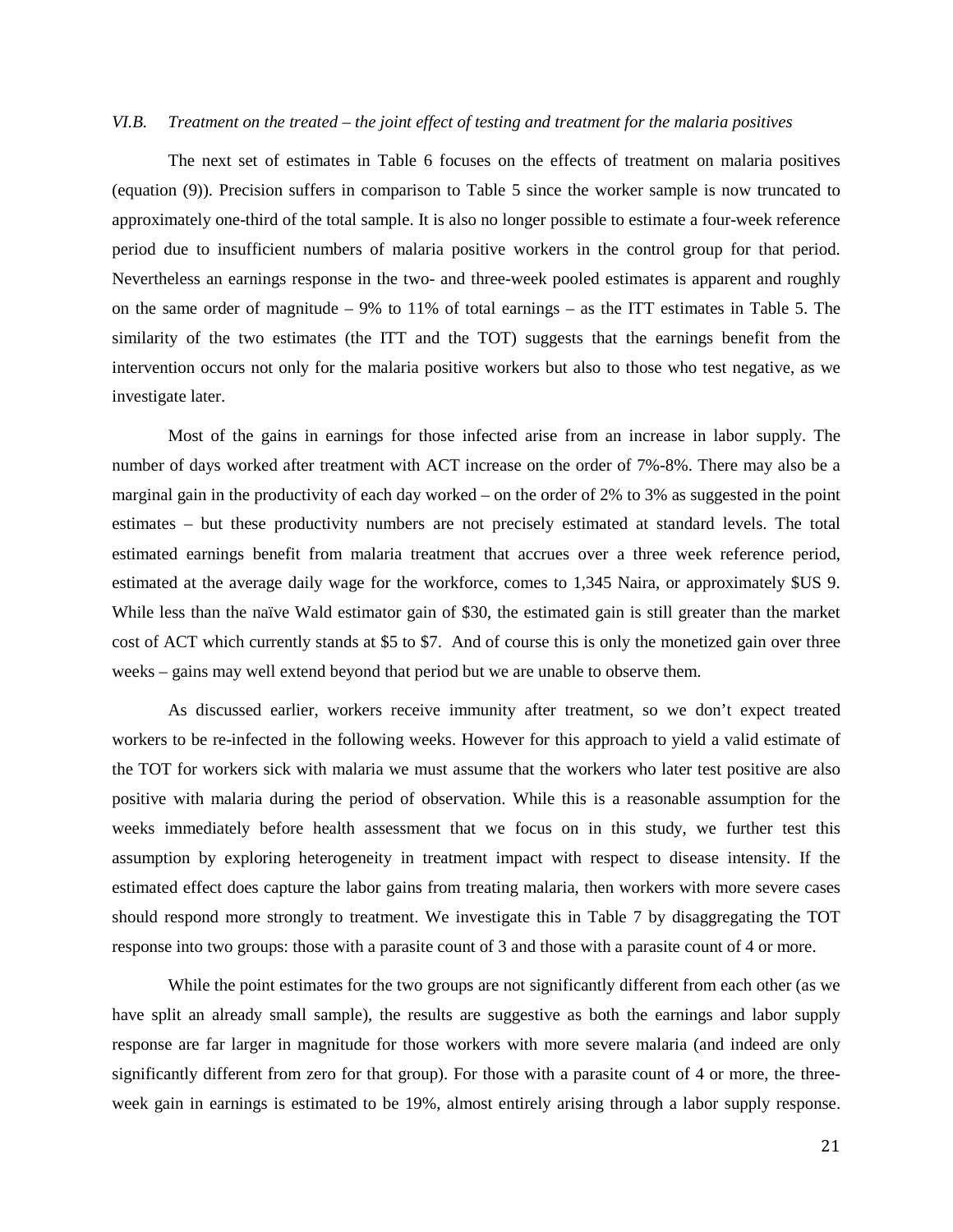*VI.B. Treatment on the treated – the joint effect of testing and treatment for the malaria positives*

The next set of estimates in Table 6 focuses on the effects of treatment on malaria positives (equation (9)). Precision suffers in comparison to Table 5 since the worker sample is now truncated to approximately one-third of the total sample. It is also no longer possible to estimate a four-week reference period due to insufficient numbers of malaria positive workers in the control group for that period. Nevertheless an earnings response in the two- and three-week pooled estimates is apparent and roughly on the same order of magnitude – 9% to 11% of total earnings – as the ITT estimates in Table 5. The similarity of the two estimates (the ITT and the TOT) suggests that the earnings benefit from the intervention occurs not only for the malaria positive workers but also to those who test negative, as we investigate later.

Most of the gains in earnings for those infected arise from an increase in labor supply. The number of days worked after treatment with ACT increase on the order of 7%-8%. There may also be a marginal gain in the productivity of each day worked – on the order of 2% to 3% as suggested in the point estimates – but these productivity numbers are not precisely estimated at standard levels. The total estimated earnings benefit from malaria treatment that accrues over a three week reference period, estimated at the average daily wage for the workforce, comes to 1,345 Naira, or approximately $US 9. While less than the naïve Wald estimator gain of $30, the estimated gain is still greater than the market cost of ACT which currently stands at $5 to $7. And of course this is only the monetized gain over three weeks – gains may well extend beyond that period but we are unable to observe them.

As discussed earlier, workers receive immunity after treatment, so we don't expect treated workers to be re-infected in the following weeks. However for this approach to yield a valid estimate of the TOT for workers sick with malaria we must assume that the workers who later test positive are also positive with malaria during the period of observation. While this is a reasonable assumption for the weeks immediately before health assessment that we focus on in this study, we further test this assumption by exploring heterogeneity in treatment impact with respect to disease intensity. If the estimated effect does capture the labor gains from treating malaria, then workers with more severe cases should respond more strongly to treatment. We investigate this in Table 7 by disaggregating the TOT response into two groups: those with a parasite count of 3 and those with a parasite count of 4 or more.

While the point estimates for the two groups are not significantly different from each other (as we have split an already small sample), the results are suggestive as both the earnings and labor supply response are far larger in magnitude for those workers with more severe malaria (and indeed are only significantly different from zero for that group). For those with a parasite count of 4 or more, the three-week gain in earnings is estimated to be 19%, almost entirely arising through a labor supply response.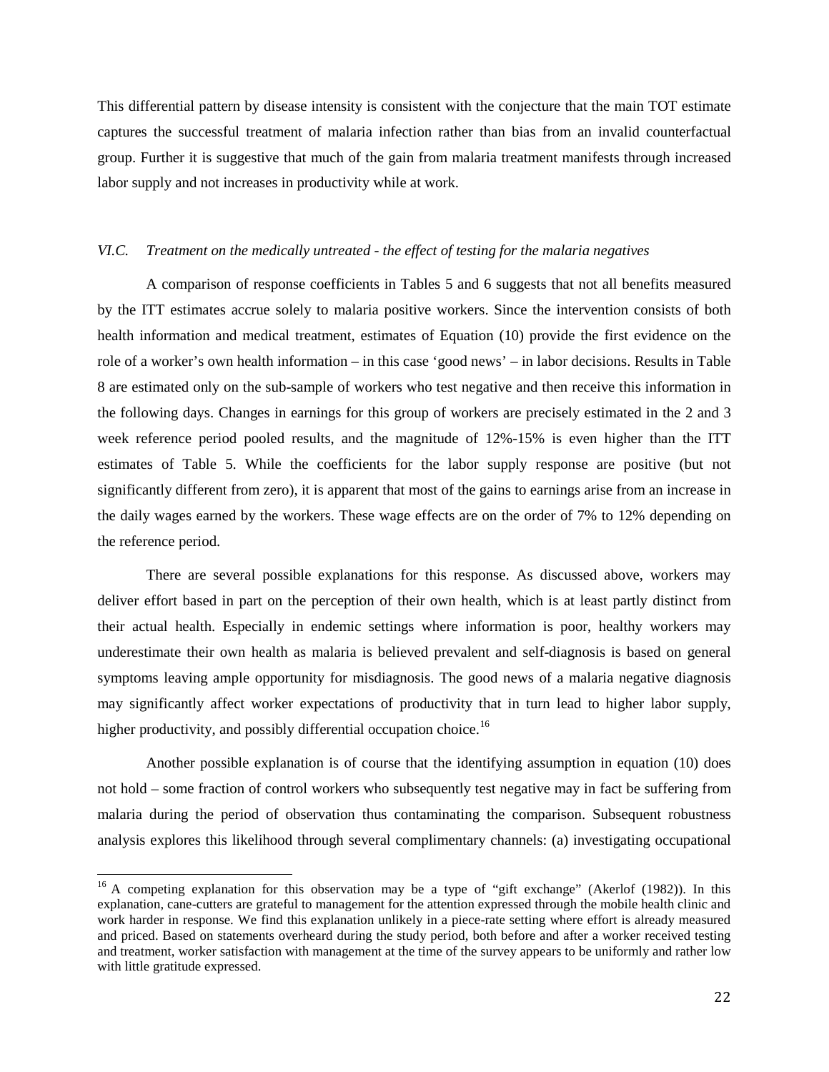This differential pattern by disease intensity is consistent with the conjecture that the main TOT estimate captures the successful treatment of malaria infection rather than bias from an invalid counterfactual group. Further it is suggestive that much of the gain from malaria treatment manifests through increased labor supply and not increases in productivity while at work.

### *VI.C. Treatment on the medically untreated - the effect of testing for the malaria negatives*

A comparison of response coefficients in Tables 5 and 6 suggests that not all benefits measured by the ITT estimates accrue solely to malaria positive workers. Since the intervention consists of both health information and medical treatment, estimates of Equation (10) provide the first evidence on the role of a worker's own health information – in this case 'good news' – in labor decisions. Results in Table 8 are estimated only on the sub-sample of workers who test negative and then receive this information in the following days. Changes in earnings for this group of workers are precisely estimated in the 2 and 3 week reference period pooled results, and the magnitude of 12%-15% is even higher than the ITT estimates of Table 5. While the coefficients for the labor supply response are positive (but not significantly different from zero), it is apparent that most of the gains to earnings arise from an increase in the daily wages earned by the workers. These wage effects are on the order of 7% to 12% depending on the reference period.

There are several possible explanations for this response. As discussed above, workers may deliver effort based in part on the perception of their own health, which is at least partly distinct from their actual health. Especially in endemic settings where information is poor, healthy workers may underestimate their own health as malaria is believed prevalent and self-diagnosis is based on general symptoms leaving ample opportunity for misdiagnosis. The good news of a malaria negative diagnosis may significantly affect worker expectations of productivity that in turn lead to higher labor supply, higher productivity, and possibly differential occupation choice.[16]

Another possible explanation is of course that the identifying assumption in equation (10) does not hold – some fraction of control workers who subsequently test negative may in fact be suffering from malaria during the period of observation thus contaminating the comparison. Subsequent robustness analysis explores this likelihood through several complimentary channels: (a) investigating occupational

---

[16] A competing explanation for this observation may be a type of "gift exchange" (Akerlof (1982)). In this explanation, cane-cutters are grateful to management for the attention expressed through the mobile health clinic and work harder in response. We find this explanation unlikely in a piece-rate setting where effort is already measured and priced. Based on statements overheard during the study period, both before and after a worker received testing and treatment, worker satisfaction with management at the time of the survey appears to be uniformly and rather low with little gratitude expressed.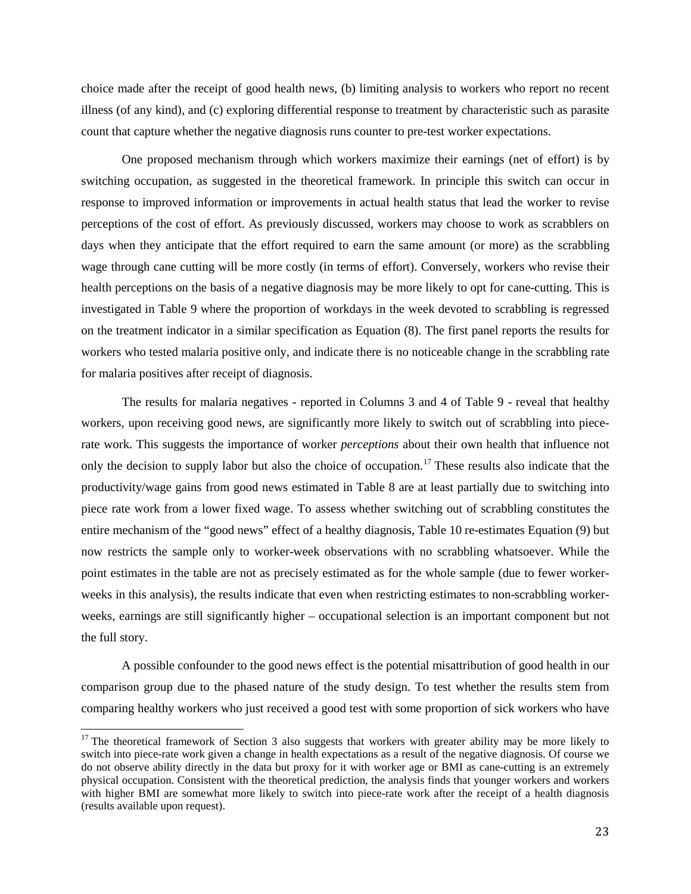choice made after the receipt of good health news, (b) limiting analysis to workers who report no recent illness (of any kind), and (c) exploring differential response to treatment by characteristic such as parasite count that capture whether the negative diagnosis runs counter to pre-test worker expectations.

One proposed mechanism through which workers maximize their earnings (net of effort) is by switching occupation, as suggested in the theoretical framework. In principle this switch can occur in response to improved information or improvements in actual health status that lead the worker to revise perceptions of the cost of effort. As previously discussed, workers may choose to work as scrabblers on days when they anticipate that the effort required to earn the same amount (or more) as the scrabbling wage through cane cutting will be more costly (in terms of effort). Conversely, workers who revise their health perceptions on the basis of a negative diagnosis may be more likely to opt for cane-cutting. This is investigated in Table 9 where the proportion of workdays in the week devoted to scrabbling is regressed on the treatment indicator in a similar specification as Equation (8). The first panel reports the results for workers who tested malaria positive only, and indicate there is no noticeable change in the scrabbling rate for malaria positives after receipt of diagnosis.

The results for malaria negatives - reported in Columns 3 and 4 of Table 9 - reveal that healthy workers, upon receiving good news, are significantly more likely to switch out of scrabbling into piece-rate work. This suggests the importance of worker *perceptions* about their own health that influence not only the decision to supply labor but also the choice of occupation.[17] These results also indicate that the productivity/wage gains from good news estimated in Table 8 are at least partially due to switching into piece rate work from a lower fixed wage. To assess whether switching out of scrabbling constitutes the entire mechanism of the "good news" effect of a healthy diagnosis, Table 10 re-estimates Equation (9) but now restricts the sample only to worker-week observations with no scrabbling whatsoever. While the point estimates in the table are not as precisely estimated as for the whole sample (due to fewer worker-weeks in this analysis), the results indicate that even when restricting estimates to non-scrabbling worker-weeks, earnings are still significantly higher – occupational selection is an important component but not the full story.

A possible confounder to the good news effect is the potential misattribution of good health in our comparison group due to the phased nature of the study design. To test whether the results stem from comparing healthy workers who just received a good test with some proportion of sick workers who have

---

[17] The theoretical framework of Section 3 also suggests that workers with greater ability may be more likely to switch into piece-rate work given a change in health expectations as a result of the negative diagnosis. Of course we do not observe ability directly in the data but proxy for it with worker age or BMI as cane-cutting is an extremely physical occupation. Consistent with the theoretical prediction, the analysis finds that younger workers and workers with higher BMI are somewhat more likely to switch into piece-rate work after the receipt of a health diagnosis (results available upon request).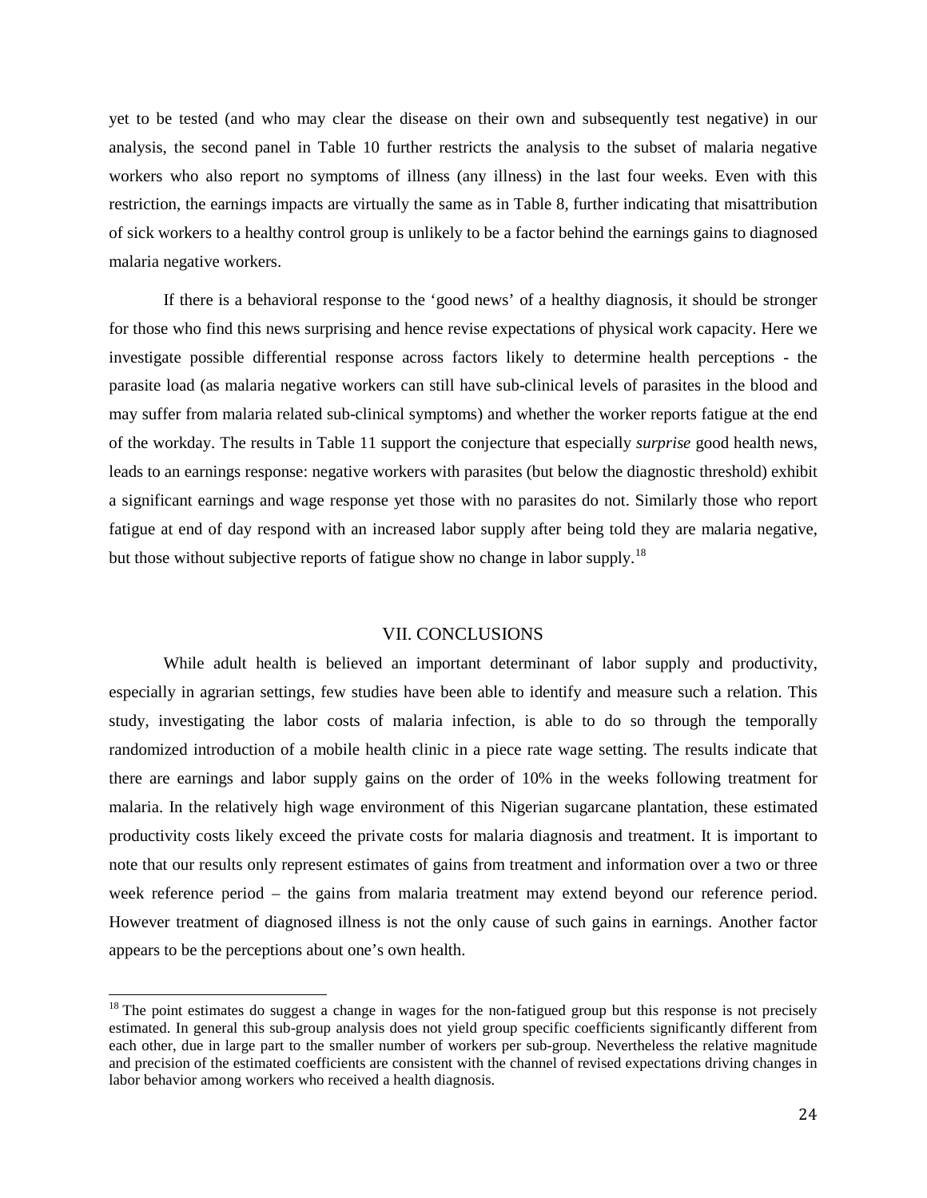yet to be tested (and who may clear the disease on their own and subsequently test negative) in our analysis, the second panel in Table 10 further restricts the analysis to the subset of malaria negative workers who also report no symptoms of illness (any illness) in the last four weeks. Even with this restriction, the earnings impacts are virtually the same as in Table 8, further indicating that misattribution of sick workers to a healthy control group is unlikely to be a factor behind the earnings gains to diagnosed malaria negative workers.

If there is a behavioral response to the 'good news' of a healthy diagnosis, it should be stronger for those who find this news surprising and hence revise expectations of physical work capacity. Here we investigate possible differential response across factors likely to determine health perceptions - the parasite load (as malaria negative workers can still have sub-clinical levels of parasites in the blood and may suffer from malaria related sub-clinical symptoms) and whether the worker reports fatigue at the end of the workday. The results in Table 11 support the conjecture that especially *surprise* good health news, leads to an earnings response: negative workers with parasites (but below the diagnostic threshold) exhibit a significant earnings and wage response yet those with no parasites do not. Similarly those who report fatigue at end of day respond with an increased labor supply after being told they are malaria negative, but those without subjective reports of fatigue show no change in labor supply.[18]

## VII. CONCLUSIONS

While adult health is believed an important determinant of labor supply and productivity, especially in agrarian settings, few studies have been able to identify and measure such a relation. This study, investigating the labor costs of malaria infection, is able to do so through the temporally randomized introduction of a mobile health clinic in a piece rate wage setting. The results indicate that there are earnings and labor supply gains on the order of 10% in the weeks following treatment for malaria. In the relatively high wage environment of this Nigerian sugarcane plantation, these estimated productivity costs likely exceed the private costs for malaria diagnosis and treatment. It is important to note that our results only represent estimates of gains from treatment and information over a two or three week reference period – the gains from malaria treatment may extend beyond our reference period. However treatment of diagnosed illness is not the only cause of such gains in earnings. Another factor appears to be the perceptions about one's own health.

[18] The point estimates do suggest a change in wages for the non-fatigued group but this response is not precisely estimated. In general this sub-group analysis does not yield group specific coefficients significantly different from each other, due in large part to the smaller number of workers per sub-group. Nevertheless the relative magnitude and precision of the estimated coefficients are consistent with the channel of revised expectations driving changes in labor behavior among workers who received a health diagnosis.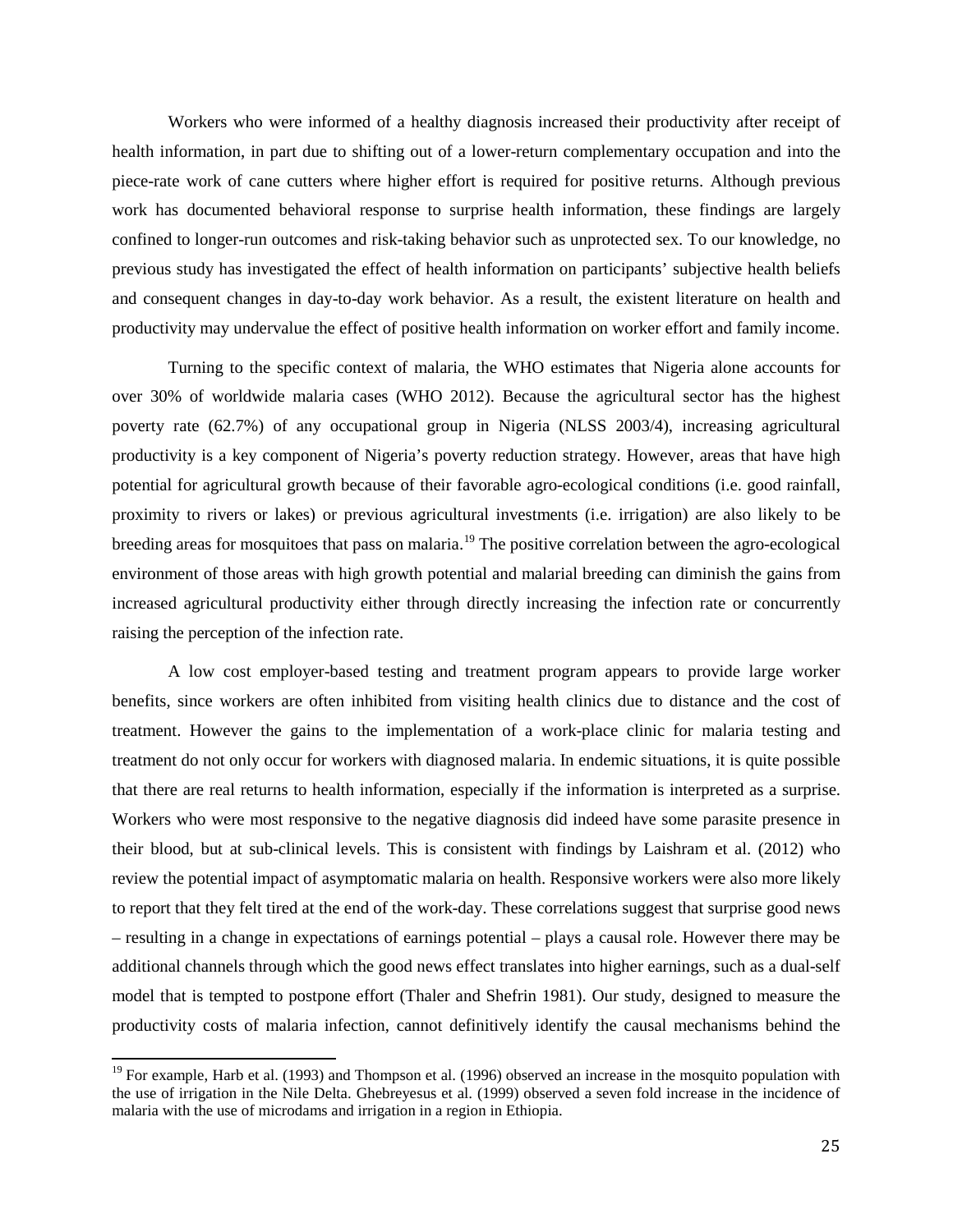Workers who were informed of a healthy diagnosis increased their productivity after receipt of health information, in part due to shifting out of a lower-return complementary occupation and into the piece-rate work of cane cutters where higher effort is required for positive returns. Although previous work has documented behavioral response to surprise health information, these findings are largely confined to longer-run outcomes and risk-taking behavior such as unprotected sex. To our knowledge, no previous study has investigated the effect of health information on participants' subjective health beliefs and consequent changes in day-to-day work behavior. As a result, the existent literature on health and productivity may undervalue the effect of positive health information on worker effort and family income.

Turning to the specific context of malaria, the WHO estimates that Nigeria alone accounts for over 30% of worldwide malaria cases (WHO 2012). Because the agricultural sector has the highest poverty rate (62.7%) of any occupational group in Nigeria (NLSS 2003/4), increasing agricultural productivity is a key component of Nigeria's poverty reduction strategy. However, areas that have high potential for agricultural growth because of their favorable agro-ecological conditions (i.e. good rainfall, proximity to rivers or lakes) or previous agricultural investments (i.e. irrigation) are also likely to be breeding areas for mosquitoes that pass on malaria.[19] The positive correlation between the agro-ecological environment of those areas with high growth potential and malarial breeding can diminish the gains from increased agricultural productivity either through directly increasing the infection rate or concurrently raising the perception of the infection rate.

A low cost employer-based testing and treatment program appears to provide large worker benefits, since workers are often inhibited from visiting health clinics due to distance and the cost of treatment. However the gains to the implementation of a work-place clinic for malaria testing and treatment do not only occur for workers with diagnosed malaria. In endemic situations, it is quite possible that there are real returns to health information, especially if the information is interpreted as a surprise. Workers who were most responsive to the negative diagnosis did indeed have some parasite presence in their blood, but at sub-clinical levels. This is consistent with findings by Laishram et al. (2012) who review the potential impact of asymptomatic malaria on health. Responsive workers were also more likely to report that they felt tired at the end of the work-day. These correlations suggest that surprise good news – resulting in a change in expectations of earnings potential – plays a causal role. However there may be additional channels through which the good news effect translates into higher earnings, such as a dual-self model that is tempted to postpone effort (Thaler and Shefrin 1981). Our study, designed to measure the productivity costs of malaria infection, cannot definitively identify the causal mechanisms behind the

[19] For example, Harb et al. (1993) and Thompson et al. (1996) observed an increase in the mosquito population with the use of irrigation in the Nile Delta. Ghebreyesus et al. (1999) observed a seven fold increase in the incidence of malaria with the use of microdams and irrigation in a region in Ethiopia.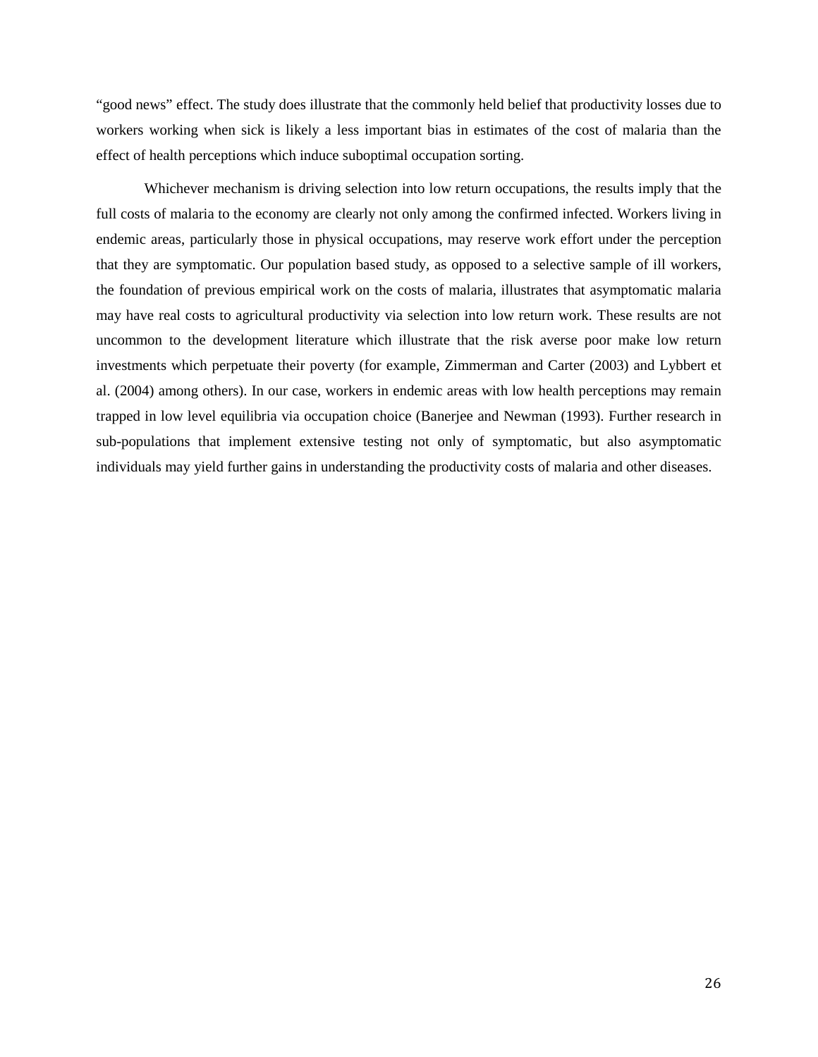"good news" effect. The study does illustrate that the commonly held belief that productivity losses due to workers working when sick is likely a less important bias in estimates of the cost of malaria than the effect of health perceptions which induce suboptimal occupation sorting.

Whichever mechanism is driving selection into low return occupations, the results imply that the full costs of malaria to the economy are clearly not only among the confirmed infected. Workers living in endemic areas, particularly those in physical occupations, may reserve work effort under the perception that they are symptomatic. Our population based study, as opposed to a selective sample of ill workers, the foundation of previous empirical work on the costs of malaria, illustrates that asymptomatic malaria may have real costs to agricultural productivity via selection into low return work. These results are not uncommon to the development literature which illustrate that the risk averse poor make low return investments which perpetuate their poverty (for example, Zimmerman and Carter (2003) and Lybbert et al. (2004) among others). In our case, workers in endemic areas with low health perceptions may remain trapped in low level equilibria via occupation choice (Banerjee and Newman (1993). Further research in sub-populations that implement extensive testing not only of symptomatic, but also asymptomatic individuals may yield further gains in understanding the productivity costs of malaria and other diseases.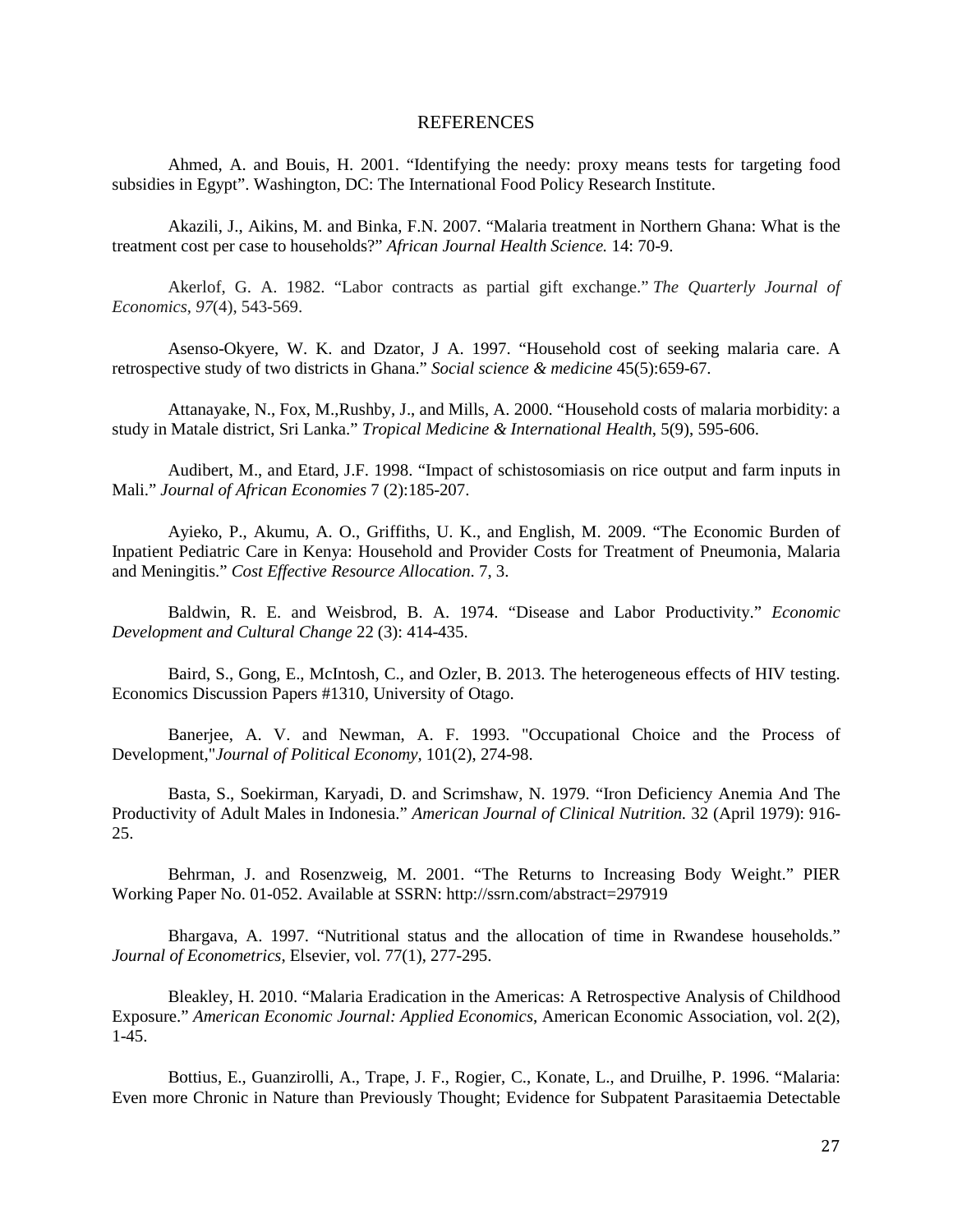# REFERENCES

Ahmed, A. and Bouis, H. 2001. "Identifying the needy: proxy means tests for targeting food subsidies in Egypt". Washington, DC: The International Food Policy Research Institute.

Akazili, J., Aikins, M. and Binka, F.N. 2007. "Malaria treatment in Northern Ghana: What is the treatment cost per case to households?" *African Journal Health Science.* 14: 70-9.

Akerlof, G. A. 1982. "Labor contracts as partial gift exchange." *The Quarterly Journal of Economics*, *97*(4), 543-569.

Asenso-Okyere, W. K. and Dzator, J A. 1997. "Household cost of seeking malaria care. A retrospective study of two districts in Ghana." *Social science & medicine* 45(5):659-67.

Attanayake, N., Fox, M.,Rushby, J., and Mills, A. 2000. "Household costs of malaria morbidity: a study in Matale district, Sri Lanka." *Tropical Medicine & International Health*, 5(9), 595-606.

Audibert, M., and Etard, J.F. 1998. "Impact of schistosomiasis on rice output and farm inputs in Mali." *Journal of African Economies* 7 (2):185-207.

Ayieko, P., Akumu, A. O., Griffiths, U. K., and English, M. 2009. "The Economic Burden of Inpatient Pediatric Care in Kenya: Household and Provider Costs for Treatment of Pneumonia, Malaria and Meningitis." *Cost Effective Resource Allocation*. 7, 3.

Baldwin, R. E. and Weisbrod, B. A. 1974. "Disease and Labor Productivity." *Economic Development and Cultural Change* 22 (3): 414-435.

Baird, S., Gong, E., McIntosh, C., and Ozler, B. 2013. The heterogeneous effects of HIV testing. Economics Discussion Papers #1310, University of Otago.

Banerjee, A. V. and Newman, A. F. 1993. "Occupational Choice and the Process of Development,"*Journal of Political Economy,* 101(2), 274-98.

Basta, S., Soekirman, Karyadi, D. and Scrimshaw, N. 1979. "Iron Deficiency Anemia And The Productivity of Adult Males in Indonesia." *American Journal of Clinical Nutrition.* 32 (April 1979): 916-25.

Behrman, J. and Rosenzweig, M. 2001. "The Returns to Increasing Body Weight." PIER Working Paper No. 01-052. Available at SSRN: http://ssrn.com/abstract=297919

Bhargava, A. 1997. "Nutritional status and the allocation of time in Rwandese households." *Journal of Econometrics*, Elsevier, vol. 77(1), 277-295.

Bleakley, H. 2010. "Malaria Eradication in the Americas: A Retrospective Analysis of Childhood Exposure." *American Economic Journal: Applied Economics*, American Economic Association, vol. 2(2), 1-45.

Bottius, E., Guanzirolli, A., Trape, J. F., Rogier, C., Konate, L., and Druilhe, P. 1996. "Malaria: Even more Chronic in Nature than Previously Thought; Evidence for Subpatent Parasitaemia Detectable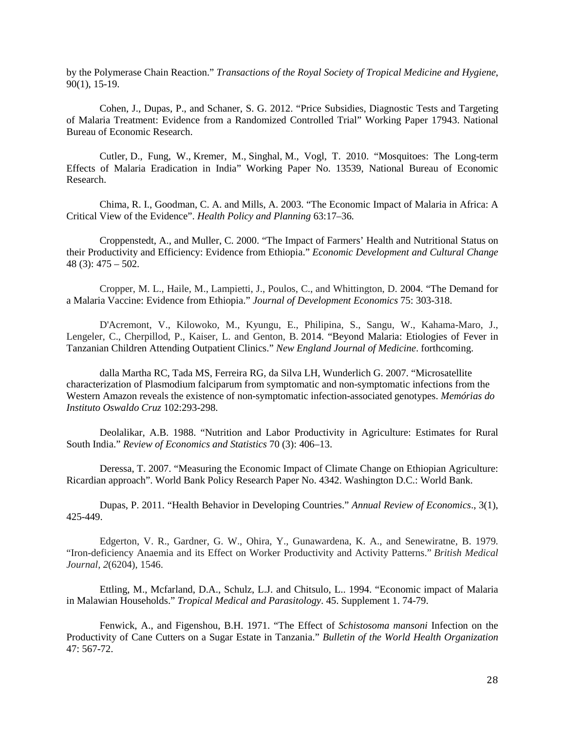by the Polymerase Chain Reaction." *Transactions of the Royal Society of Tropical Medicine and Hygiene*, 90(1), 15-19.

Cohen, J., Dupas, P., and Schaner, S. G. 2012. "Price Subsidies, Diagnostic Tests and Targeting of Malaria Treatment: Evidence from a Randomized Controlled Trial" Working Paper 17943. National Bureau of Economic Research.

Cutler, D., Fung, W., Kremer, M., Singhal, M., Vogl, T. 2010. "Mosquitoes: The Long-term Effects of Malaria Eradication in India" Working Paper No. 13539, National Bureau of Economic Research.

Chima, R. I., Goodman, C. A. and Mills, A. 2003. "The Economic Impact of Malaria in Africa: A Critical View of the Evidence". *Health Policy and Planning* 63:17–36.

Croppenstedt, A., and Muller, C. 2000. "The Impact of Farmers' Health and Nutritional Status on their Productivity and Efficiency: Evidence from Ethiopia." *Economic Development and Cultural Change* 48 (3): 475 – 502.

Cropper, M. L., Haile, M., Lampietti, J., Poulos, C., and Whittington, D. 2004. "The Demand for a Malaria Vaccine: Evidence from Ethiopia." *Journal of Development Economics* 75: 303-318.

D'Acremont, V., Kilowoko, M., Kyungu, E., Philipina, S., Sangu, W., Kahama-Maro, J., Lengeler, C., Cherpillod, P., Kaiser, L. and Genton, B. 2014. "Beyond Malaria: Etiologies of Fever in Tanzanian Children Attending Outpatient Clinics." *New England Journal of Medicine*. forthcoming.

dalla Martha RC, Tada MS, Ferreira RG, da Silva LH, Wunderlich G. 2007. "Microsatellite characterization of Plasmodium falciparum from symptomatic and non-symptomatic infections from the Western Amazon reveals the existence of non-symptomatic infection-associated genotypes. *Memórias do Instituto Oswaldo Cruz* 102:293-298.

Deolalikar, A.B. 1988. "Nutrition and Labor Productivity in Agriculture: Estimates for Rural South India." *Review of Economics and Statistics* 70 (3): 406–13.

Deressa, T. 2007. "Measuring the Economic Impact of Climate Change on Ethiopian Agriculture: Ricardian approach". World Bank Policy Research Paper No. 4342. Washington D.C.: World Bank.

Dupas, P. 2011. "Health Behavior in Developing Countries." *Annual Review of Economics*., 3(1), 425-449.

Edgerton, V. R., Gardner, G. W., Ohira, Y., Gunawardena, K. A., and Senewiratne, B. 1979. "Iron-deficiency Anaemia and its Effect on Worker Productivity and Activity Patterns." *British Medical Journal*, *2*(6204), 1546.

Ettling, M., Mcfarland, D.A., Schulz, L.J. and Chitsulo, L.. 1994. "Economic impact of Malaria in Malawian Households." *Tropical Medical and Parasitology*. 45. Supplement 1. 74-79.

Fenwick, A., and Figenshou, B.H. 1971. "The Effect of *Schistosoma mansoni* Infection on the Productivity of Cane Cutters on a Sugar Estate in Tanzania." *Bulletin of the World Health Organization* 47: 567-72.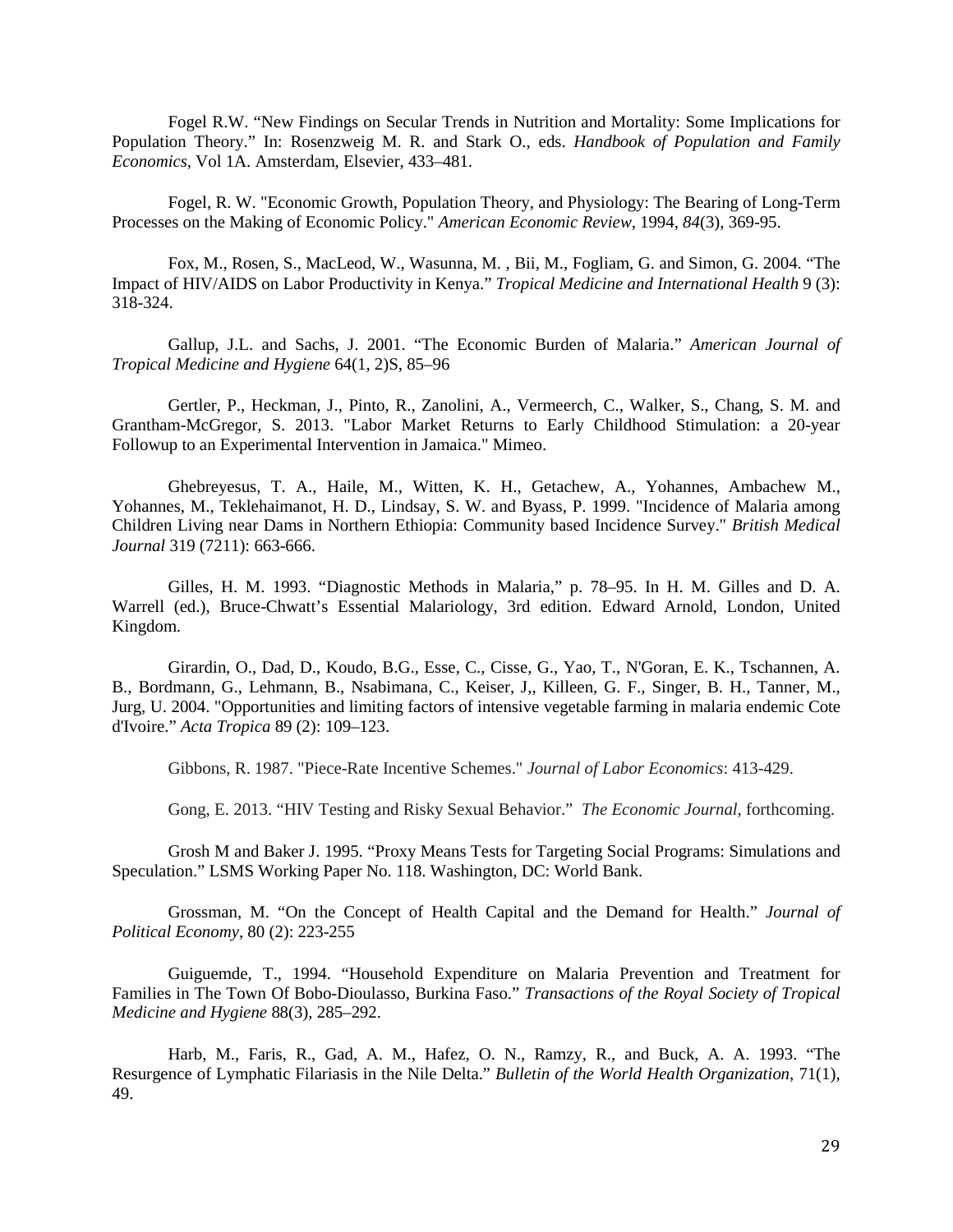Fogel R.W. "New Findings on Secular Trends in Nutrition and Mortality: Some Implications for Population Theory." In: Rosenzweig M. R. and Stark O., eds. *Handbook of Population and Family Economics*, Vol 1A. Amsterdam, Elsevier, 433–481.

Fogel, R. W. "Economic Growth, Population Theory, and Physiology: The Bearing of Long-Term Processes on the Making of Economic Policy." *American Economic Review*, 1994, *84*(3), 369-95.

Fox, M., Rosen, S., MacLeod, W., Wasunna, M. , Bii, M., Fogliam, G. and Simon, G. 2004. "The Impact of HIV/AIDS on Labor Productivity in Kenya." *Tropical Medicine and International Health* 9 (3): 318-324.

Gallup, J.L. and Sachs, J. 2001. "The Economic Burden of Malaria." *American Journal of Tropical Medicine and Hygiene* 64(1, 2)S, 85–96

Gertler, P., Heckman, J., Pinto, R., Zanolini, A., Vermeerch, C., Walker, S., Chang, S. M. and Grantham-McGregor, S. 2013. "Labor Market Returns to Early Childhood Stimulation: a 20-year Followup to an Experimental Intervention in Jamaica." Mimeo.

Ghebreyesus, T. A., Haile, M., Witten, K. H., Getachew, A., Yohannes, Ambachew M., Yohannes, M., Teklehaimanot, H. D., Lindsay, S. W. and Byass, P. 1999. "Incidence of Malaria among Children Living near Dams in Northern Ethiopia: Community based Incidence Survey." *British Medical Journal* 319 (7211): 663-666.

Gilles, H. M. 1993. "Diagnostic Methods in Malaria," p. 78–95. In H. M. Gilles and D. A. Warrell (ed.), Bruce-Chwatt's Essential Malariology, 3rd edition. Edward Arnold, London, United Kingdom.

Girardin, O., Dad, D., Koudo, B.G., Esse, C., Cisse, G., Yao, T., N'Goran, E. K., Tschannen, A. B., Bordmann, G., Lehmann, B., Nsabimana, C., Keiser, J,, Killeen, G. F., Singer, B. H., Tanner, M., Jurg, U. 2004. "Opportunities and limiting factors of intensive vegetable farming in malaria endemic Cote d'Ivoire." *Acta Tropica* 89 (2): 109–123.

Gibbons, R. 1987. "Piece-Rate Incentive Schemes." *Journal of Labor Economics*: 413-429.

Gong, E. 2013. "HIV Testing and Risky Sexual Behavior." *The Economic Journal*, forthcoming.

Grosh M and Baker J. 1995. "Proxy Means Tests for Targeting Social Programs: Simulations and Speculation." LSMS Working Paper No. 118. Washington, DC: World Bank.

Grossman, M. "On the Concept of Health Capital and the Demand for Health." *Journal of Political Economy*, 80 (2): 223-255

Guiguemde, T., 1994. "Household Expenditure on Malaria Prevention and Treatment for Families in The Town Of Bobo-Dioulasso, Burkina Faso." *Transactions of the Royal Society of Tropical Medicine and Hygiene* 88(3), 285–292.

Harb, M., Faris, R., Gad, A. M., Hafez, O. N., Ramzy, R., and Buck, A. A. 1993. "The Resurgence of Lymphatic Filariasis in the Nile Delta." *Bulletin of the World Health Organization*, 71(1), 49.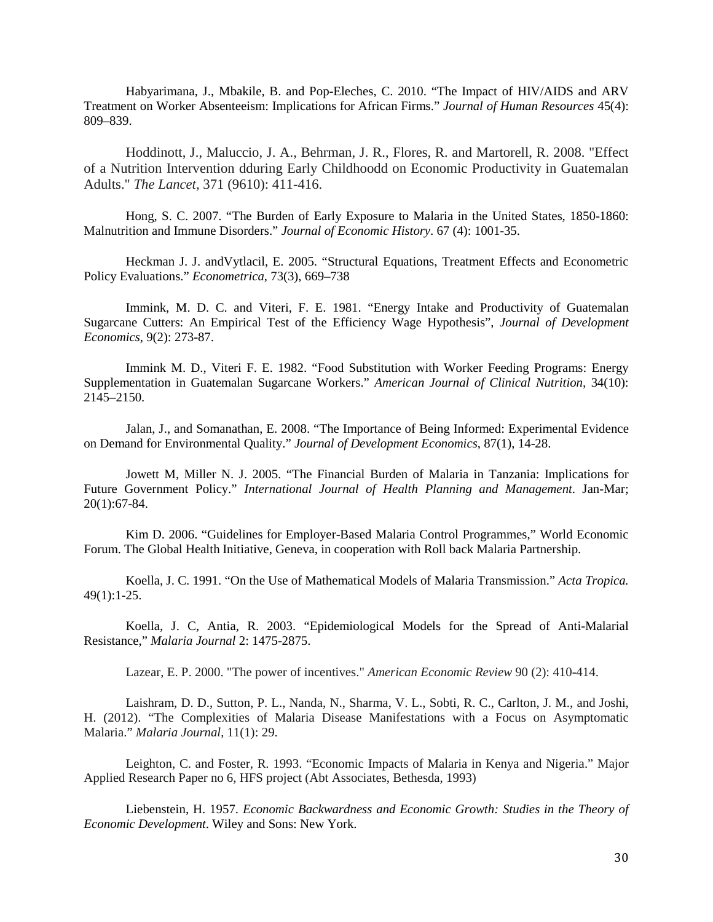Habyarimana, J., Mbakile, B. and Pop-Eleches, C. 2010. “The Impact of HIV/AIDS and ARV Treatment on Worker Absenteeism: Implications for African Firms.” *Journal of Human Resources* 45(4): 809–839.

Hoddinott, J., Maluccio, J. A., Behrman, J. R., Flores, R. and Martorell, R. 2008. "Effect of a Nutrition Intervention dduring Early Childhoodd on Economic Productivity in Guatemalan Adults." *The Lancet*, 371 (9610): 411-416.

Hong, S. C. 2007. “The Burden of Early Exposure to Malaria in the United States, 1850-1860: Malnutrition and Immune Disorders.” *Journal of Economic History*. 67 (4): 1001-35.

Heckman J. J. andVytlacil, E. 2005. “Structural Equations, Treatment Effects and Econometric Policy Evaluations.” *Econometrica*, 73(3), 669–738

Immink, M. D. C. and Viteri, F. E. 1981. “Energy Intake and Productivity of Guatemalan Sugarcane Cutters: An Empirical Test of the Efficiency Wage Hypothesis”, *Journal of Development Economics*, 9(2): 273-87.

Immink M. D., Viteri F. E. 1982. “Food Substitution with Worker Feeding Programs: Energy Supplementation in Guatemalan Sugarcane Workers.” *American Journal of Clinical Nutrition*, 34(10): 2145–2150.

Jalan, J., and Somanathan, E. 2008. “The Importance of Being Informed: Experimental Evidence on Demand for Environmental Quality.” *Journal of Development Economics*, 87(1), 14-28.

Jowett M, Miller N. J. 2005. “The Financial Burden of Malaria in Tanzania: Implications for Future Government Policy.” *International Journal of Health Planning and Management*. Jan-Mar; 20(1):67-84.

Kim D. 2006. “Guidelines for Employer-Based Malaria Control Programmes,” World Economic Forum. The Global Health Initiative, Geneva, in cooperation with Roll back Malaria Partnership.

Koella, J. C. 1991. “On the Use of Mathematical Models of Malaria Transmission.” *Acta Tropica.* 49(1):1-25.

Koella, J. C, Antia, R. 2003. “Epidemiological Models for the Spread of Anti-Malarial Resistance,” *Malaria Journal* 2: 1475-2875.

Lazear, E. P. 2000. "The power of incentives." *American Economic Review* 90 (2): 410-414.

Laishram, D. D., Sutton, P. L., Nanda, N., Sharma, V. L., Sobti, R. C., Carlton, J. M., and Joshi, H. (2012). “The Complexities of Malaria Disease Manifestations with a Focus on Asymptomatic Malaria.” *Malaria Journal*, 11(1): 29.

Leighton, C. and Foster, R. 1993. “Economic Impacts of Malaria in Kenya and Nigeria.” Major Applied Research Paper no 6, HFS project (Abt Associates, Bethesda, 1993)

Liebenstein, H. 1957. *Economic Backwardness and Economic Growth: Studies in the Theory of Economic Development*. Wiley and Sons: New York.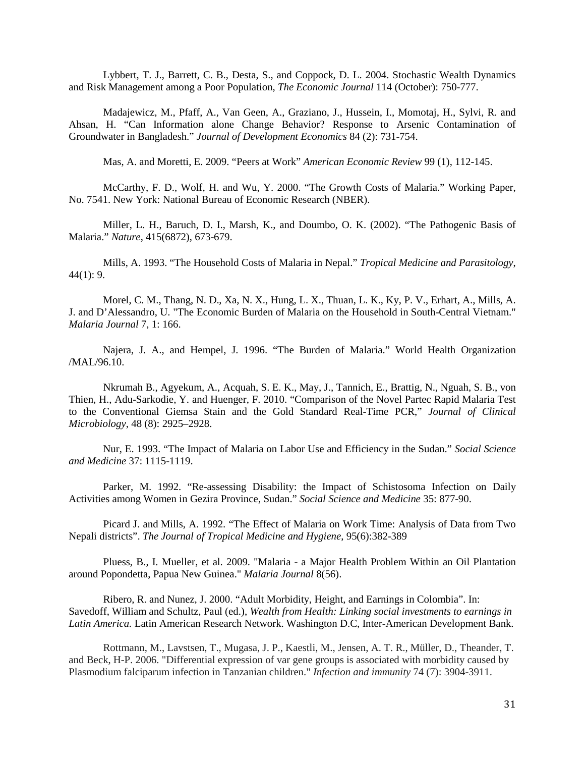Lybbert, T. J., Barrett, C. B., Desta, S., and Coppock, D. L. 2004. Stochastic Wealth Dynamics and Risk Management among a Poor Population, *The Economic Journal* 114 (October): 750-777.

Madajewicz, M., Pfaff, A., Van Geen, A., Graziano, J., Hussein, I., Momotaj, H., Sylvi, R. and Ahsan, H. "Can Information alone Change Behavior? Response to Arsenic Contamination of Groundwater in Bangladesh." *Journal of Development Economics* 84 (2): 731-754.

Mas, A. and Moretti, E. 2009. "Peers at Work" *American Economic Review* 99 (1), 112-145.

McCarthy, F. D., Wolf, H. and Wu, Y. 2000. "The Growth Costs of Malaria." Working Paper, No. 7541. New York: National Bureau of Economic Research (NBER).

Miller, L. H., Baruch, D. I., Marsh, K., and Doumbo, O. K. (2002). "The Pathogenic Basis of Malaria." *Nature*, 415(6872), 673-679.

Mills, A. 1993. "The Household Costs of Malaria in Nepal." *Tropical Medicine and Parasitology,* 44(1): 9.

Morel, C. M., Thang, N. D., Xa, N. X., Hung, L. X., Thuan, L. K., Ky, P. V., Erhart, A., Mills, A. J. and D'Alessandro, U. "The Economic Burden of Malaria on the Household in South-Central Vietnam." *Malaria Journal* 7, 1: 166.

Najera, J. A., and Hempel, J. 1996. "The Burden of Malaria." World Health Organization /MAL/96.10.

Nkrumah B., Agyekum, A., Acquah, S. E. K., May, J., Tannich, E., Brattig, N., Nguah, S. B., von Thien, H., Adu-Sarkodie, Y. and Huenger, F. 2010. "Comparison of the Novel Partec Rapid Malaria Test to the Conventional Giemsa Stain and the Gold Standard Real-Time PCR," *Journal of Clinical Microbiology*, 48 (8): 2925–2928.

Nur, E. 1993. "The Impact of Malaria on Labor Use and Efficiency in the Sudan." *Social Science and Medicine* 37: 1115-1119.

Parker, M. 1992. "Re-assessing Disability: the Impact of Schistosoma Infection on Daily Activities among Women in Gezira Province, Sudan." *Social Science and Medicine* 35: 877-90.

Picard J. and Mills, A. 1992. "The Effect of Malaria on Work Time: Analysis of Data from Two Nepali districts". *The Journal of Tropical Medicine and Hygiene*, 95(6):382-389

Pluess, B., I. Mueller, et al. 2009. "Malaria - a Major Health Problem Within an Oil Plantation around Popondetta, Papua New Guinea." *Malaria Journal* 8(56).

Ribero, R. and Nunez, J. 2000. "Adult Morbidity, Height, and Earnings in Colombia". In: Savedoff, William and Schultz, Paul (ed.), *Wealth from Health: Linking social investments to earnings in Latin America.* Latin American Research Network. Washington D.C, Inter-American Development Bank.

Rottmann, M., Lavstsen, T., Mugasa, J. P., Kaestli, M., Jensen, A. T. R., Müller, D., Theander, T. and Beck, H-P. 2006. "Differential expression of var gene groups is associated with morbidity caused by Plasmodium falciparum infection in Tanzanian children." *Infection and immunity* 74 (7): 3904-3911.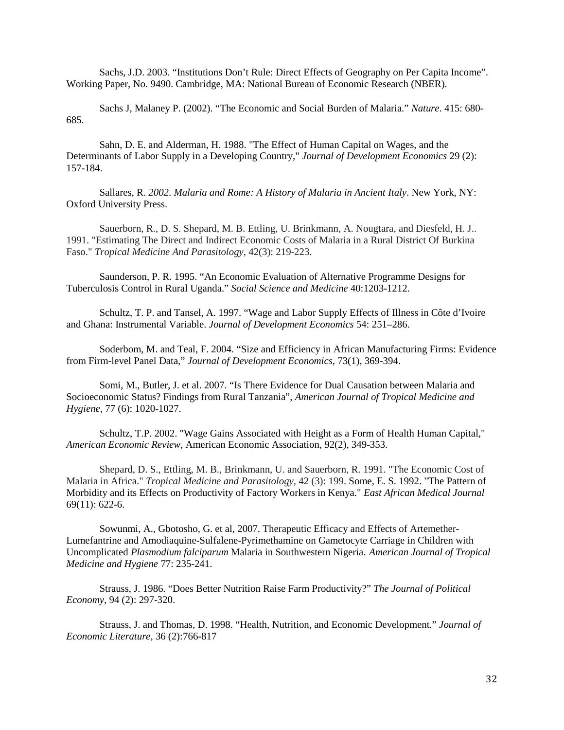Sachs, J.D. 2003. “Institutions Don’t Rule: Direct Effects of Geography on Per Capita Income”. Working Paper, No. 9490. Cambridge, MA: National Bureau of Economic Research (NBER).

Sachs J, Malaney P. (2002). “The Economic and Social Burden of Malaria.” *Nature*. 415: 680-685.

Sahn, D. E. and Alderman, H. 1988. "The Effect of Human Capital on Wages, and the Determinants of Labor Supply in a Developing Country," *Journal of Development Economics* 29 (2): 157-184.

Sallares, R. *2002*. *Malaria and Rome: A History of Malaria in Ancient Italy*. New York, NY: Oxford University Press.

Sauerborn, R., D. S. Shepard, M. B. Ettling, U. Brinkmann, A. Nougtara, and Diesfeld, H. J.. 1991. "Estimating The Direct and Indirect Economic Costs of Malaria in a Rural District Of Burkina Faso." *Tropical Medicine And Parasitology*, 42(3): 219-223.

Saunderson, P. R. 1995. “An Economic Evaluation of Alternative Programme Designs for Tuberculosis Control in Rural Uganda.” *Social Science and Medicine* 40:1203-1212.

Schultz, T. P. and Tansel, A. 1997. “Wage and Labor Supply Effects of Illness in Côte d’Ivoire and Ghana: Instrumental Variable. *Journal of Development Economics* 54: 251–286.

Soderbom, M. and Teal, F. 2004. “Size and Efficiency in African Manufacturing Firms: Evidence from Firm-level Panel Data,” *Journal of Development Economics*, 73(1), 369-394.

Somi, M., Butler, J. et al. 2007. “Is There Evidence for Dual Causation between Malaria and Socioeconomic Status? Findings from Rural Tanzania”, *American Journal of Tropical Medicine and Hygiene*, 77 (6): 1020-1027.

Schultz, T.P. 2002. "Wage Gains Associated with Height as a Form of Health Human Capital," *American Economic Review*, American Economic Association, 92(2), 349-353.

Shepard, D. S., Ettling, M. B., Brinkmann, U. and Sauerborn, R. 1991. "The Economic Cost of Malaria in Africa." *Tropical Medicine and Parasitology*, 42 (3): 199. Some, E. S. 1992. "The Pattern of Morbidity and its Effects on Productivity of Factory Workers in Kenya." *East African Medical Journal* 69(11): 622-6.

Sowunmi, A., Gbotosho, G. et al, 2007. Therapeutic Efficacy and Effects of Artemether-Lumefantrine and Amodiaquine-Sulfalene-Pyrimethamine on Gametocyte Carriage in Children with Uncomplicated *Plasmodium falciparum* Malaria in Southwestern Nigeria. *American Journal of Tropical Medicine and Hygiene* 77: 235-241.

Strauss, J. 1986. “Does Better Nutrition Raise Farm Productivity?” *The Journal of Political Economy*, 94 (2): 297-320.

Strauss, J. and Thomas, D. 1998. “Health, Nutrition, and Economic Development.” *Journal of Economic Literature*, 36 (2):766-817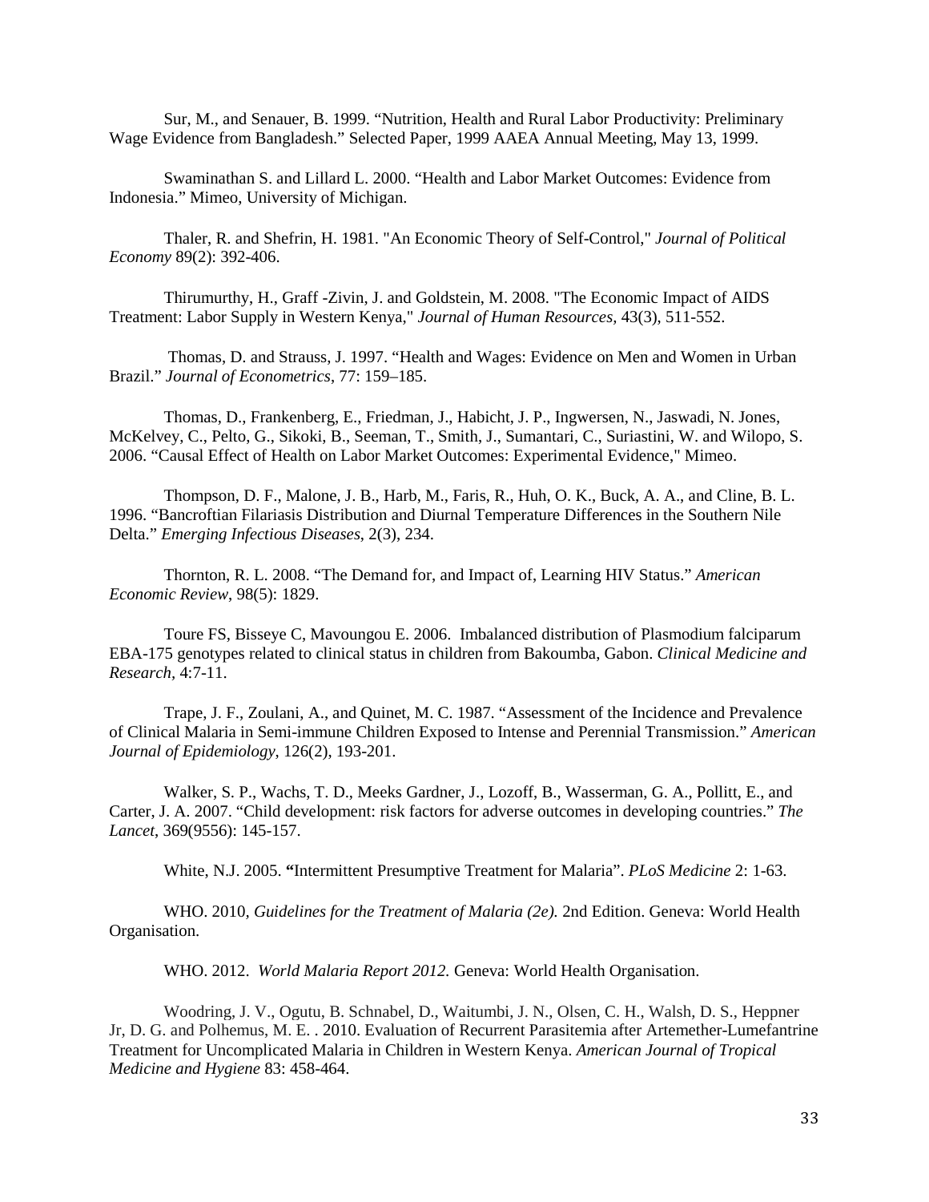Sur, M., and Senauer, B. 1999. “Nutrition, Health and Rural Labor Productivity: Preliminary Wage Evidence from Bangladesh.” Selected Paper, 1999 AAEA Annual Meeting, May 13, 1999.

Swaminathan S. and Lillard L. 2000. “Health and Labor Market Outcomes: Evidence from Indonesia.” Mimeo, University of Michigan.

Thaler, R. and Shefrin, H. 1981. "An Economic Theory of Self-Control," *Journal of Political Economy* 89(2): 392-406.

Thirumurthy, H., Graff -Zivin, J. and Goldstein, M. 2008. "The Economic Impact of AIDS Treatment: Labor Supply in Western Kenya," *Journal of Human Resources*, 43(3), 511-552.

Thomas, D. and Strauss, J. 1997. “Health and Wages: Evidence on Men and Women in Urban Brazil.” *Journal of Econometrics*, 77: 159–185.

Thomas, D., Frankenberg, E., Friedman, J., Habicht, J. P., Ingwersen, N., Jaswadi, N. Jones, McKelvey, C., Pelto, G., Sikoki, B., Seeman, T., Smith, J., Sumantari, C., Suriastini, W. and Wilopo, S. 2006. “Causal Effect of Health on Labor Market Outcomes: Experimental Evidence," Mimeo.

Thompson, D. F., Malone, J. B., Harb, M., Faris, R., Huh, O. K., Buck, A. A., and Cline, B. L. 1996. “Bancroftian Filariasis Distribution and Diurnal Temperature Differences in the Southern Nile Delta.” *Emerging Infectious Diseases*, 2(3), 234.

Thornton, R. L. 2008. “The Demand for, and Impact of, Learning HIV Status.” *American Economic Review*, 98(5): 1829.

Toure FS, Bisseye C, Mavoungou E. 2006. Imbalanced distribution of Plasmodium falciparum EBA-175 genotypes related to clinical status in children from Bakoumba, Gabon. *Clinical Medicine and Research,* 4:7-11.

Trape, J. F., Zoulani, A., and Quinet, M. C. 1987. “Assessment of the Incidence and Prevalence of Clinical Malaria in Semi-immune Children Exposed to Intense and Perennial Transmission.” *American Journal of Epidemiology*, 126(2), 193-201.

Walker, S. P., Wachs, T. D., Meeks Gardner, J., Lozoff, B., Wasserman, G. A., Pollitt, E., and Carter, J. A. 2007. “Child development: risk factors for adverse outcomes in developing countries.” *The Lancet*, 369(9556): 145-157.

White, N.J. 2005. **“**Intermittent Presumptive Treatment for Malaria”. *PLoS Medicine* 2: 1-63.

WHO. 2010, *Guidelines for the Treatment of Malaria (2e).* 2nd Edition. Geneva: World Health Organisation.

WHO. 2012. *World Malaria Report 2012.* Geneva: World Health Organisation.

Woodring, J. V., Ogutu, B. Schnabel, D., Waitumbi, J. N., Olsen, C. H., Walsh, D. S., Heppner Jr, D. G. and Polhemus, M. E. . 2010. Evaluation of Recurrent Parasitemia after Artemether-Lumefantrine Treatment for Uncomplicated Malaria in Children in Western Kenya. *American Journal of Tropical Medicine and Hygiene* 83: 458-464.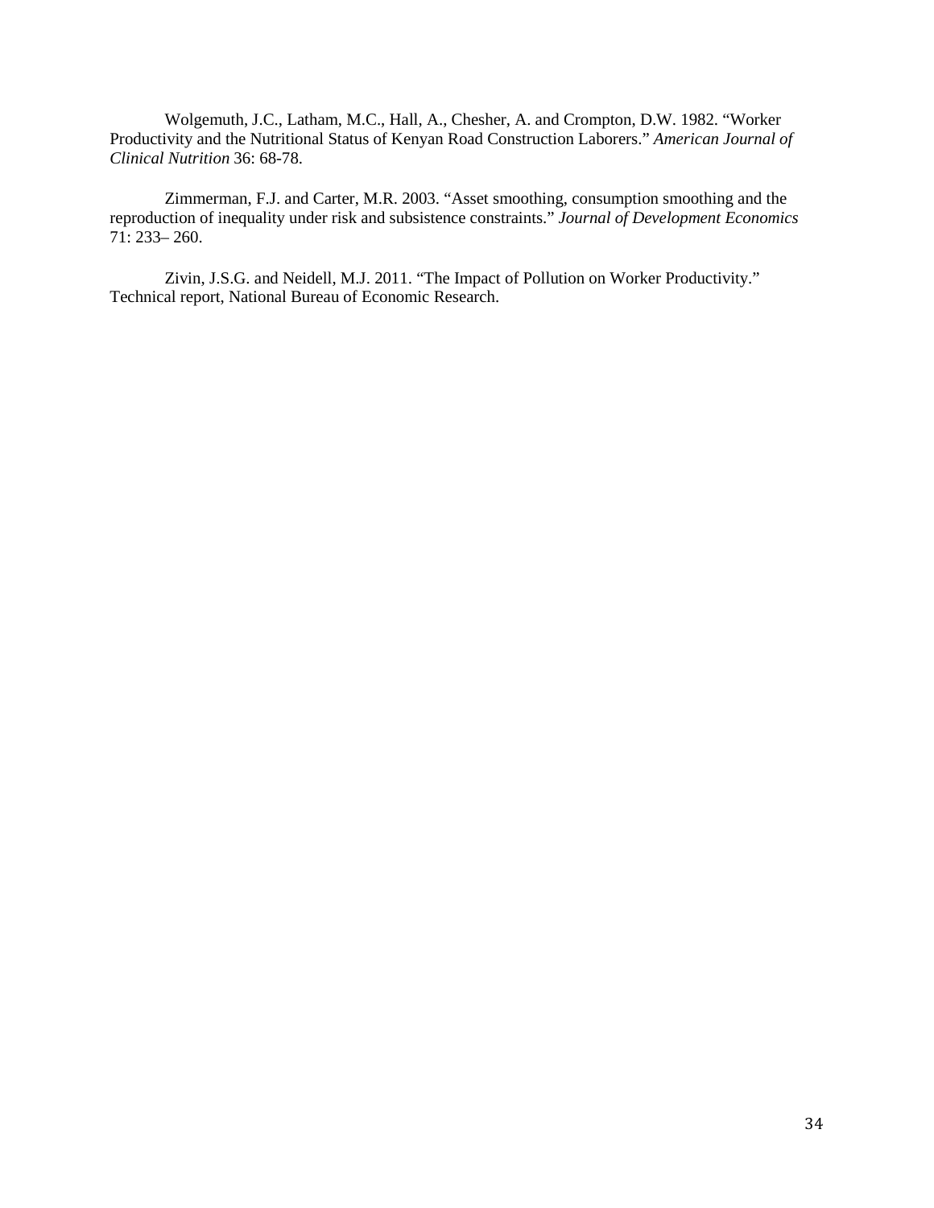Wolgemuth, J.C., Latham, M.C., Hall, A., Chesher, A. and Crompton, D.W. 1982. "Worker Productivity and the Nutritional Status of Kenyan Road Construction Laborers." *American Journal of Clinical Nutrition* 36: 68-78.

Zimmerman, F.J. and Carter, M.R. 2003. "Asset smoothing, consumption smoothing and the reproduction of inequality under risk and subsistence constraints." *Journal of Development Economics* 71: 233– 260.

Zivin, J.S.G. and Neidell, M.J. 2011. "The Impact of Pollution on Worker Productivity." Technical report, National Bureau of Economic Research.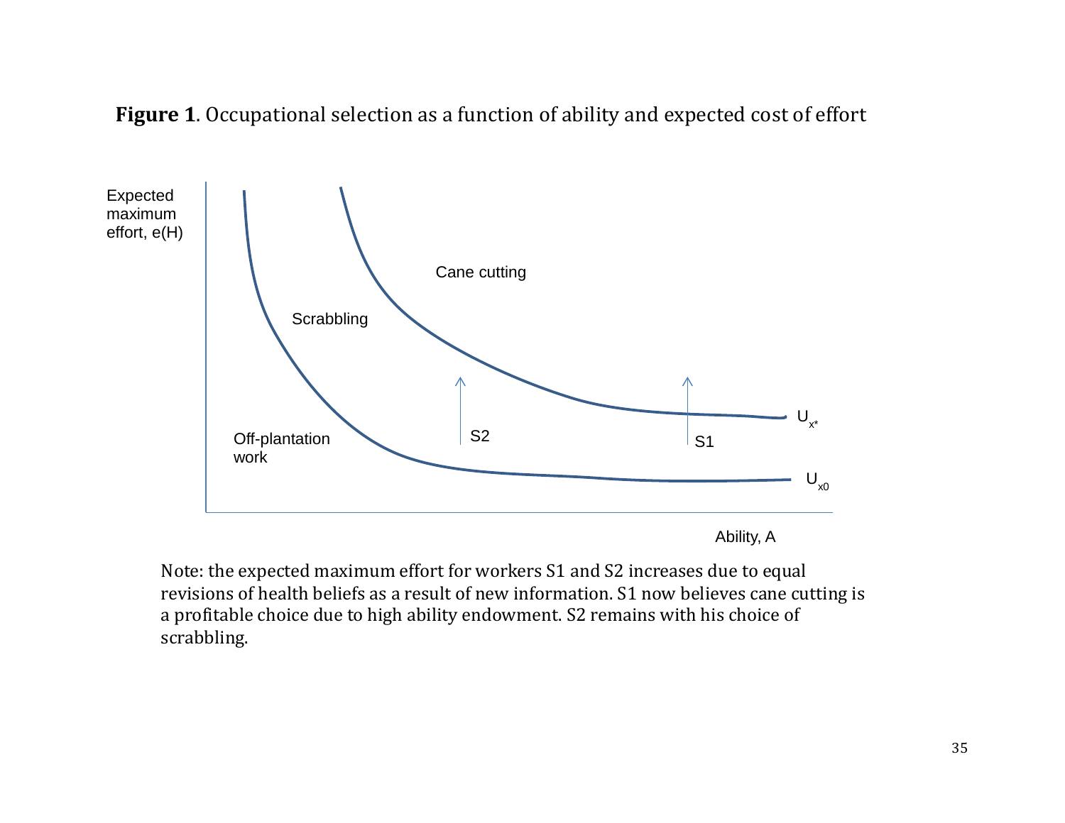**Figure 1**. Occupational selection as a function of ability and expected cost of effort

Note: the expected maximum effort for workers S1 and S2 increases due to equal revisions of health beliefs as a result of new information. S1 now believes cane cutting is a profitable choice due to high ability endowment. S2 remains with his choice of scrabbling.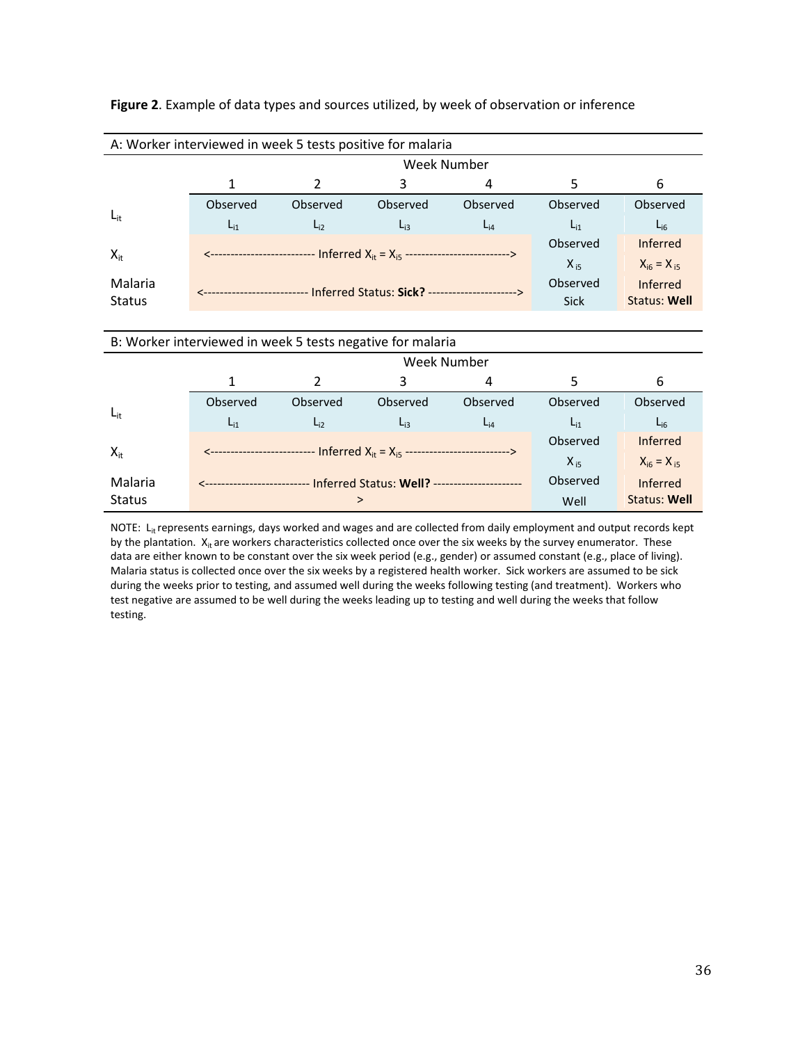**Figure 2**. Example of data types and sources utilized, by week of observation or inference

A: Worker interviewed in week 5 tests positive for malaria

| | Week Number | | | | | |
|---|---|---|---|---|---|---|
| | 1 | 2 | 3 | 4 | 5 | 6 |
| $L_{it}$ | Observed $L_{i1}$ | Observed $L_{i2}$ | Observed $L_{i3}$ | Observed $L_{i4}$ | Observed $L_{i1}$ | Observed $L_{i6}$ |
| $X_{it}$ | <------------------------- Inferred $X_{it} = X_{i5}$ -------------------------> | | | | Observed $X_{i5}$ | Inferred $X_{i6} = X_{i5}$ |
| Malaria Status | <------------------------- Inferred Status: **Sick?** ----------------------> | | | | Observed Sick | Inferred Status: **Well** |

B: Worker interviewed in week 5 tests negative for malaria

| | Week Number | | | | | |
|---|---|---|---|---|---|---|
| | 1 | 2 | 3 | 4 | 5 | 6 |
| $L_{it}$ | Observed $L_{i1}$ | Observed $L_{i2}$ | Observed $L_{i3}$ | Observed $L_{i4}$ | Observed $L_{i1}$ | Observed $L_{i6}$ |
| $X_{it}$ | <------------------------- Inferred $X_{it} = X_{i5}$ -------------------------> | | | | Observed $X_{i5}$ | Inferred $X_{i6} = X_{i5}$ |
| Malaria Status | <------------------------- Inferred Status: **Well?** ----------------------> | | | | Observed Well | Inferred Status: **Well** |

NOTE: $L_{it}$ represents earnings, days worked and wages and are collected from daily employment and output records kept by the plantation. $X_{it}$ are workers characteristics collected once over the six weeks by the survey enumerator. These data are either known to be constant over the six week period (e.g., gender) or assumed constant (e.g., place of living). Malaria status is collected once over the six weeks by a registered health worker. Sick workers are assumed to be sick during the weeks prior to testing, and assumed well during the weeks following testing (and treatment). Workers who test negative are assumed to be well during the weeks leading up to testing and well during the weeks that follow testing.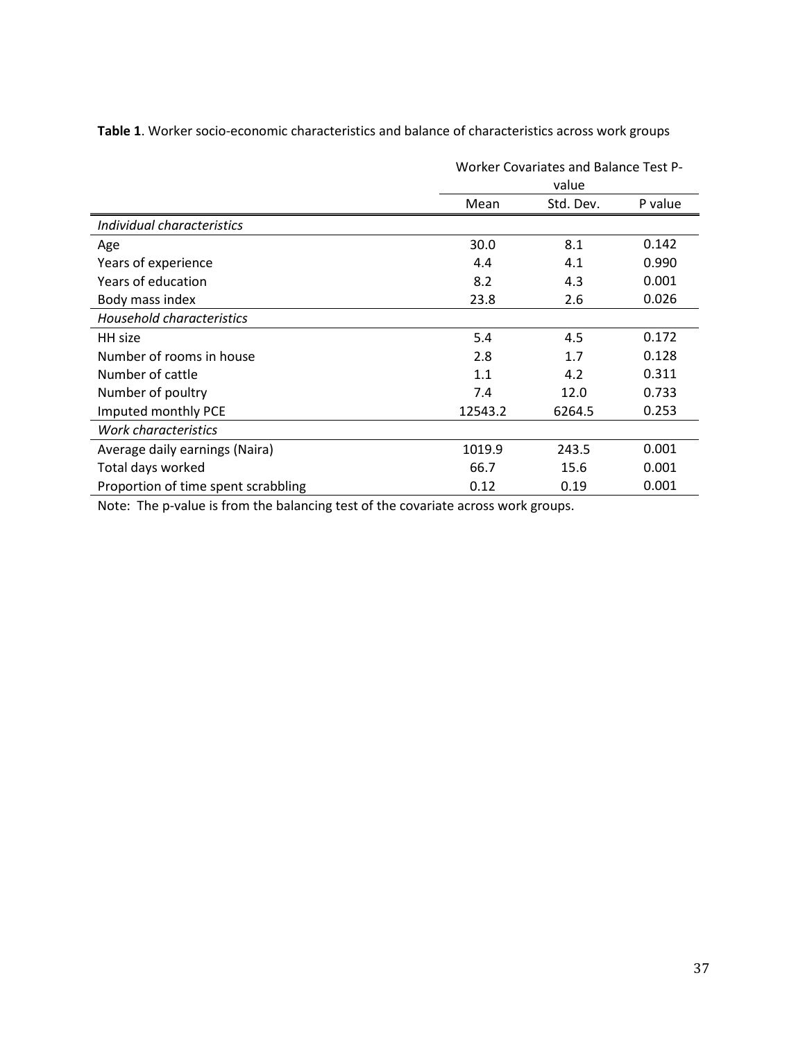**Table 1**. Worker socio-economic characteristics and balance of characteristics across work groups

| | Worker Covariates and Balance Test P-value | | |
|---|---|---|---|
| | Mean | Std. Dev. | P value |
| *Individual characteristics* | | | |
| Age | 30.0 | 8.1 | 0.142 |
| Years of experience | 4.4 | 4.1 | 0.990 |
| Years of education | 8.2 | 4.3 | 0.001 |
| Body mass index | 23.8 | 2.6 | 0.026 |
| *Household characteristics* | | | |
| HH size | 5.4 | 4.5 | 0.172 |
| Number of rooms in house | 2.8 | 1.7 | 0.128 |
| Number of cattle | 1.1 | 4.2 | 0.311 |
| Number of poultry | 7.4 | 12.0 | 0.733 |
| Imputed monthly PCE | 12543.2 | 6264.5 | 0.253 |
| *Work characteristics* | | | |
| Average daily earnings (Naira) | 1019.9 | 243.5 | 0.001 |
| Total days worked | 66.7 | 15.6 | 0.001 |
| Proportion of time spent scrabbling | 0.12 | 0.19 | 0.001 |

Note: The p-value is from the balancing test of the covariate across work groups.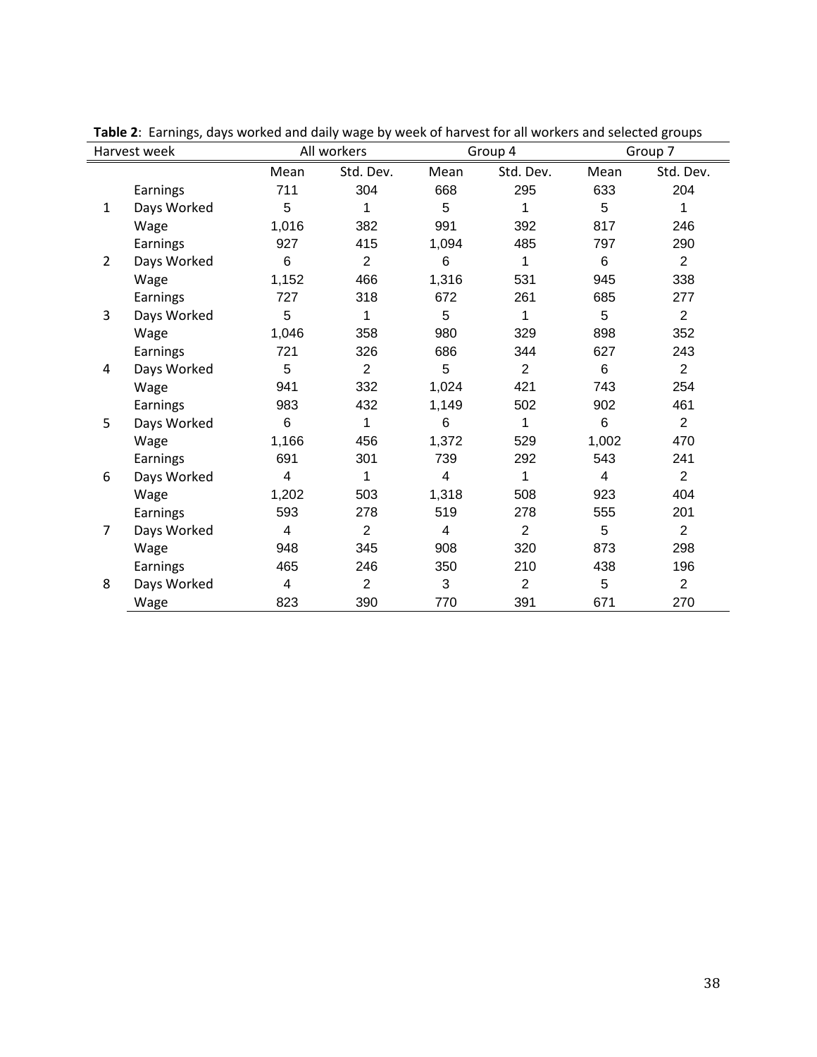**Table 2**: Earnings, days worked and daily wage by week of harvest for all workers and selected groups

| Harvest week | | All workers | | Group 4 | | Group 7 | |
|---|---|---|---|---|---|---|---|
| | | Mean | Std. Dev. | Mean | Std. Dev. | Mean | Std. Dev. |
| | Earnings | 711 | 304 | 668 | 295 | 633 | 204 |
| 1 | Days Worked | 5 | 1 | 5 | 1 | 5 | 1 |
| | Wage | 1,016 | 382 | 991 | 392 | 817 | 246 |
| | Earnings | 927 | 415 | 1,094 | 485 | 797 | 290 |
| 2 | Days Worked | 6 | 2 | 6 | 1 | 6 | 2 |
| | Wage | 1,152 | 466 | 1,316 | 531 | 945 | 338 |
| | Earnings | 727 | 318 | 672 | 261 | 685 | 277 |
| 3 | Days Worked | 5 | 1 | 5 | 1 | 5 | 2 |
| | Wage | 1,046 | 358 | 980 | 329 | 898 | 352 |
| | Earnings | 721 | 326 | 686 | 344 | 627 | 243 |
| 4 | Days Worked | 5 | 2 | 5 | 2 | 6 | 2 |
| | Wage | 941 | 332 | 1,024 | 421 | 743 | 254 |
| | Earnings | 983 | 432 | 1,149 | 502 | 902 | 461 |
| 5 | Days Worked | 6 | 1 | 6 | 1 | 6 | 2 |
| | Wage | 1,166 | 456 | 1,372 | 529 | 1,002 | 470 |
| | Earnings | 691 | 301 | 739 | 292 | 543 | 241 |
| 6 | Days Worked | 4 | 1 | 4 | 1 | 4 | 2 |
| | Wage | 1,202 | 503 | 1,318 | 508 | 923 | 404 |
| | Earnings | 593 | 278 | 519 | 278 | 555 | 201 |
| 7 | Days Worked | 4 | 2 | 4 | 2 | 5 | 2 |
| | Wage | 948 | 345 | 908 | 320 | 873 | 298 |
| | Earnings | 465 | 246 | 350 | 210 | 438 | 196 |
| 8 | Days Worked | 4 | 2 | 3 | 2 | 5 | 2 |
| | Wage | 823 | 390 | 770 | 391 | 671 | 270 |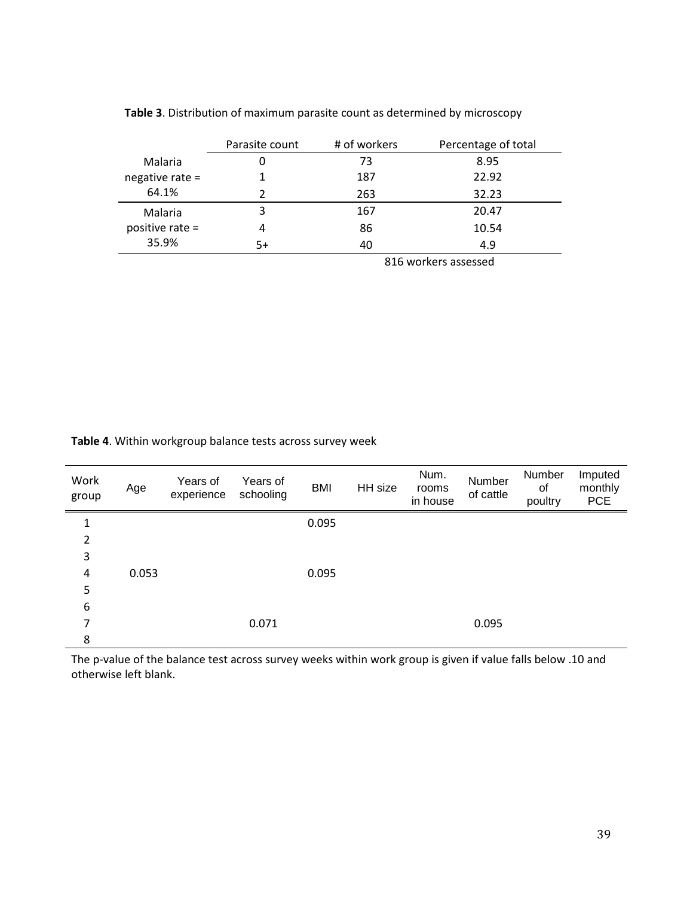**Table 3**. Distribution of maximum parasite count as determined by microscopy

| | Parasite count | # of workers | Percentage of total |
|---|---|---|---|
| Malaria negative rate = 64.1% | 0 | 73 | 8.95 |
| | 1 | 187 | 22.92 |
| | 2 | 263 | 32.23 |
| Malaria positive rate = 35.9% | 3 | 167 | 20.47 |
| | 4 | 86 | 10.54 |
| | 5+ | 40 | 4.9 |
| | | | 816 workers assessed |

**Table 4**. Within workgroup balance tests across survey week

| Work group | Age | Years of experience | Years of schooling | BMI | HH size | Num. rooms in house | Number of cattle | Number of poultry | Imputed monthly PCE |
|---|---|---|---|---|---|---|---|---|---|
| 1 | | | | 0.095 | | | | | |
| 2 | | | | | | | | | |
| 3 | | | | | | | | | |
| 4 | 0.053 | | | 0.095 | | | | | |
| 5 | | | | | | | | | |
| 6 | | | | | | | | | |
| 7 | | | 0.071 | | | | 0.095 | | |
| 8 | | | | | | | | | |

The p-value of the balance test across survey weeks within work group is given if value falls below .10 and otherwise left blank.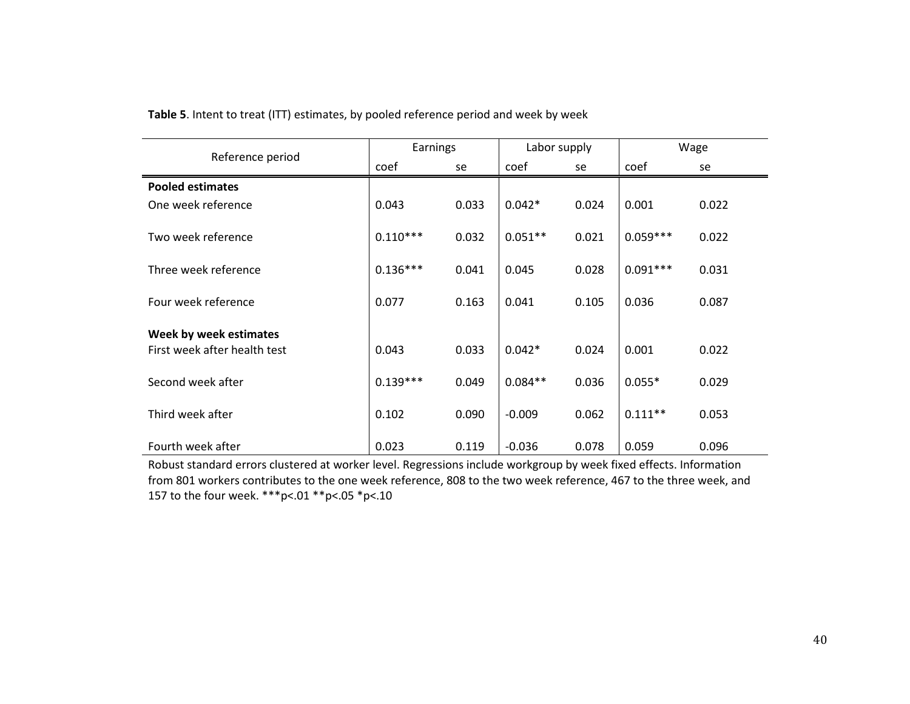**Table 5**. Intent to treat (ITT) estimates, by pooled reference period and week by week

| Reference period | Earnings | | Labor supply | | Wage | |
|---|---|---|---|---|---|---|
| | coef | se | coef | se | coef | se |
| **Pooled estimates** | | | | | | |
| One week reference | 0.043 | 0.033 | 0.042* | 0.024 | 0.001 | 0.022 |
| Two week reference | 0.110*** | 0.032 | 0.051** | 0.021 | 0.059*** | 0.022 |
| Three week reference | 0.136*** | 0.041 | 0.045 | 0.028 | 0.091*** | 0.031 |
| Four week reference | 0.077 | 0.163 | 0.041 | 0.105 | 0.036 | 0.087 |
| **Week by week estimates** | | | | | | |
| First week after health test | 0.043 | 0.033 | 0.042* | 0.024 | 0.001 | 0.022 |
| Second week after | 0.139*** | 0.049 | 0.084** | 0.036 | 0.055* | 0.029 |
| Third week after | 0.102 | 0.090 | -0.009 | 0.062 | 0.111** | 0.053 |
| Fourth week after | 0.023 | 0.119 | -0.036 | 0.078 | 0.059 | 0.096 |

Robust standard errors clustered at worker level. Regressions include workgroup by week fixed effects. Information from 801 workers contributes to the one week reference, 808 to the two week reference, 467 to the three week, and 157 to the four week. ***p<.01 **p<.05 *p<.10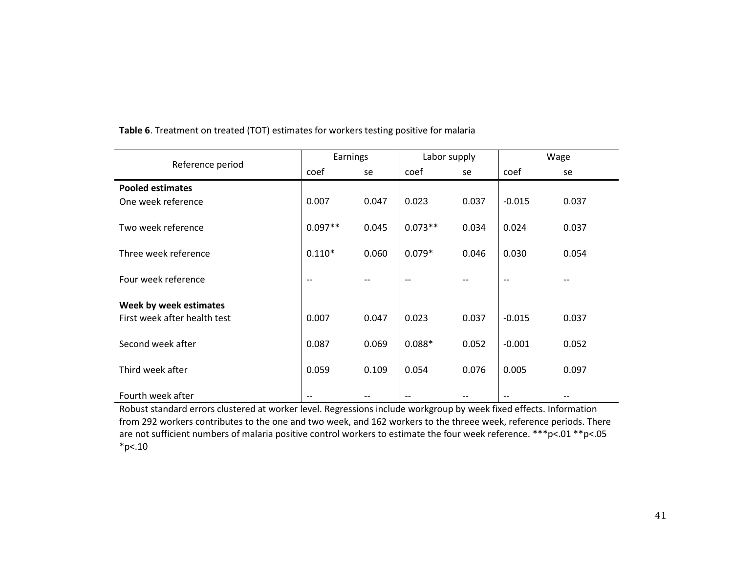**Table 6**. Treatment on treated (TOT) estimates for workers testing positive for malaria

| Reference period | Earnings | | Labor supply | | Wage | |
|---|---|---|---|---|---|---|
| | coef | se | coef | se | coef | se |
| **Pooled estimates** | | | | | | |
| One week reference | 0.007 | 0.047 | 0.023 | 0.037 | -0.015 | 0.037 |
| Two week reference | 0.097** | 0.045 | 0.073** | 0.034 | 0.024 | 0.037 |
| Three week reference | 0.110* | 0.060 | 0.079* | 0.046 | 0.030 | 0.054 |
| Four week reference | -- | -- | -- | -- | -- | -- |
| **Week by week estimates** | | | | | | |
| First week after health test | 0.007 | 0.047 | 0.023 | 0.037 | -0.015 | 0.037 |
| Second week after | 0.087 | 0.069 | 0.088* | 0.052 | -0.001 | 0.052 |
| Third week after | 0.059 | 0.109 | 0.054 | 0.076 | 0.005 | 0.097 |
| Fourth week after | -- | -- | -- | -- | -- | -- |

Robust standard errors clustered at worker level. Regressions include workgroup by week fixed effects. Information from 292 workers contributes to the one and two week, and 162 workers to the threee week, reference periods. There are not sufficient numbers of malaria positive control workers to estimate the four week reference. ***p<.01 **p<.05 *p<.10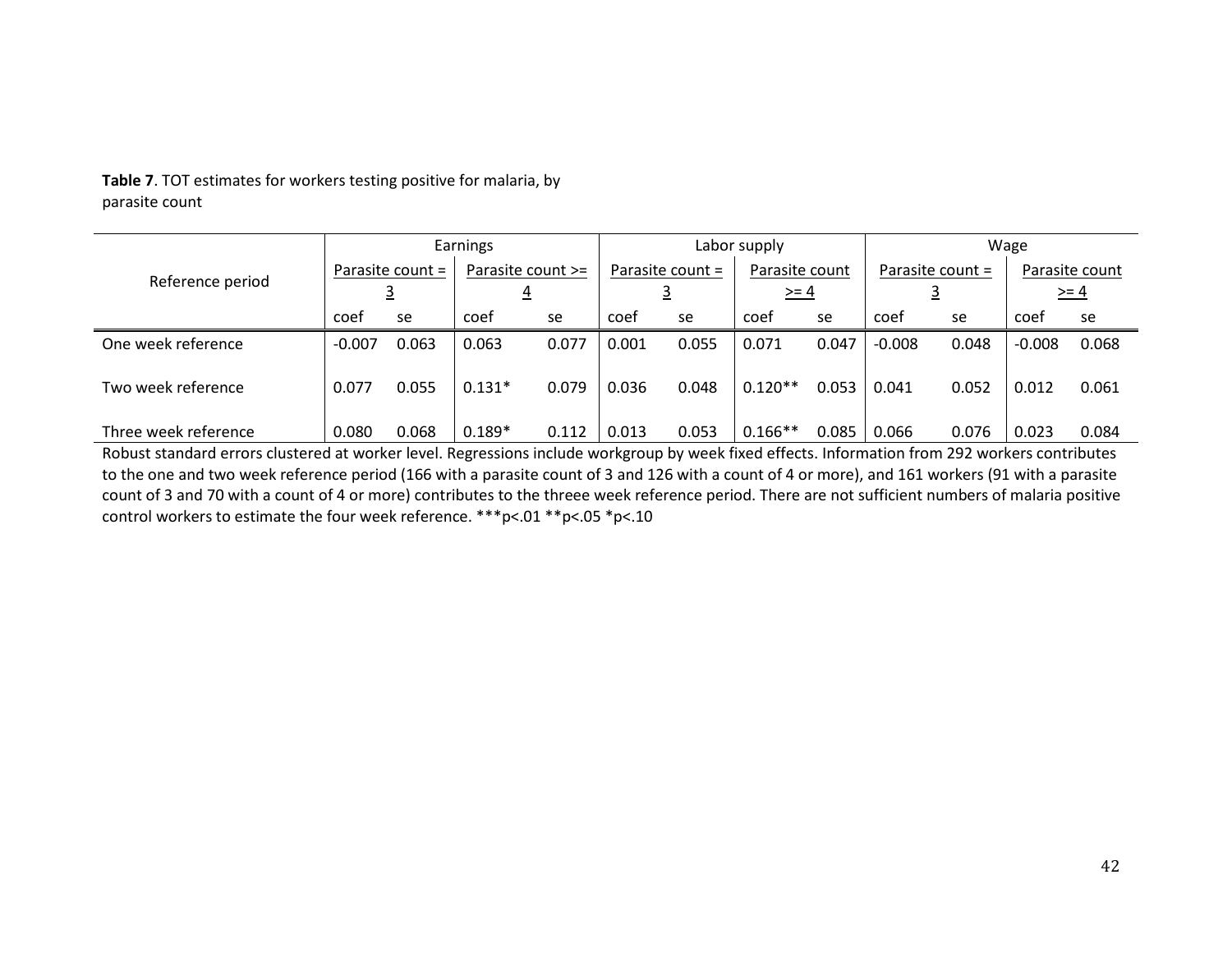**Table 7**. TOT estimates for workers testing positive for malaria, by parasite count

| Reference period | Earnings | | | | Labor supply | | | | Wage | | | |
|---|---|---|---|---|---|---|---|---|---|---|---|---|
| | Parasite count = 3 | | Parasite count >= 4 | | Parasite count = 3 | | Parasite count >= 4 | | Parasite count = 3 | | Parasite count >= 4 | |
| | coef | se | coef | se | coef | se | coef | se | coef | se | coef | se |
| One week reference | -0.007 | 0.063 | 0.063 | 0.077 | 0.001 | 0.055 | 0.071 | 0.047 | -0.008 | 0.048 | -0.008 | 0.068 |
| Two week reference | 0.077 | 0.055 | 0.131* | 0.079 | 0.036 | 0.048 | 0.120** | 0.053 | 0.041 | 0.052 | 0.012 | 0.061 |
| Three week reference | 0.080 | 0.068 | 0.189* | 0.112 | 0.013 | 0.053 | 0.166** | 0.085 | 0.066 | 0.076 | 0.023 | 0.084 |

Robust standard errors clustered at worker level. Regressions include workgroup by week fixed effects. Information from 292 workers contributes to the one and two week reference period (166 with a parasite count of 3 and 126 with a count of 4 or more), and 161 workers (91 with a parasite count of 3 and 70 with a count of 4 or more) contributes to the threee week reference period. There are not sufficient numbers of malaria positive control workers to estimate the four week reference. ***p<.01 **p<.05 *p<.10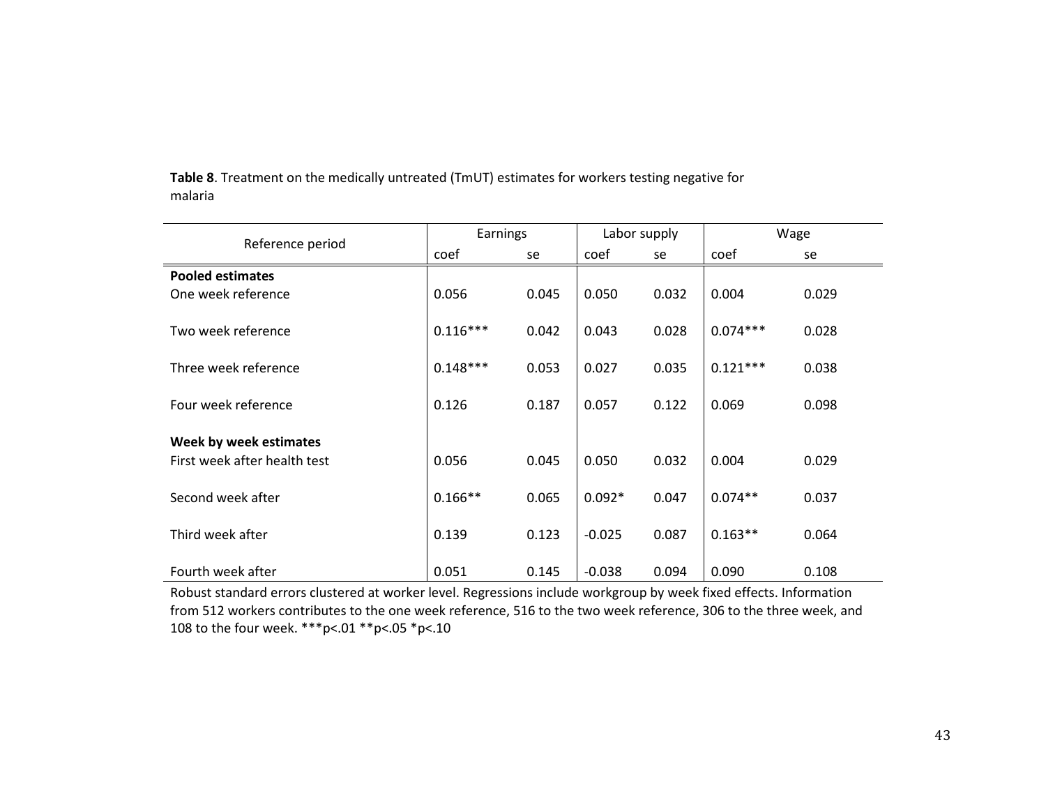**Table 8**. Treatment on the medically untreated (TmUT) estimates for workers testing negative for malaria

| Reference period | Earnings | | Labor supply | | Wage | |
|---|---|---|---|---|---|---|
| | coef | se | coef | se | coef | se |
| **Pooled estimates** | | | | | | |
| One week reference | 0.056 | 0.045 | 0.050 | 0.032 | 0.004 | 0.029 |
| Two week reference | 0.116*** | 0.042 | 0.043 | 0.028 | 0.074*** | 0.028 |
| Three week reference | 0.148*** | 0.053 | 0.027 | 0.035 | 0.121*** | 0.038 |
| Four week reference | 0.126 | 0.187 | 0.057 | 0.122 | 0.069 | 0.098 |
| **Week by week estimates** | | | | | | |
| First week after health test | 0.056 | 0.045 | 0.050 | 0.032 | 0.004 | 0.029 |
| Second week after | 0.166** | 0.065 | 0.092* | 0.047 | 0.074** | 0.037 |
| Third week after | 0.139 | 0.123 | -0.025 | 0.087 | 0.163** | 0.064 |
| Fourth week after | 0.051 | 0.145 | -0.038 | 0.094 | 0.090 | 0.108 |

Robust standard errors clustered at worker level. Regressions include workgroup by week fixed effects. Information from 512 workers contributes to the one week reference, 516 to the two week reference, 306 to the three week, and 108 to the four week. ***p<.01 **p<.05 *p<.10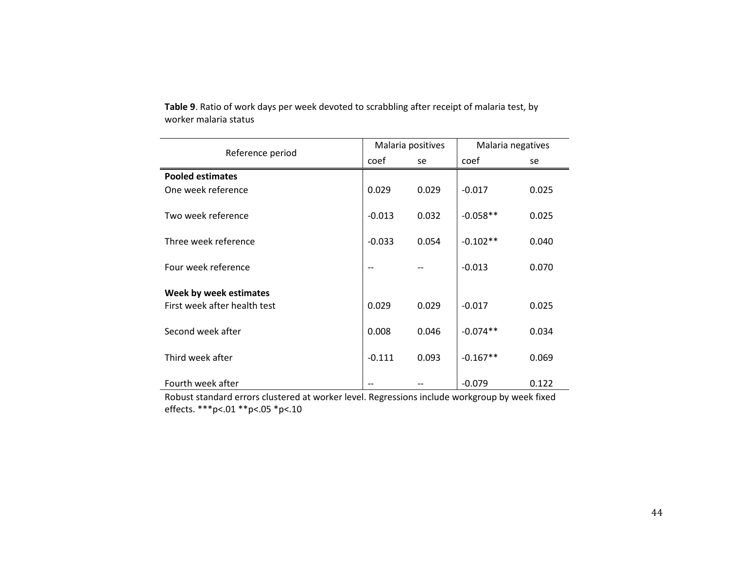**Table 9**. Ratio of work days per week devoted to scrabbling after receipt of malaria test, by worker malaria status

| Reference period | Malaria positives | | Malaria negatives | |
|---|---|---|---|---|
| | coef | se | coef | se |
| **Pooled estimates** | | | | |
| One week reference | 0.029 | 0.029 | -0.017 | 0.025 |
| Two week reference | -0.013 | 0.032 | -0.058** | 0.025 |
| Three week reference | -0.033 | 0.054 | -0.102** | 0.040 |
| Four week reference | -- | -- | -0.013 | 0.070 |
| **Week by week estimates** | | | | |
| First week after health test | 0.029 | 0.029 | -0.017 | 0.025 |
| Second week after | 0.008 | 0.046 | -0.074** | 0.034 |
| Third week after | -0.111 | 0.093 | -0.167** | 0.069 |
| Fourth week after | -- | -- | -0.079 | 0.122 |

Robust standard errors clustered at worker level. Regressions include workgroup by week fixed effects. ***p<.01 **p<.05 *p<.10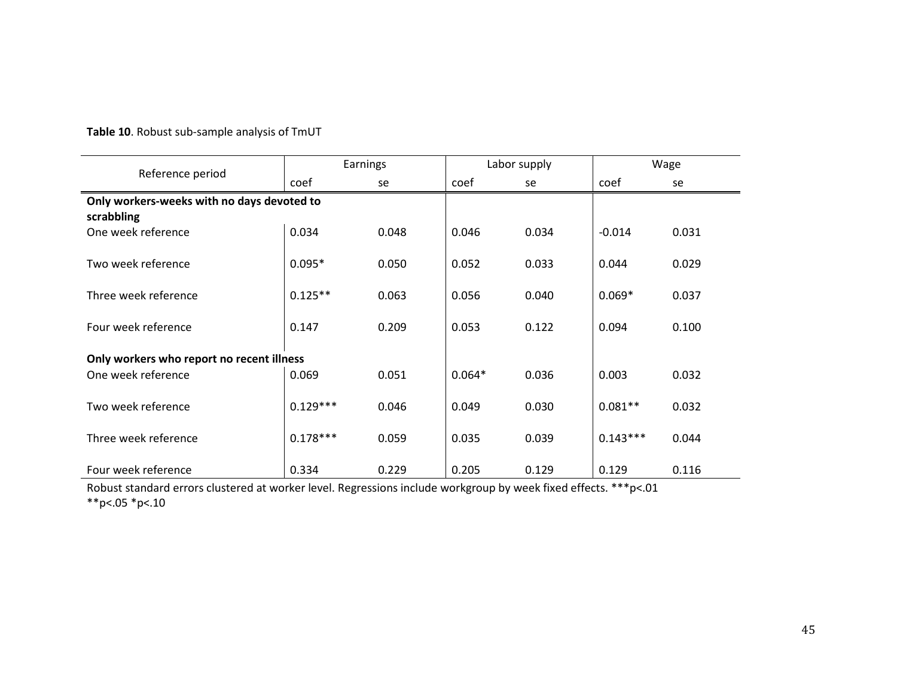**Table 10**. Robust sub-sample analysis of TmUT

| Reference period | Earnings | | Labor supply | | Wage | |
|---|---|---|---|---|---|---|
| | coef | se | coef | se | coef | se |
| **Only workers-weeks with no days devoted to scrabbling** | | | | | | |
| One week reference | 0.034 | 0.048 | 0.046 | 0.034 | -0.014 | 0.031 |
| Two week reference | 0.095* | 0.050 | 0.052 | 0.033 | 0.044 | 0.029 |
| Three week reference | 0.125** | 0.063 | 0.056 | 0.040 | 0.069* | 0.037 |
| Four week reference | 0.147 | 0.209 | 0.053 | 0.122 | 0.094 | 0.100 |
| **Only workers who report no recent illness** | | | | | | |
| One week reference | 0.069 | 0.051 | 0.064* | 0.036 | 0.003 | 0.032 |
| Two week reference | 0.129*** | 0.046 | 0.049 | 0.030 | 0.081** | 0.032 |
| Three week reference | 0.178*** | 0.059 | 0.035 | 0.039 | 0.143*** | 0.044 |
| Four week reference | 0.334 | 0.229 | 0.205 | 0.129 | 0.129 | 0.116 |

Robust standard errors clustered at worker level. Regressions include workgroup by week fixed effects. ***p<.01 **p<.05 *p<.10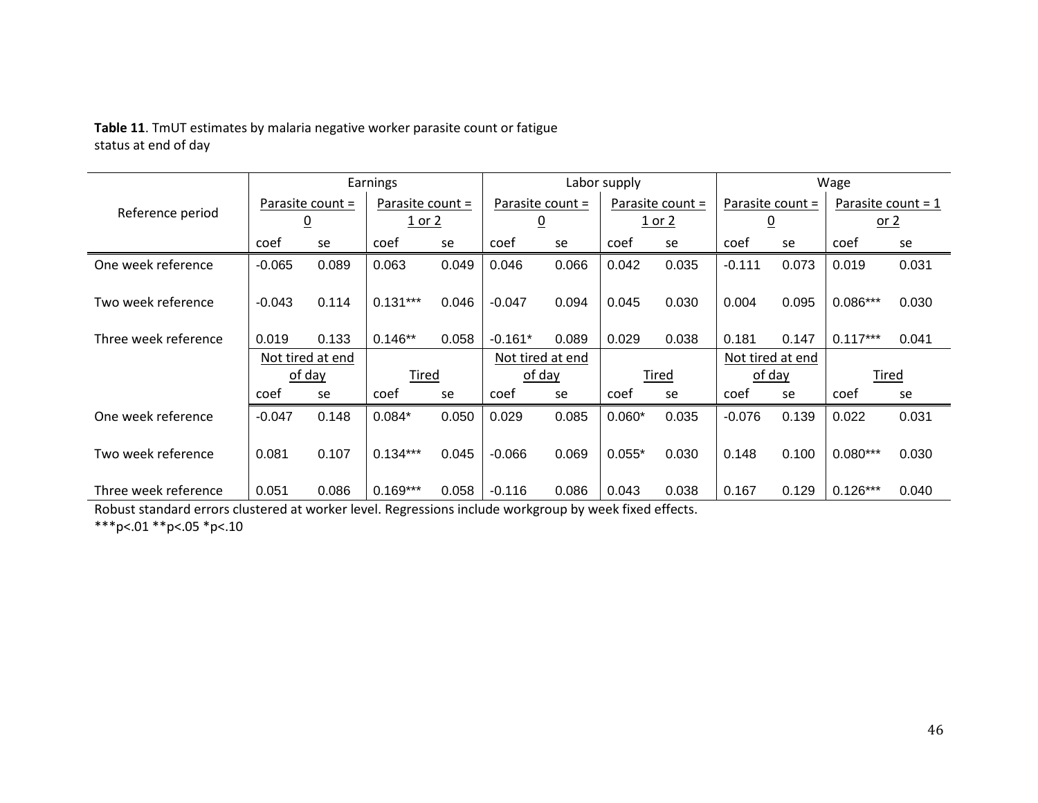**Table 11**. TmUT estimates by malaria negative worker parasite count or fatigue status at end of day

| Reference period | Earnings | | | | Labor supply | | | | Wage | | | |
|---|---|---|---|---|---|---|---|---|---|---|---|---|
| | Parasite count = 0 | | Parasite count = 1 or 2 | | Parasite count = 0 | | Parasite count = 1 or 2 | | Parasite count = 0 | | Parasite count = 1 or 2 | |
| | coef | se | coef | se | coef | se | coef | se | coef | se | coef | se |
| One week reference | -0.065 | 0.089 | 0.063 | 0.049 | 0.046 | 0.066 | 0.042 | 0.035 | -0.111 | 0.073 | 0.019 | 0.031 |
| Two week reference | -0.043 | 0.114 | 0.131*** | 0.046 | -0.047 | 0.094 | 0.045 | 0.030 | 0.004 | 0.095 | 0.086*** | 0.030 |
| Three week reference | 0.019 | 0.133 | 0.146** | 0.058 | -0.161* | 0.089 | 0.029 | 0.038 | 0.181 | 0.147 | 0.117*** | 0.041 |
| | Not tired at end of day | | Tired | | Not tired at end of day | | Tired | | Not tired at end of day | | Tired | |
| | coef | se | coef | se | coef | se | coef | se | coef | se | coef | se |
| One week reference | -0.047 | 0.148 | 0.084* | 0.050 | 0.029 | 0.085 | 0.060* | 0.035 | -0.076 | 0.139 | 0.022 | 0.031 |
| Two week reference | 0.081 | 0.107 | 0.134*** | 0.045 | -0.066 | 0.069 | 0.055* | 0.030 | 0.148 | 0.100 | 0.080*** | 0.030 |
| Three week reference | 0.051 | 0.086 | 0.169*** | 0.058 | -0.116 | 0.086 | 0.043 | 0.038 | 0.167 | 0.129 | 0.126*** | 0.040 |

Robust standard errors clustered at worker level. Regressions include workgroup by week fixed effects.
***p<.01 **p<.05 *p<.10